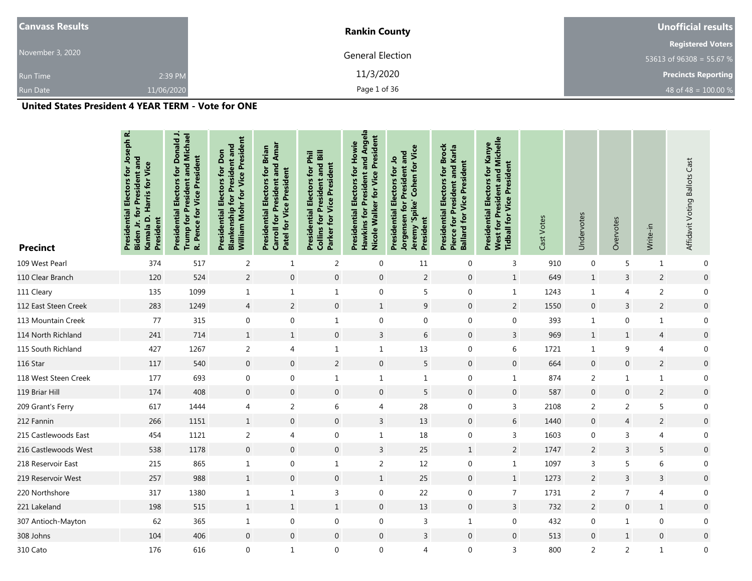| Canvass Results | Rankin County | Unofficial results |
|---|---|---|
| November 3, 2020 | General Election | Registered Voters |
| Run Time 2:39 PM | 11/3/2020 | 53613 of 96308 = 55.67 % |
| Run Date 11/06/2020 | | Precincts Reporting |
| | | 48 of 48 = 100.00 % |

## United States President 4 YEAR TERM - Vote for ONE

| Precinct | Presidential Electors for Joseph R. Biden Jr. for President and Kamala D. Harris for Vice President | Presidential Electors for Donald J. Trump for President and Michael R. Pence for Vice President | Presidential Electors for Don Blankenship for President and William Mohr for Vice President | Presidential Electors for Brian Carroll for President and Amar Patel for Vice President | Presidential Electors for Phil Collins for President and Bill Parker for Vice President | Presidential Electors for Howie Hawkins for President and Angela Nicole Walker for Vice President | Presidential Electors for Jo Jorgensen for President and Jeremy 'Spike' Cohen for Vice President | Presidential Electors for Brock Pierce for President and Karla Ballard for Vice President | Presidential Electors for Kanye West for President and Michelle Tidball for Vice President | Cast Votes | Undervotes | Overvotes | Write-in | Affidavit Voting Ballots Cast |
|---|---|---|---|---|---|---|---|---|---|---|---|---|---|---|
| 109 West Pearl | 374 | 517 | 2 | 1 | 2 | 0 | 11 | 0 | 3 | 910 | 0 | 5 | 1 | 0 |
| 110 Clear Branch | 120 | 524 | 2 | 0 | 0 | 0 | 2 | 0 | 1 | 649 | 1 | 3 | 2 | 0 |
| 111 Cleary | 135 | 1099 | 1 | 1 | 1 | 0 | 5 | 0 | 1 | 1243 | 1 | 4 | 2 | 0 |
| 112 East Steen Creek | 283 | 1249 | 4 | 2 | 0 | 1 | 9 | 0 | 2 | 1550 | 0 | 3 | 2 | 0 |
| 113 Mountain Creek | 77 | 315 | 0 | 0 | 1 | 0 | 0 | 0 | 0 | 393 | 1 | 0 | 1 | 0 |
| 114 North Richland | 241 | 714 | 1 | 1 | 0 | 3 | 6 | 0 | 3 | 969 | 1 | 1 | 4 | 0 |
| 115 South Richland | 427 | 1267 | 2 | 4 | 1 | 1 | 13 | 0 | 6 | 1721 | 1 | 9 | 4 | 0 |
| 116 Star | 117 | 540 | 0 | 0 | 2 | 0 | 5 | 0 | 0 | 664 | 0 | 0 | 2 | 0 |
| 118 West Steen Creek | 177 | 693 | 0 | 0 | 1 | 1 | 1 | 0 | 1 | 874 | 2 | 1 | 1 | 0 |
| 119 Briar Hill | 174 | 408 | 0 | 0 | 0 | 0 | 5 | 0 | 0 | 587 | 0 | 0 | 2 | 0 |
| 209 Grant's Ferry | 617 | 1444 | 4 | 2 | 6 | 4 | 28 | 0 | 3 | 2108 | 2 | 2 | 5 | 0 |
| 212 Fannin | 266 | 1151 | 1 | 0 | 0 | 3 | 13 | 0 | 6 | 1440 | 0 | 4 | 2 | 0 |
| 215 Castlewoods East | 454 | 1121 | 2 | 4 | 0 | 1 | 18 | 0 | 3 | 1603 | 0 | 3 | 4 | 0 |
| 216 Castlewoods West | 538 | 1178 | 0 | 0 | 0 | 3 | 25 | 1 | 2 | 1747 | 2 | 3 | 5 | 0 |
| 218 Reservoir East | 215 | 865 | 1 | 0 | 1 | 2 | 12 | 0 | 1 | 1097 | 3 | 5 | 6 | 0 |
| 219 Reservoir West | 257 | 988 | 1 | 0 | 0 | 1 | 25 | 0 | 1 | 1273 | 2 | 3 | 3 | 0 |
| 220 Northshore | 317 | 1380 | 1 | 1 | 3 | 0 | 22 | 0 | 7 | 1731 | 2 | 7 | 4 | 0 |
| 221 Lakeland | 198 | 515 | 1 | 1 | 1 | 0 | 13 | 0 | 3 | 732 | 2 | 0 | 1 | 0 |
| 307 Antioch-Mayton | 62 | 365 | 1 | 0 | 0 | 0 | 3 | 1 | 0 | 432 | 0 | 1 | 0 | 0 |
| 308 Johns | 104 | 406 | 0 | 0 | 0 | 0 | 3 | 0 | 0 | 513 | 0 | 1 | 0 | 0 |
| 310 Cato | 176 | 616 | 0 | 1 | 0 | 0 | 4 | 0 | 3 | 800 | 2 | 2 | 1 | 0 |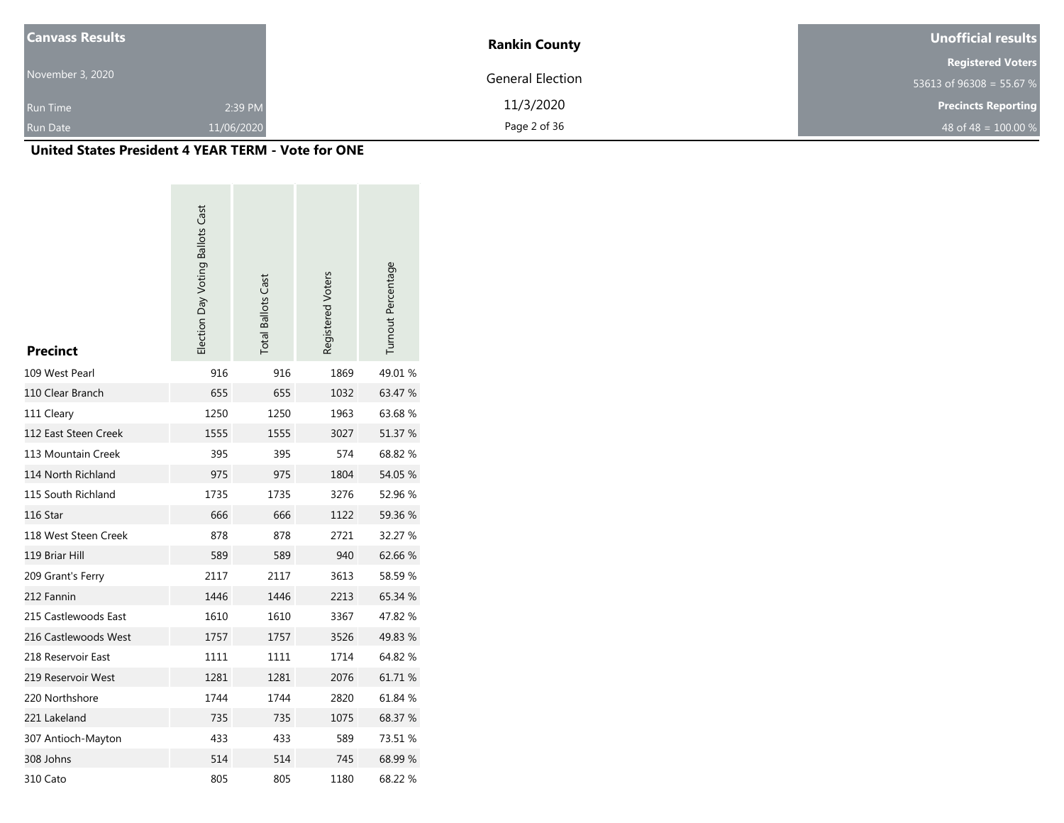| Canvass Results | | Rankin County | Unofficial results |
|---|---|---|---|
| November 3, 2020 | | General Election | Registered Voters |
| | | | 53613 of 96308 = 55.67 % |
| Run Time | 2:39 PM | 11/3/2020 | Precincts Reporting |
| Run Date | 11/06/2020 | | 48 of 48 = 100.00 % |

## United States President 4 YEAR TERM - Vote for ONE

| Precinct | Election Day Voting Ballots Cast | Total Ballots Cast | Registered Voters | Turnout Percentage |
|---|---|---|---|---|
| 109 West Pearl | 916 | 916 | 1869 | 49.01 % |
| 110 Clear Branch | 655 | 655 | 1032 | 63.47 % |
| 111 Cleary | 1250 | 1250 | 1963 | 63.68 % |
| 112 East Steen Creek | 1555 | 1555 | 3027 | 51.37 % |
| 113 Mountain Creek | 395 | 395 | 574 | 68.82 % |
| 114 North Richland | 975 | 975 | 1804 | 54.05 % |
| 115 South Richland | 1735 | 1735 | 3276 | 52.96 % |
| 116 Star | 666 | 666 | 1122 | 59.36 % |
| 118 West Steen Creek | 878 | 878 | 2721 | 32.27 % |
| 119 Briar Hill | 589 | 589 | 940 | 62.66 % |
| 209 Grant's Ferry | 2117 | 2117 | 3613 | 58.59 % |
| 212 Fannin | 1446 | 1446 | 2213 | 65.34 % |
| 215 Castlewoods East | 1610 | 1610 | 3367 | 47.82 % |
| 216 Castlewoods West | 1757 | 1757 | 3526 | 49.83 % |
| 218 Reservoir East | 1111 | 1111 | 1714 | 64.82 % |
| 219 Reservoir West | 1281 | 1281 | 2076 | 61.71 % |
| 220 Northshore | 1744 | 1744 | 2820 | 61.84 % |
| 221 Lakeland | 735 | 735 | 1075 | 68.37 % |
| 307 Antioch-Mayton | 433 | 433 | 589 | 73.51 % |
| 308 Johns | 514 | 514 | 745 | 68.99 % |
| 310 Cato | 805 | 805 | 1180 | 68.22 % |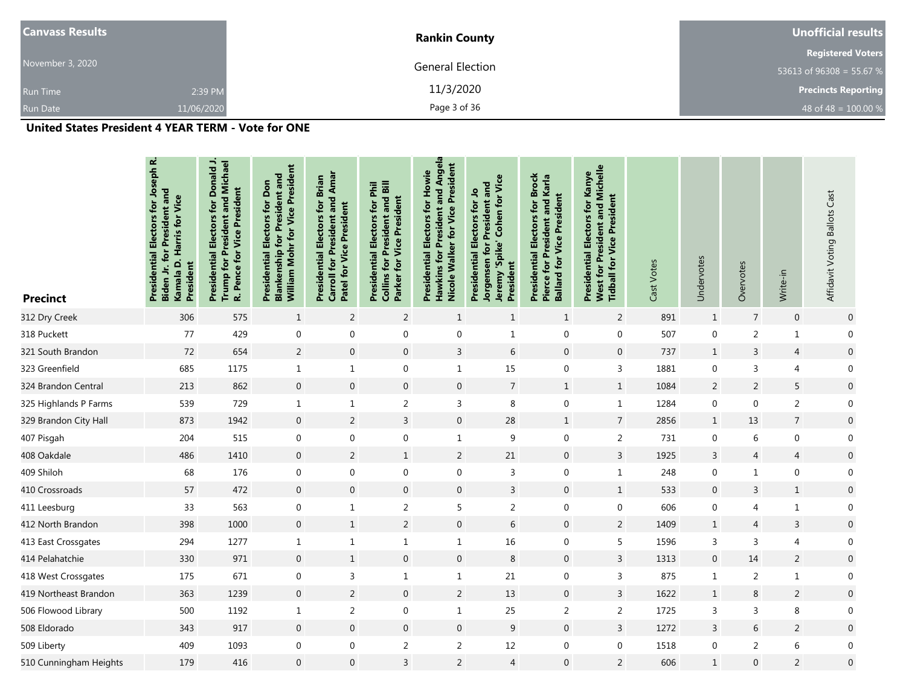| Canvass Results | Rankin County | Unofficial results |
|---|---|---|
| November 3, 2020 | General Election | Registered Voters |
| Run Time 2:39 PM | 11/3/2020 | 53613 of 96308 = 55.67 % |
| Run Date 11/06/2020 | | Precincts Reporting |
| | | 48 of 48 = 100.00 % |

## United States President 4 YEAR TERM - Vote for ONE

| Precinct | Presidential Electors for Joseph R. Biden Jr. for President and Kamala D. Harris for Vice President | Presidential Electors for Donald J. Trump for President and Michael R. Pence for Vice President | Presidential Electors for Don Blankenship for President and William Mohr for Vice President | Presidential Electors for Brian Carroll for President and Amar Patel for Vice President | Presidential Electors for Phil Collins for President and Bill Parker for Vice President | Presidential Electors for Howie Hawkins for President and Angela Nicole Walker for Vice President | Presidential Electors for Jo Jorgensen for President and Jeremy 'Spike' Cohen for Vice President | Presidential Electors for Brock Pierce for President and Karla Ballard for Vice President | Presidential Electors for Kanye West for President and Michelle Tidball for Vice President | Cast Votes | Undervotes | Overvotes | Write-in | Affidavit Voting Ballots Cast |
|---|---|---|---|---|---|---|---|---|---|---|---|---|---|---|
| 312 Dry Creek | 306 | 575 | 1 | 2 | 2 | 1 | 1 | 1 | 2 | 891 | 1 | 7 | 0 | 0 |
| 318 Puckett | 77 | 429 | 0 | 0 | 0 | 0 | 1 | 0 | 0 | 507 | 0 | 2 | 1 | 0 |
| 321 South Brandon | 72 | 654 | 2 | 0 | 0 | 3 | 6 | 0 | 0 | 737 | 1 | 3 | 4 | 0 |
| 323 Greenfield | 685 | 1175 | 1 | 1 | 0 | 1 | 15 | 0 | 3 | 1881 | 0 | 3 | 4 | 0 |
| 324 Brandon Central | 213 | 862 | 0 | 0 | 0 | 0 | 7 | 1 | 1 | 1084 | 2 | 2 | 5 | 0 |
| 325 Highlands P Farms | 539 | 729 | 1 | 1 | 2 | 3 | 8 | 0 | 1 | 1284 | 0 | 0 | 2 | 0 |
| 329 Brandon City Hall | 873 | 1942 | 0 | 2 | 3 | 0 | 28 | 1 | 7 | 2856 | 1 | 13 | 7 | 0 |
| 407 Pisgah | 204 | 515 | 0 | 0 | 0 | 1 | 9 | 0 | 2 | 731 | 0 | 6 | 0 | 0 |
| 408 Oakdale | 486 | 1410 | 0 | 2 | 1 | 2 | 21 | 0 | 3 | 1925 | 3 | 4 | 4 | 0 |
| 409 Shiloh | 68 | 176 | 0 | 0 | 0 | 0 | 3 | 0 | 1 | 248 | 0 | 1 | 0 | 0 |
| 410 Crossroads | 57 | 472 | 0 | 0 | 0 | 0 | 3 | 0 | 1 | 533 | 0 | 3 | 1 | 0 |
| 411 Leesburg | 33 | 563 | 0 | 1 | 2 | 5 | 2 | 0 | 0 | 606 | 0 | 4 | 1 | 0 |
| 412 North Brandon | 398 | 1000 | 0 | 1 | 2 | 0 | 6 | 0 | 2 | 1409 | 1 | 4 | 3 | 0 |
| 413 East Crossgates | 294 | 1277 | 1 | 1 | 1 | 1 | 16 | 0 | 5 | 1596 | 3 | 3 | 4 | 0 |
| 414 Pelahatchie | 330 | 971 | 0 | 1 | 0 | 0 | 8 | 0 | 3 | 1313 | 0 | 14 | 2 | 0 |
| 418 West Crossgates | 175 | 671 | 0 | 3 | 1 | 1 | 21 | 0 | 3 | 875 | 1 | 2 | 1 | 0 |
| 419 Northeast Brandon | 363 | 1239 | 0 | 2 | 0 | 2 | 13 | 0 | 3 | 1622 | 1 | 8 | 2 | 0 |
| 506 Flowood Library | 500 | 1192 | 1 | 2 | 0 | 1 | 25 | 2 | 2 | 1725 | 3 | 3 | 8 | 0 |
| 508 Eldorado | 343 | 917 | 0 | 0 | 0 | 0 | 9 | 0 | 3 | 1272 | 3 | 6 | 2 | 0 |
| 509 Liberty | 409 | 1093 | 0 | 0 | 2 | 2 | 12 | 0 | 0 | 1518 | 0 | 2 | 6 | 0 |
| 510 Cunningham Heights | 179 | 416 | 0 | 0 | 3 | 2 | 4 | 0 | 2 | 606 | 1 | 0 | 2 | 0 |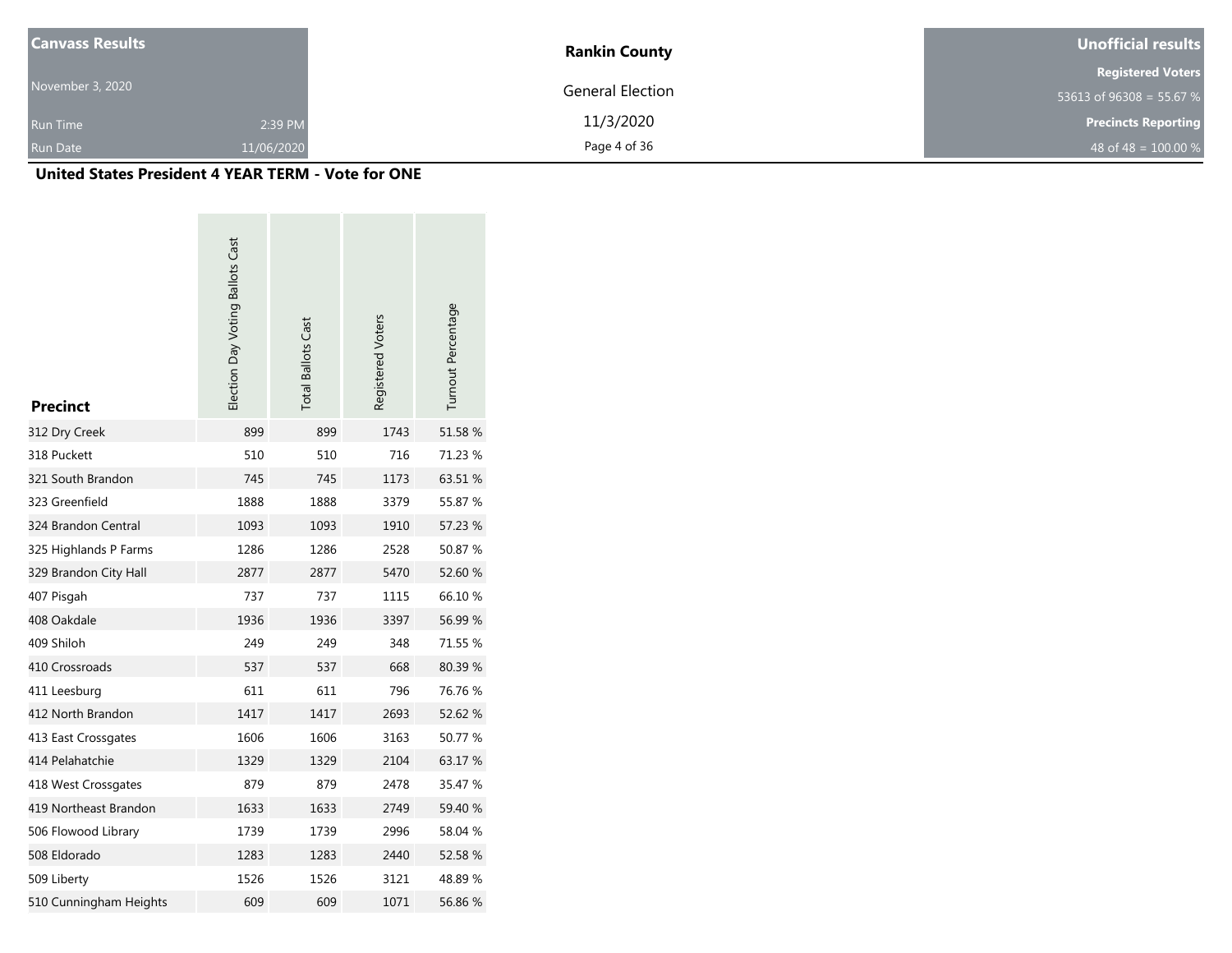**Canvass Results**

November 3, 2020

Run Time 2:39 PM

Run Date 11/06/2020

**Rankin County**

General Election

11/3/2020

**Unofficial results**

**Registered Voters**

53613 of 96308 = 55.67 %

**Precincts Reporting**

48 of 48 = 100.00 %

## United States President 4 YEAR TERM - Vote for ONE

| Precinct | Election Day Voting Ballots Cast | Total Ballots Cast | Registered Voters | Turnout Percentage |
|---|---|---|---|---|
| 312 Dry Creek | 899 | 899 | 1743 | 51.58 % |
| 318 Puckett | 510 | 510 | 716 | 71.23 % |
| 321 South Brandon | 745 | 745 | 1173 | 63.51 % |
| 323 Greenfield | 1888 | 1888 | 3379 | 55.87 % |
| 324 Brandon Central | 1093 | 1093 | 1910 | 57.23 % |
| 325 Highlands P Farms | 1286 | 1286 | 2528 | 50.87 % |
| 329 Brandon City Hall | 2877 | 2877 | 5470 | 52.60 % |
| 407 Pisgah | 737 | 737 | 1115 | 66.10 % |
| 408 Oakdale | 1936 | 1936 | 3397 | 56.99 % |
| 409 Shiloh | 249 | 249 | 348 | 71.55 % |
| 410 Crossroads | 537 | 537 | 668 | 80.39 % |
| 411 Leesburg | 611 | 611 | 796 | 76.76 % |
| 412 North Brandon | 1417 | 1417 | 2693 | 52.62 % |
| 413 East Crossgates | 1606 | 1606 | 3163 | 50.77 % |
| 414 Pelahatchie | 1329 | 1329 | 2104 | 63.17 % |
| 418 West Crossgates | 879 | 879 | 2478 | 35.47 % |
| 419 Northeast Brandon | 1633 | 1633 | 2749 | 59.40 % |
| 506 Flowood Library | 1739 | 1739 | 2996 | 58.04 % |
| 508 Eldorado | 1283 | 1283 | 2440 | 52.58 % |
| 509 Liberty | 1526 | 1526 | 3121 | 48.89 % |
| 510 Cunningham Heights | 609 | 609 | 1071 | 56.86 % |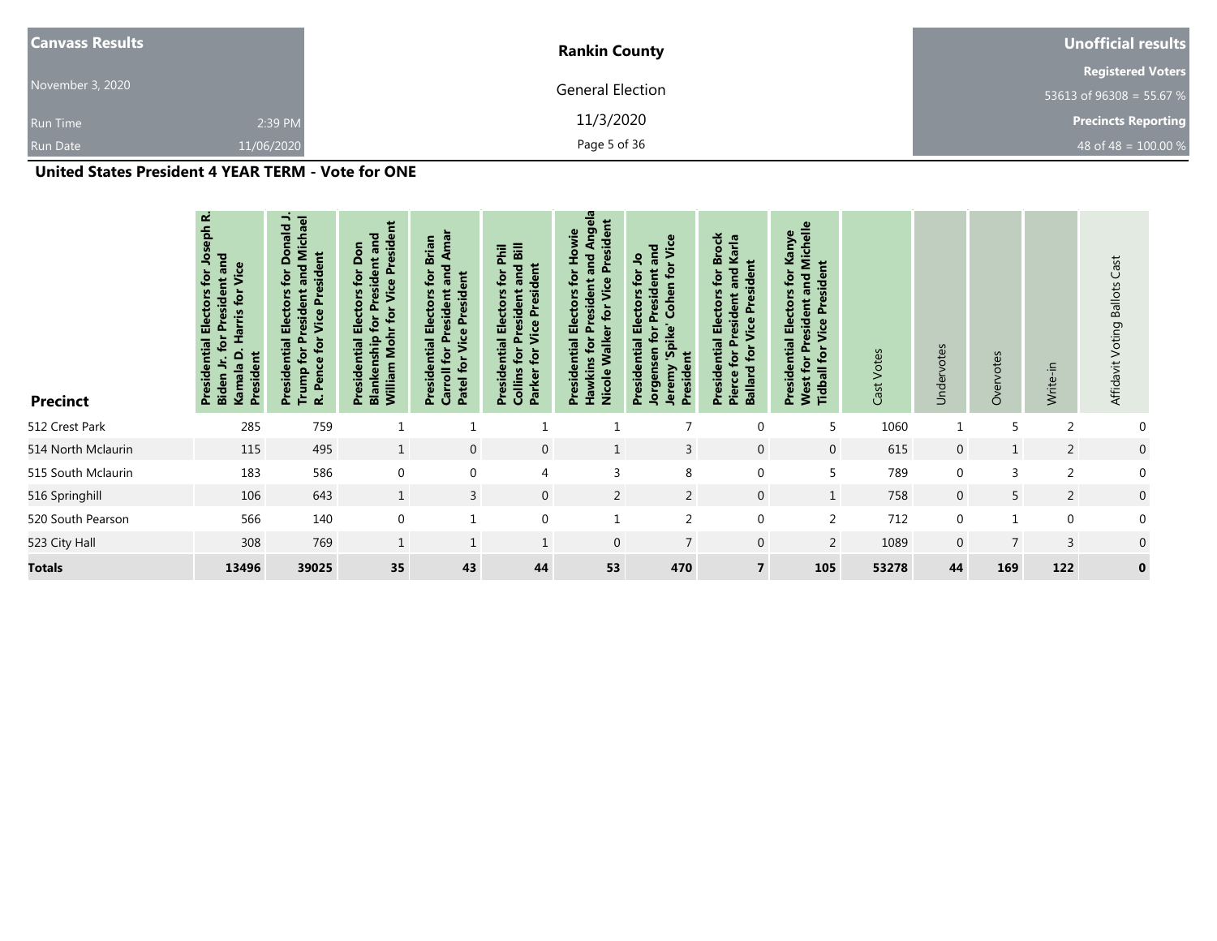| Canvass Results | Rankin County | Unofficial results |
|---|---|---|
| November 3, 2020 | General Election | Registered Voters 53613 of 96308 = 55.67 % |
| Run Time 2:39 PM | 11/3/2020 | Precincts Reporting |
| Run Date 11/06/2020 | | 48 of 48 = 100.00 % |

**United States President 4 YEAR TERM - Vote for ONE**

| Precinct | Presidential Electors for Joseph R. Biden Jr. for President and Kamala D. Harris for Vice President | Presidential Electors for Donald J. Trump for President and Michael R. Pence for Vice President | Presidential Electors for Don Blankenship for President and William Mohr for Vice President | Presidential Electors for Brian Carroll for President and Amar Patel for Vice President | Presidential Electors for Phil Collins for President and Bill Parker for Vice President | Presidential Electors for Howie Hawkins for President and Angela Nicole Walker for Vice President | Presidential Electors for Jo Jorgensen for President and Jeremy 'Spike' Cohen for Vice President | Presidential Electors for Brock Pierce for President and Karla Ballard for Vice President | Presidential Electors for Kanye West for President and Michelle Tidball for Vice President | Cast Votes | Undervotes | Overvotes | Write-in | Affidavit Voting Ballots Cast |
|---|---|---|---|---|---|---|---|---|---|---|---|---|---|---|
| 512 Crest Park | 285 | 759 | 1 | 1 | 1 | 1 | 7 | 0 | 5 | 1060 | 1 | 5 | 2 | 0 |
| 514 North Mclaurin | 115 | 495 | 1 | 0 | 0 | 1 | 3 | 0 | 0 | 615 | 0 | 1 | 2 | 0 |
| 515 South Mclaurin | 183 | 586 | 0 | 0 | 4 | 3 | 8 | 0 | 5 | 789 | 0 | 3 | 2 | 0 |
| 516 Springhill | 106 | 643 | 1 | 3 | 0 | 2 | 2 | 0 | 1 | 758 | 0 | 5 | 2 | 0 |
| 520 South Pearson | 566 | 140 | 0 | 1 | 0 | 1 | 2 | 0 | 2 | 712 | 0 | 1 | 0 | 0 |
| 523 City Hall | 308 | 769 | 1 | 1 | 1 | 0 | 7 | 0 | 2 | 1089 | 0 | 7 | 3 | 0 |
| **Totals** | **13496** | **39025** | **35** | **43** | **44** | **53** | **470** | **7** | **105** | **53278** | **44** | **169** | **122** | **0** |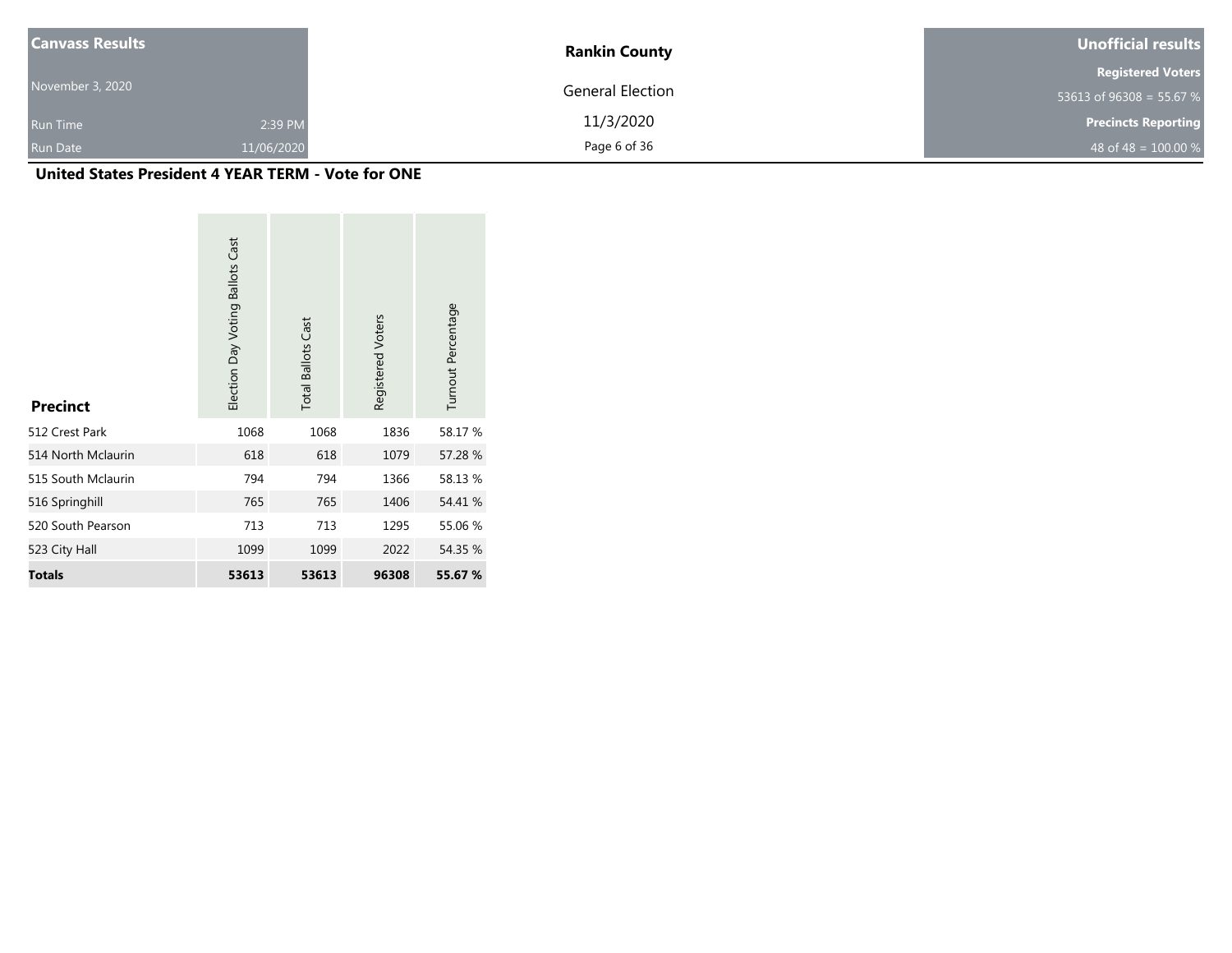| Canvass Results | Rankin County | Unofficial results |
|---|---|---|
| November 3, 2020 | General Election | Registered Voters<br>53613 of 96308 = 55.67 % |
| Run Time 2:39 PM | 11/3/2020 | Precincts Reporting |
| Run Date 11/06/2020 | | 48 of 48 = 100.00 % |

## United States President 4 YEAR TERM - Vote for ONE

| Precinct | Election Day Voting Ballots Cast | Total Ballots Cast | Registered Voters | Turnout Percentage |
|---|---|---|---|---|
| 512 Crest Park | 1068 | 1068 | 1836 | 58.17 % |
| 514 North Mclaurin | 618 | 618 | 1079 | 57.28 % |
| 515 South Mclaurin | 794 | 794 | 1366 | 58.13 % |
| 516 Springhill | 765 | 765 | 1406 | 54.41 % |
| 520 South Pearson | 713 | 713 | 1295 | 55.06 % |
| 523 City Hall | 1099 | 1099 | 2022 | 54.35 % |
| **Totals** | **53613** | **53613** | **96308** | **55.67 %** |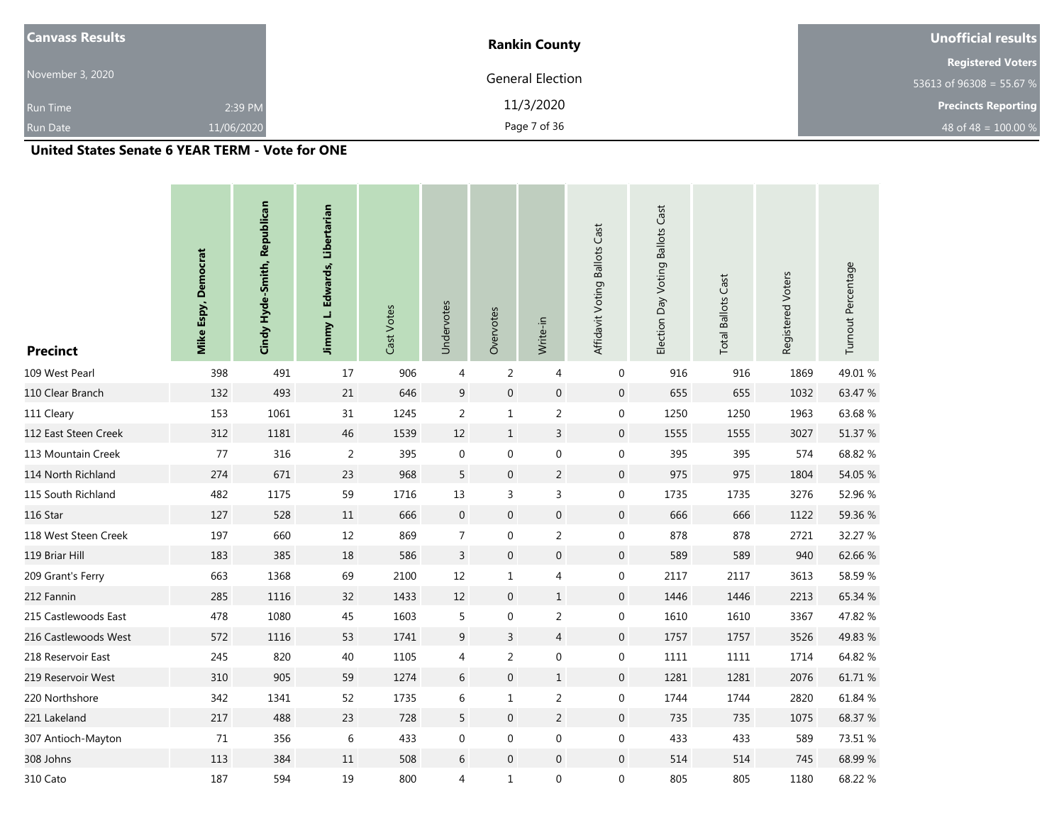| Canvass Results | | Rankin County | Unofficial results |
|---|---|---|---|
| November 3, 2020 | | General Election | Registered Voters |
| | | | 53613 of 96308 = 55.67 % |
| Run Time | 2:39 PM | 11/3/2020 | Precincts Reporting |
| Run Date | 11/06/2020 | | 48 of 48 = 100.00 % |

## United States Senate 6 YEAR TERM - Vote for ONE

| Precinct | Mike Espy, Democrat | Cindy Hyde-Smith, Republican | Jimmy L. Edwards, Libertarian | Cast Votes | Undervotes | Overvotes | Write-in | Affidavit Voting Ballots Cast | Election Day Voting Ballots Cast | Total Ballots Cast | Registered Voters | Turnout Percentage |
|---|---|---|---|---|---|---|---|---|---|---|---|---|
| 109 West Pearl | 398 | 491 | 17 | 906 | 4 | 2 | 4 | 0 | 916 | 916 | 1869 | 49.01 % |
| 110 Clear Branch | 132 | 493 | 21 | 646 | 9 | 0 | 0 | 0 | 655 | 655 | 1032 | 63.47 % |
| 111 Cleary | 153 | 1061 | 31 | 1245 | 2 | 1 | 2 | 0 | 1250 | 1250 | 1963 | 63.68 % |
| 112 East Steen Creek | 312 | 1181 | 46 | 1539 | 12 | 1 | 3 | 0 | 1555 | 1555 | 3027 | 51.37 % |
| 113 Mountain Creek | 77 | 316 | 2 | 395 | 0 | 0 | 0 | 0 | 395 | 395 | 574 | 68.82 % |
| 114 North Richland | 274 | 671 | 23 | 968 | 5 | 0 | 2 | 0 | 975 | 975 | 1804 | 54.05 % |
| 115 South Richland | 482 | 1175 | 59 | 1716 | 13 | 3 | 3 | 0 | 1735 | 1735 | 3276 | 52.96 % |
| 116 Star | 127 | 528 | 11 | 666 | 0 | 0 | 0 | 0 | 666 | 666 | 1122 | 59.36 % |
| 118 West Steen Creek | 197 | 660 | 12 | 869 | 7 | 0 | 2 | 0 | 878 | 878 | 2721 | 32.27 % |
| 119 Briar Hill | 183 | 385 | 18 | 586 | 3 | 0 | 0 | 0 | 589 | 589 | 940 | 62.66 % |
| 209 Grant's Ferry | 663 | 1368 | 69 | 2100 | 12 | 1 | 4 | 0 | 2117 | 2117 | 3613 | 58.59 % |
| 212 Fannin | 285 | 1116 | 32 | 1433 | 12 | 0 | 1 | 0 | 1446 | 1446 | 2213 | 65.34 % |
| 215 Castlewoods East | 478 | 1080 | 45 | 1603 | 5 | 0 | 2 | 0 | 1610 | 1610 | 3367 | 47.82 % |
| 216 Castlewoods West | 572 | 1116 | 53 | 1741 | 9 | 3 | 4 | 0 | 1757 | 1757 | 3526 | 49.83 % |
| 218 Reservoir East | 245 | 820 | 40 | 1105 | 4 | 2 | 0 | 0 | 1111 | 1111 | 1714 | 64.82 % |
| 219 Reservoir West | 310 | 905 | 59 | 1274 | 6 | 0 | 1 | 0 | 1281 | 1281 | 2076 | 61.71 % |
| 220 Northshore | 342 | 1341 | 52 | 1735 | 6 | 1 | 2 | 0 | 1744 | 1744 | 2820 | 61.84 % |
| 221 Lakeland | 217 | 488 | 23 | 728 | 5 | 0 | 2 | 0 | 735 | 735 | 1075 | 68.37 % |
| 307 Antioch-Mayton | 71 | 356 | 6 | 433 | 0 | 0 | 0 | 0 | 433 | 433 | 589 | 73.51 % |
| 308 Johns | 113 | 384 | 11 | 508 | 6 | 0 | 0 | 0 | 514 | 514 | 745 | 68.99 % |
| 310 Cato | 187 | 594 | 19 | 800 | 4 | 1 | 0 | 0 | 805 | 805 | 1180 | 68.22 % |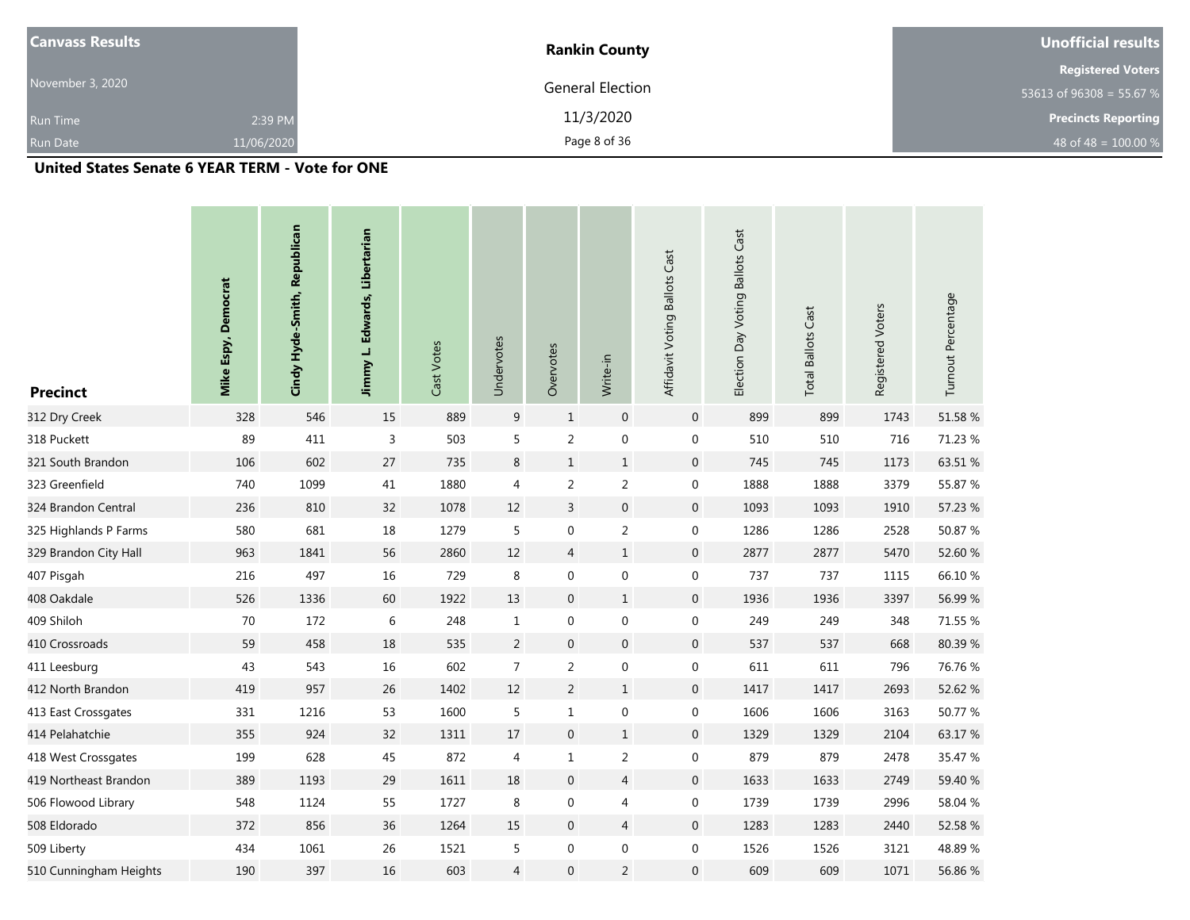| Canvass Results | Rankin County | Unofficial results |
|---|---|---|
| November 3, 2020 | General Election | Registered Voters |
| | | 53613 of 96308 = 55.67 % |
| Run Time 2:39 PM | 11/3/2020 | Precincts Reporting |
| Run Date 11/06/2020 | | 48 of 48 = 100.00 % |

**United States Senate 6 YEAR TERM - Vote for ONE**

| Precinct | Mike Espy, Democrat | Cindy Hyde-Smith, Republican | Jimmy L. Edwards, Libertarian | Cast Votes | Undervotes | Overvotes | Write-in | Affidavit Voting Ballots Cast | Election Day Voting Ballots Cast | Total Ballots Cast | Registered Voters | Turnout Percentage |
|---|---|---|---|---|---|---|---|---|---|---|---|---|
| 312 Dry Creek | 328 | 546 | 15 | 889 | 9 | 1 | 0 | 0 | 899 | 899 | 1743 | 51.58 % |
| 318 Puckett | 89 | 411 | 3 | 503 | 5 | 2 | 0 | 0 | 510 | 510 | 716 | 71.23 % |
| 321 South Brandon | 106 | 602 | 27 | 735 | 8 | 1 | 1 | 0 | 745 | 745 | 1173 | 63.51 % |
| 323 Greenfield | 740 | 1099 | 41 | 1880 | 4 | 2 | 2 | 0 | 1888 | 1888 | 3379 | 55.87 % |
| 324 Brandon Central | 236 | 810 | 32 | 1078 | 12 | 3 | 0 | 0 | 1093 | 1093 | 1910 | 57.23 % |
| 325 Highlands P Farms | 580 | 681 | 18 | 1279 | 5 | 0 | 2 | 0 | 1286 | 1286 | 2528 | 50.87 % |
| 329 Brandon City Hall | 963 | 1841 | 56 | 2860 | 12 | 4 | 1 | 0 | 2877 | 2877 | 5470 | 52.60 % |
| 407 Pisgah | 216 | 497 | 16 | 729 | 8 | 0 | 0 | 0 | 737 | 737 | 1115 | 66.10 % |
| 408 Oakdale | 526 | 1336 | 60 | 1922 | 13 | 0 | 1 | 0 | 1936 | 1936 | 3397 | 56.99 % |
| 409 Shiloh | 70 | 172 | 6 | 248 | 1 | 0 | 0 | 0 | 249 | 249 | 348 | 71.55 % |
| 410 Crossroads | 59 | 458 | 18 | 535 | 2 | 0 | 0 | 0 | 537 | 537 | 668 | 80.39 % |
| 411 Leesburg | 43 | 543 | 16 | 602 | 7 | 2 | 0 | 0 | 611 | 611 | 796 | 76.76 % |
| 412 North Brandon | 419 | 957 | 26 | 1402 | 12 | 2 | 1 | 0 | 1417 | 1417 | 2693 | 52.62 % |
| 413 East Crossgates | 331 | 1216 | 53 | 1600 | 5 | 1 | 0 | 0 | 1606 | 1606 | 3163 | 50.77 % |
| 414 Pelahatchie | 355 | 924 | 32 | 1311 | 17 | 0 | 1 | 0 | 1329 | 1329 | 2104 | 63.17 % |
| 418 West Crossgates | 199 | 628 | 45 | 872 | 4 | 1 | 2 | 0 | 879 | 879 | 2478 | 35.47 % |
| 419 Northeast Brandon | 389 | 1193 | 29 | 1611 | 18 | 0 | 4 | 0 | 1633 | 1633 | 2749 | 59.40 % |
| 506 Flowood Library | 548 | 1124 | 55 | 1727 | 8 | 0 | 4 | 0 | 1739 | 1739 | 2996 | 58.04 % |
| 508 Eldorado | 372 | 856 | 36 | 1264 | 15 | 0 | 4 | 0 | 1283 | 1283 | 2440 | 52.58 % |
| 509 Liberty | 434 | 1061 | 26 | 1521 | 5 | 0 | 0 | 0 | 1526 | 1526 | 3121 | 48.89 % |
| 510 Cunningham Heights | 190 | 397 | 16 | 603 | 4 | 0 | 2 | 0 | 609 | 609 | 1071 | 56.86 % |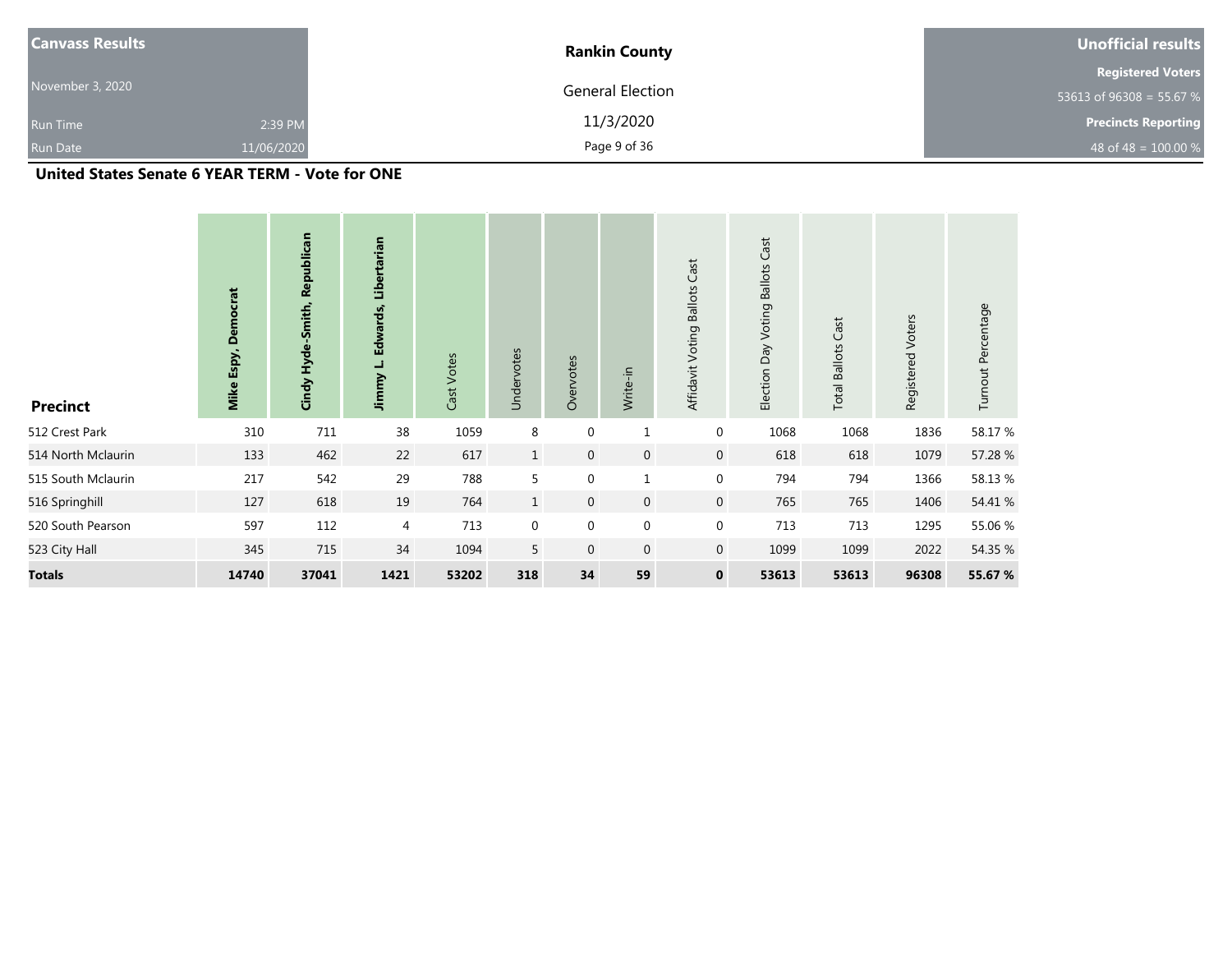| Canvass Results | | Rankin County | Unofficial results |
|---|---|---|---|
| November 3, 2020 | | General Election | Registered Voters |
| | | | 53613 of 96308 = 55.67 % |
| Run Time | 2:39 PM | 11/3/2020 | Precincts Reporting |
| Run Date | 11/06/2020 | | 48 of 48 = 100.00 % |

**United States Senate 6 YEAR TERM - Vote for ONE**

| Precinct | Mike Espy, Democrat | Cindy Hyde-Smith, Republican | Jimmy L. Edwards, Libertarian | Cast Votes | Undervotes | Overvotes | Write-in | Affidavit Voting Ballots Cast | Election Day Voting Ballots Cast | Total Ballots Cast | Registered Voters | Turnout Percentage |
|---|---|---|---|---|---|---|---|---|---|---|---|---|
| 512 Crest Park | 310 | 711 | 38 | 1059 | 8 | 0 | 1 | 0 | 1068 | 1068 | 1836 | 58.17 % |
| 514 North Mclaurin | 133 | 462 | 22 | 617 | 1 | 0 | 0 | 0 | 618 | 618 | 1079 | 57.28 % |
| 515 South Mclaurin | 217 | 542 | 29 | 788 | 5 | 0 | 1 | 0 | 794 | 794 | 1366 | 58.13 % |
| 516 Springhill | 127 | 618 | 19 | 764 | 1 | 0 | 0 | 0 | 765 | 765 | 1406 | 54.41 % |
| 520 South Pearson | 597 | 112 | 4 | 713 | 0 | 0 | 0 | 0 | 713 | 713 | 1295 | 55.06 % |
| 523 City Hall | 345 | 715 | 34 | 1094 | 5 | 0 | 0 | 0 | 1099 | 1099 | 2022 | 54.35 % |
| **Totals** | **14740** | **37041** | **1421** | **53202** | **318** | **34** | **59** | **0** | **53613** | **53613** | **96308** | **55.67 %** |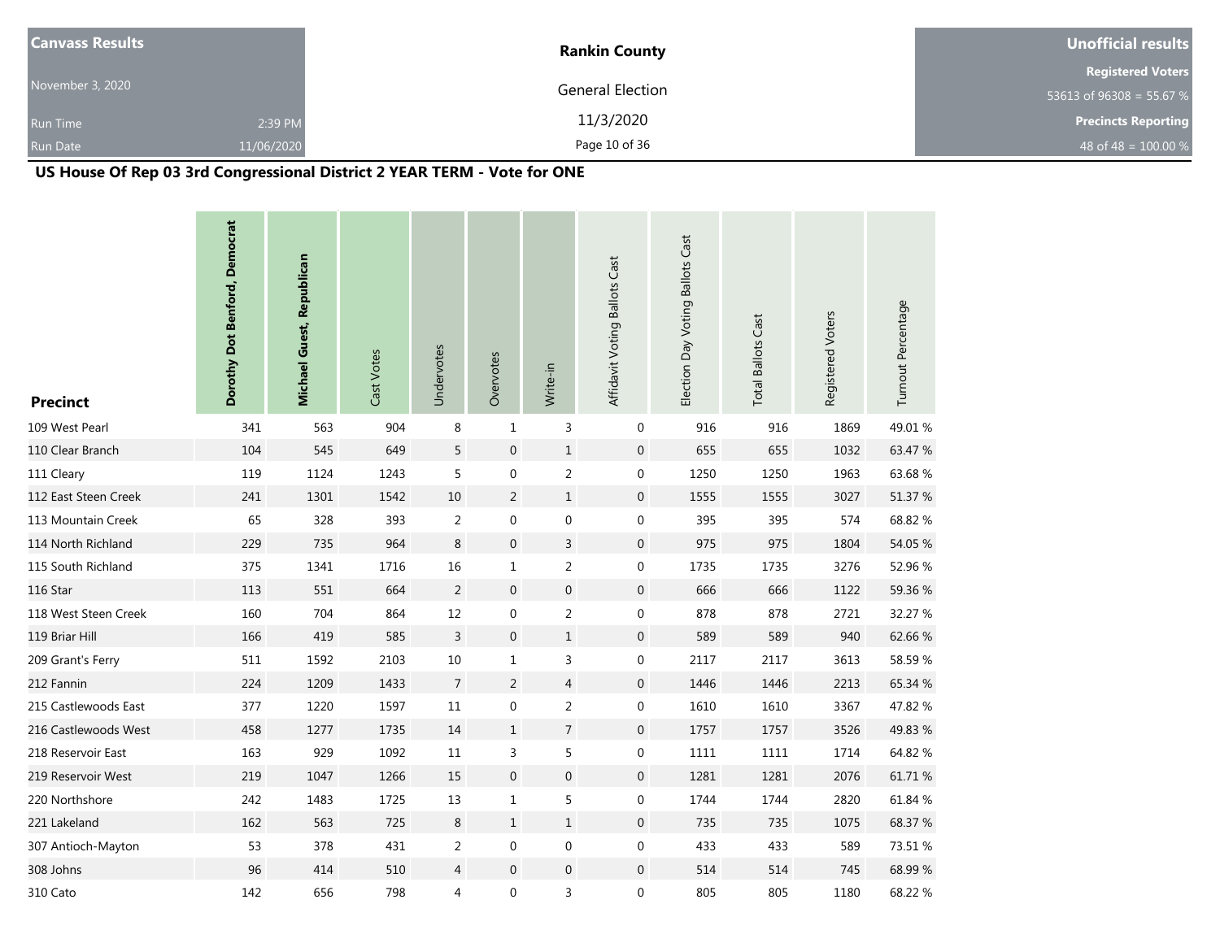| Canvass Results | Rankin County | Unofficial results |
| --- | --- | --- |
| November 3, 2020 | General Election | Registered Voters |
| Run Time 2:39 PM | 11/3/2020 | 53613 of 96308 = 55.67 % |
| Run Date 11/06/2020 | | Precincts Reporting |
| | | 48 of 48 = 100.00 % |

## US House Of Rep 03 3rd Congressional District 2 YEAR TERM - Vote for ONE

| Precinct | Dorothy Dot Benford, Democrat | Michael Guest, Republican | Cast Votes | Undervotes | Overvotes | Write-in | Affidavit Voting Ballots Cast | Election Day Voting Ballots Cast | Total Ballots Cast | Registered Voters | Turnout Percentage |
| --- | --- | --- | --- | --- | --- | --- | --- | --- | --- | --- | --- |
| 109 West Pearl | 341 | 563 | 904 | 8 | 1 | 3 | 0 | 916 | 916 | 1869 | 49.01 % |
| 110 Clear Branch | 104 | 545 | 649 | 5 | 0 | 1 | 0 | 655 | 655 | 1032 | 63.47 % |
| 111 Cleary | 119 | 1124 | 1243 | 5 | 0 | 2 | 0 | 1250 | 1250 | 1963 | 63.68 % |
| 112 East Steen Creek | 241 | 1301 | 1542 | 10 | 2 | 1 | 0 | 1555 | 1555 | 3027 | 51.37 % |
| 113 Mountain Creek | 65 | 328 | 393 | 2 | 0 | 0 | 0 | 395 | 395 | 574 | 68.82 % |
| 114 North Richland | 229 | 735 | 964 | 8 | 0 | 3 | 0 | 975 | 975 | 1804 | 54.05 % |
| 115 South Richland | 375 | 1341 | 1716 | 16 | 1 | 2 | 0 | 1735 | 1735 | 3276 | 52.96 % |
| 116 Star | 113 | 551 | 664 | 2 | 0 | 0 | 0 | 666 | 666 | 1122 | 59.36 % |
| 118 West Steen Creek | 160 | 704 | 864 | 12 | 0 | 2 | 0 | 878 | 878 | 2721 | 32.27 % |
| 119 Briar Hill | 166 | 419 | 585 | 3 | 0 | 1 | 0 | 589 | 589 | 940 | 62.66 % |
| 209 Grant's Ferry | 511 | 1592 | 2103 | 10 | 1 | 3 | 0 | 2117 | 2117 | 3613 | 58.59 % |
| 212 Fannin | 224 | 1209 | 1433 | 7 | 2 | 4 | 0 | 1446 | 1446 | 2213 | 65.34 % |
| 215 Castlewoods East | 377 | 1220 | 1597 | 11 | 0 | 2 | 0 | 1610 | 1610 | 3367 | 47.82 % |
| 216 Castlewoods West | 458 | 1277 | 1735 | 14 | 1 | 7 | 0 | 1757 | 1757 | 3526 | 49.83 % |
| 218 Reservoir East | 163 | 929 | 1092 | 11 | 3 | 5 | 0 | 1111 | 1111 | 1714 | 64.82 % |
| 219 Reservoir West | 219 | 1047 | 1266 | 15 | 0 | 0 | 0 | 1281 | 1281 | 2076 | 61.71 % |
| 220 Northshore | 242 | 1483 | 1725 | 13 | 1 | 5 | 0 | 1744 | 1744 | 2820 | 61.84 % |
| 221 Lakeland | 162 | 563 | 725 | 8 | 1 | 1 | 0 | 735 | 735 | 1075 | 68.37 % |
| 307 Antioch-Mayton | 53 | 378 | 431 | 2 | 0 | 0 | 0 | 433 | 433 | 589 | 73.51 % |
| 308 Johns | 96 | 414 | 510 | 4 | 0 | 0 | 0 | 514 | 514 | 745 | 68.99 % |
| 310 Cato | 142 | 656 | 798 | 4 | 0 | 3 | 0 | 805 | 805 | 1180 | 68.22 % |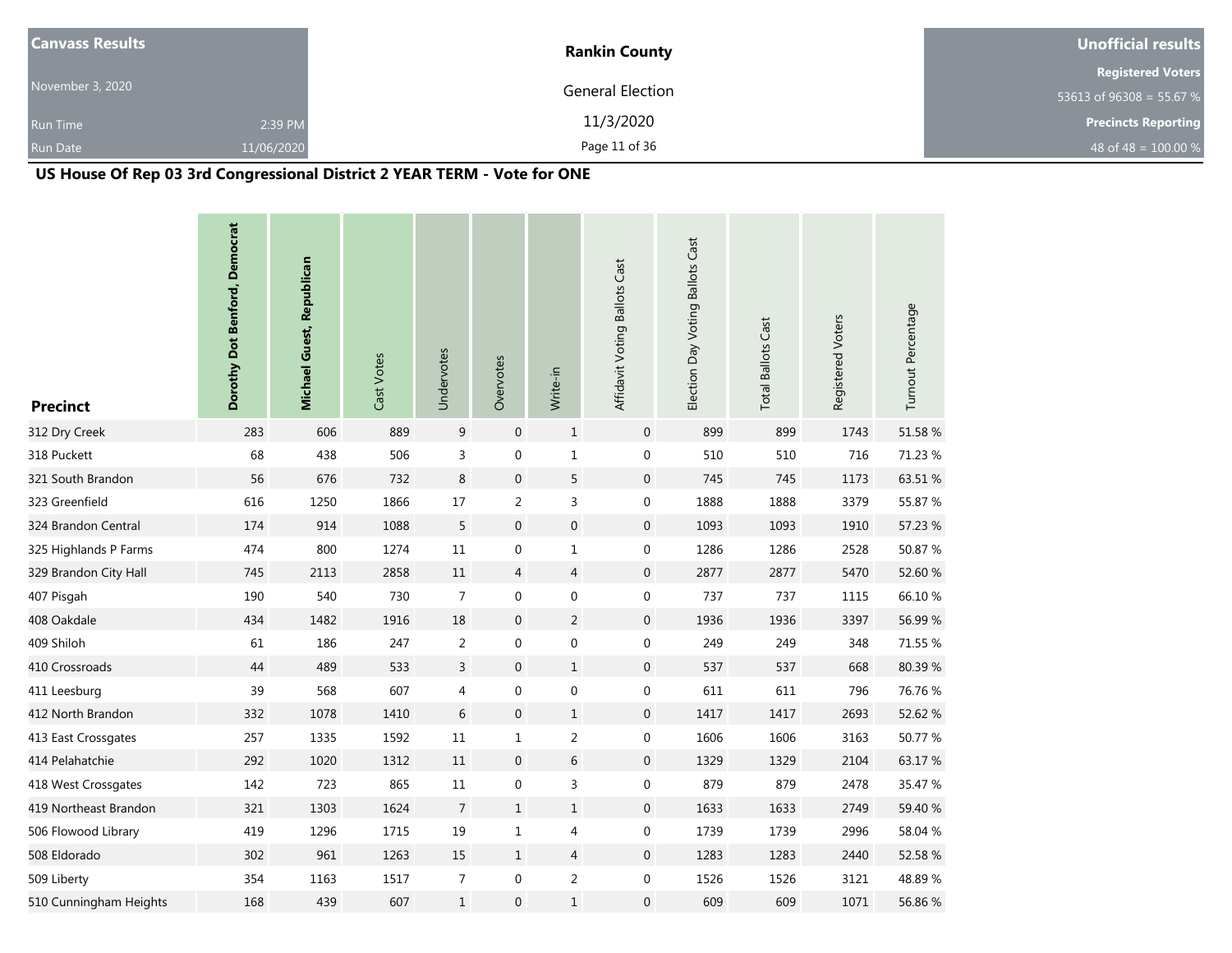| Canvass Results | | Rankin County | Unofficial results |
|---|---|---|---|
| November 3, 2020 | | General Election | Registered Voters |
| | | | 53613 of 96308 = 55.67 % |
| Run Time | 2:39 PM | 11/3/2020 | Precincts Reporting |
| Run Date | 11/06/2020 | | 48 of 48 = 100.00 % |

## US House Of Rep 03 3rd Congressional District 2 YEAR TERM - Vote for ONE

| Precinct | **Dorothy Dot Benford, Democrat** | **Michael Guest, Republican** | Cast Votes | Undervotes | Overvotes | Write-in | Affidavit Voting Ballots Cast | Election Day Voting Ballots Cast | Total Ballots Cast | Registered Voters | Turnout Percentage |
|---|---|---|---|---|---|---|---|---|---|---|---|
| 312 Dry Creek | 283 | 606 | 889 | 9 | 0 | 1 | 0 | 899 | 899 | 1743 | 51.58 % |
| 318 Puckett | 68 | 438 | 506 | 3 | 0 | 1 | 0 | 510 | 510 | 716 | 71.23 % |
| 321 South Brandon | 56 | 676 | 732 | 8 | 0 | 5 | 0 | 745 | 745 | 1173 | 63.51 % |
| 323 Greenfield | 616 | 1250 | 1866 | 17 | 2 | 3 | 0 | 1888 | 1888 | 3379 | 55.87 % |
| 324 Brandon Central | 174 | 914 | 1088 | 5 | 0 | 0 | 0 | 1093 | 1093 | 1910 | 57.23 % |
| 325 Highlands P Farms | 474 | 800 | 1274 | 11 | 0 | 1 | 0 | 1286 | 1286 | 2528 | 50.87 % |
| 329 Brandon City Hall | 745 | 2113 | 2858 | 11 | 4 | 4 | 0 | 2877 | 2877 | 5470 | 52.60 % |
| 407 Pisgah | 190 | 540 | 730 | 7 | 0 | 0 | 0 | 737 | 737 | 1115 | 66.10 % |
| 408 Oakdale | 434 | 1482 | 1916 | 18 | 0 | 2 | 0 | 1936 | 1936 | 3397 | 56.99 % |
| 409 Shiloh | 61 | 186 | 247 | 2 | 0 | 0 | 0 | 249 | 249 | 348 | 71.55 % |
| 410 Crossroads | 44 | 489 | 533 | 3 | 0 | 1 | 0 | 537 | 537 | 668 | 80.39 % |
| 411 Leesburg | 39 | 568 | 607 | 4 | 0 | 0 | 0 | 611 | 611 | 796 | 76.76 % |
| 412 North Brandon | 332 | 1078 | 1410 | 6 | 0 | 1 | 0 | 1417 | 1417 | 2693 | 52.62 % |
| 413 East Crossgates | 257 | 1335 | 1592 | 11 | 1 | 2 | 0 | 1606 | 1606 | 3163 | 50.77 % |
| 414 Pelahatchie | 292 | 1020 | 1312 | 11 | 0 | 6 | 0 | 1329 | 1329 | 2104 | 63.17 % |
| 418 West Crossgates | 142 | 723 | 865 | 11 | 0 | 3 | 0 | 879 | 879 | 2478 | 35.47 % |
| 419 Northeast Brandon | 321 | 1303 | 1624 | 7 | 1 | 1 | 0 | 1633 | 1633 | 2749 | 59.40 % |
| 506 Flowood Library | 419 | 1296 | 1715 | 19 | 1 | 4 | 0 | 1739 | 1739 | 2996 | 58.04 % |
| 508 Eldorado | 302 | 961 | 1263 | 15 | 1 | 4 | 0 | 1283 | 1283 | 2440 | 52.58 % |
| 509 Liberty | 354 | 1163 | 1517 | 7 | 0 | 2 | 0 | 1526 | 1526 | 3121 | 48.89 % |
| 510 Cunningham Heights | 168 | 439 | 607 | 1 | 0 | 1 | 0 | 609 | 609 | 1071 | 56.86 % |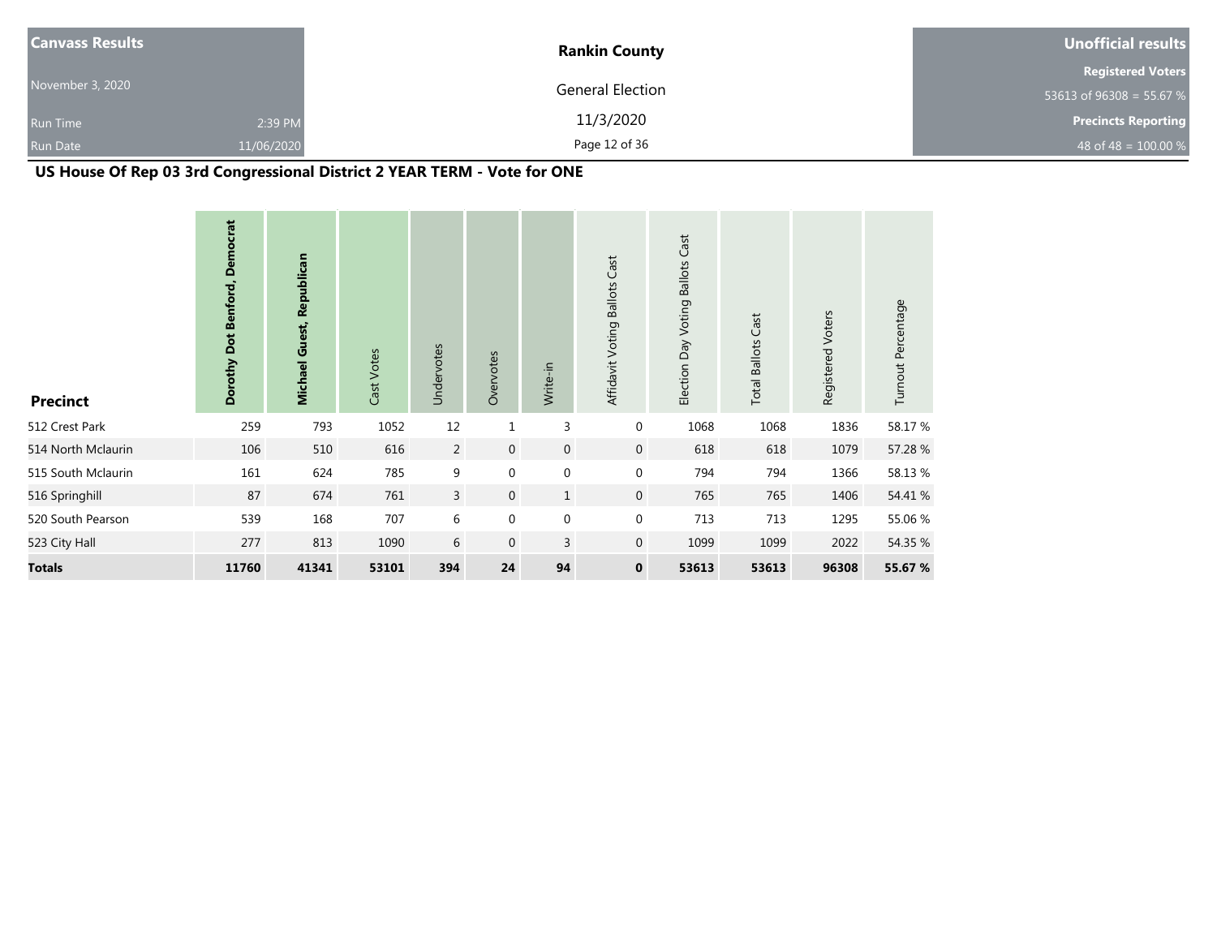| Canvass Results | | Rankin County | Unofficial results |
|---|---|---|---|
| November 3, 2020 | | General Election | Registered Voters |
| | | | 53613 of 96308 = 55.67 % |
| Run Time | 2:39 PM | 11/3/2020 | Precincts Reporting |
| Run Date | 11/06/2020 | | 48 of 48 = 100.00 % |

## US House Of Rep 03 3rd Congressional District 2 YEAR TERM - Vote for ONE

| Precinct | **Dorothy Dot Benford, Democrat** | **Michael Guest, Republican** | Cast Votes | Undervotes | Overvotes | Write-in | Affidavit Voting Ballots Cast | Election Day Voting Ballots Cast | Total Ballots Cast | Registered Voters | Turnout Percentage |
|---|---|---|---|---|---|---|---|---|---|---|---|
| 512 Crest Park | 259 | 793 | 1052 | 12 | 1 | 3 | 0 | 1068 | 1068 | 1836 | 58.17 % |
| 514 North Mclaurin | 106 | 510 | 616 | 2 | 0 | 0 | 0 | 618 | 618 | 1079 | 57.28 % |
| 515 South Mclaurin | 161 | 624 | 785 | 9 | 0 | 0 | 0 | 794 | 794 | 1366 | 58.13 % |
| 516 Springhill | 87 | 674 | 761 | 3 | 0 | 1 | 0 | 765 | 765 | 1406 | 54.41 % |
| 520 South Pearson | 539 | 168 | 707 | 6 | 0 | 0 | 0 | 713 | 713 | 1295 | 55.06 % |
| 523 City Hall | 277 | 813 | 1090 | 6 | 0 | 3 | 0 | 1099 | 1099 | 2022 | 54.35 % |
| **Totals** | **11760** | **41341** | **53101** | **394** | **24** | **94** | **0** | **53613** | **53613** | **96308** | **55.67 %** |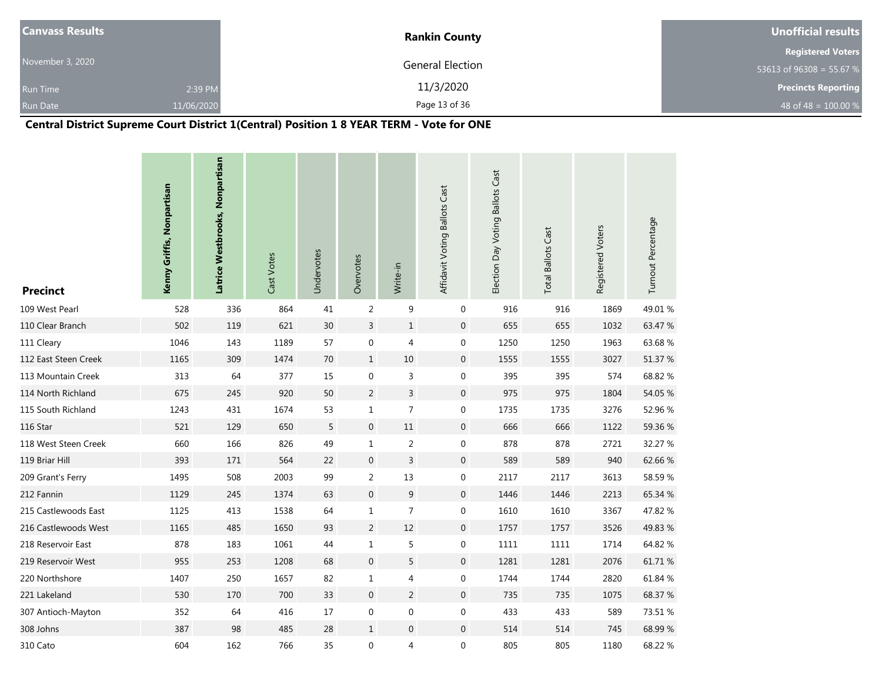| Canvass Results | Rankin County | Unofficial results |
| --- | --- | --- |
| November 3, 2020 | General Election | Registered Voters |
| Run Time 2:39 PM | 11/3/2020 | 53613 of 96308 = 55.67 % |
| Run Date 11/06/2020 | | Precincts Reporting |
| | | 48 of 48 = 100.00 % |

**Central District Supreme Court District 1(Central) Position 1 8 YEAR TERM - Vote for ONE**

| Precinct | Kenny Griffis, Nonpartisan | Latrice Westbrooks, Nonpartisan | Cast Votes | Undervotes | Overvotes | Write-in | Affidavit Voting Ballots Cast | Election Day Voting Ballots Cast | Total Ballots Cast | Registered Voters | Turnout Percentage |
| --- | --- | --- | --- | --- | --- | --- | --- | --- | --- | --- | --- |
| 109 West Pearl | 528 | 336 | 864 | 41 | 2 | 9 | 0 | 916 | 916 | 1869 | 49.01 % |
| 110 Clear Branch | 502 | 119 | 621 | 30 | 3 | 1 | 0 | 655 | 655 | 1032 | 63.47 % |
| 111 Cleary | 1046 | 143 | 1189 | 57 | 0 | 4 | 0 | 1250 | 1250 | 1963 | 63.68 % |
| 112 East Steen Creek | 1165 | 309 | 1474 | 70 | 1 | 10 | 0 | 1555 | 1555 | 3027 | 51.37 % |
| 113 Mountain Creek | 313 | 64 | 377 | 15 | 0 | 3 | 0 | 395 | 395 | 574 | 68.82 % |
| 114 North Richland | 675 | 245 | 920 | 50 | 2 | 3 | 0 | 975 | 975 | 1804 | 54.05 % |
| 115 South Richland | 1243 | 431 | 1674 | 53 | 1 | 7 | 0 | 1735 | 1735 | 3276 | 52.96 % |
| 116 Star | 521 | 129 | 650 | 5 | 0 | 11 | 0 | 666 | 666 | 1122 | 59.36 % |
| 118 West Steen Creek | 660 | 166 | 826 | 49 | 1 | 2 | 0 | 878 | 878 | 2721 | 32.27 % |
| 119 Briar Hill | 393 | 171 | 564 | 22 | 0 | 3 | 0 | 589 | 589 | 940 | 62.66 % |
| 209 Grant's Ferry | 1495 | 508 | 2003 | 99 | 2 | 13 | 0 | 2117 | 2117 | 3613 | 58.59 % |
| 212 Fannin | 1129 | 245 | 1374 | 63 | 0 | 9 | 0 | 1446 | 1446 | 2213 | 65.34 % |
| 215 Castlewoods East | 1125 | 413 | 1538 | 64 | 1 | 7 | 0 | 1610 | 1610 | 3367 | 47.82 % |
| 216 Castlewoods West | 1165 | 485 | 1650 | 93 | 2 | 12 | 0 | 1757 | 1757 | 3526 | 49.83 % |
| 218 Reservoir East | 878 | 183 | 1061 | 44 | 1 | 5 | 0 | 1111 | 1111 | 1714 | 64.82 % |
| 219 Reservoir West | 955 | 253 | 1208 | 68 | 0 | 5 | 0 | 1281 | 1281 | 2076 | 61.71 % |
| 220 Northshore | 1407 | 250 | 1657 | 82 | 1 | 4 | 0 | 1744 | 1744 | 2820 | 61.84 % |
| 221 Lakeland | 530 | 170 | 700 | 33 | 0 | 2 | 0 | 735 | 735 | 1075 | 68.37 % |
| 307 Antioch-Mayton | 352 | 64 | 416 | 17 | 0 | 0 | 0 | 433 | 433 | 589 | 73.51 % |
| 308 Johns | 387 | 98 | 485 | 28 | 1 | 0 | 0 | 514 | 514 | 745 | 68.99 % |
| 310 Cato | 604 | 162 | 766 | 35 | 0 | 4 | 0 | 805 | 805 | 1180 | 68.22 % |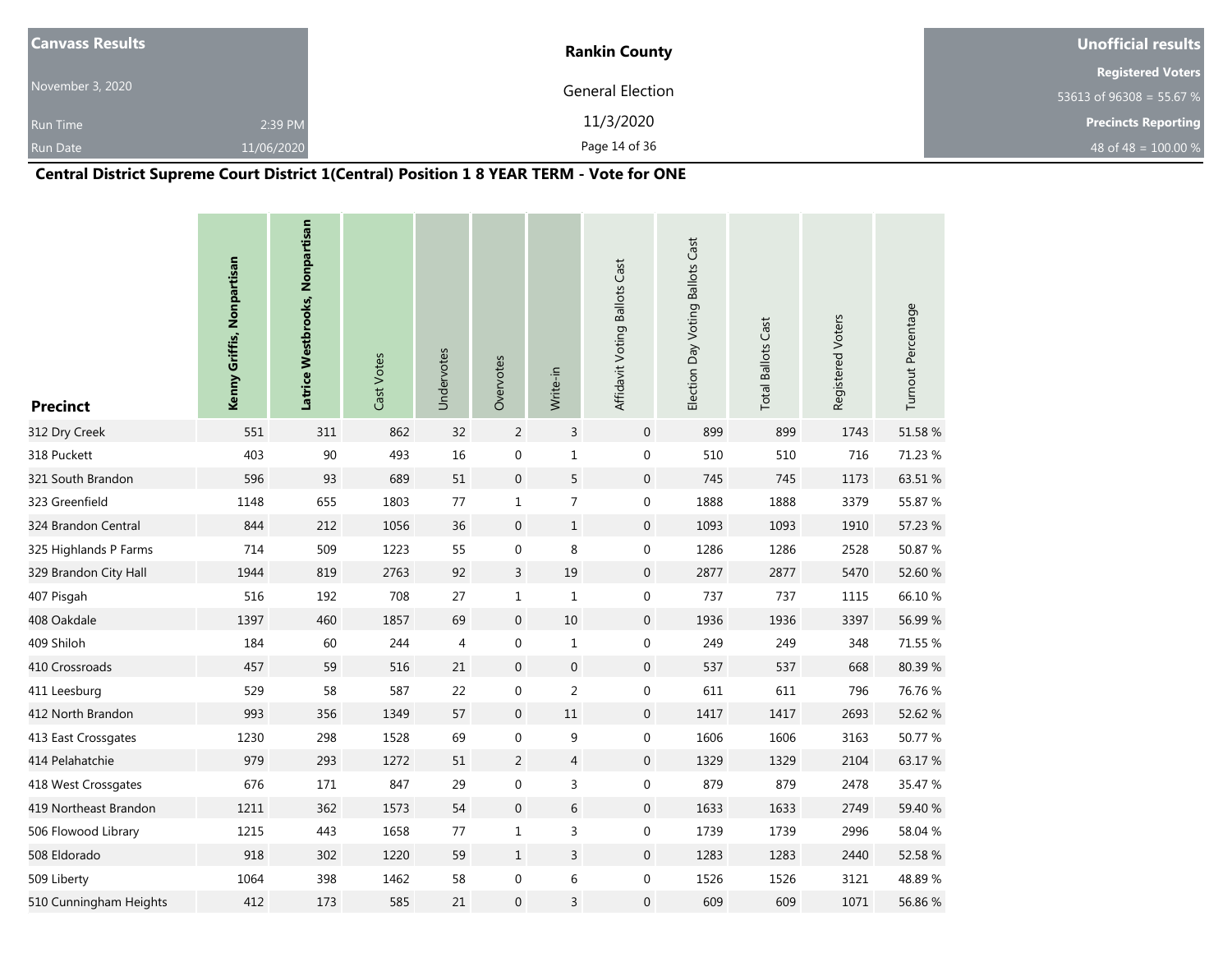| Canvass Results | Rankin County | Unofficial results |
|---|---|---|
| November 3, 2020 | General Election | Registered Voters |
| Run Time 2:39 PM | 11/3/2020 | 53613 of 96308 = 55.67 % |
| Run Date 11/06/2020 | | Precincts Reporting |
| | | 48 of 48 = 100.00 % |

## Central District Supreme Court District 1(Central) Position 1 8 YEAR TERM - Vote for ONE

| Precinct | Kenny Griffis, Nonpartisan | Latrice Westbrooks, Nonpartisan | Cast Votes | Undervotes | Overvotes | Write-in | Affidavit Voting Ballots Cast | Election Day Voting Ballots Cast | Total Ballots Cast | Registered Voters | Turnout Percentage |
|---|---|---|---|---|---|---|---|---|---|---|---|
| 312 Dry Creek | 551 | 311 | 862 | 32 | 2 | 3 | 0 | 899 | 899 | 1743 | 51.58 % |
| 318 Puckett | 403 | 90 | 493 | 16 | 0 | 1 | 0 | 510 | 510 | 716 | 71.23 % |
| 321 South Brandon | 596 | 93 | 689 | 51 | 0 | 5 | 0 | 745 | 745 | 1173 | 63.51 % |
| 323 Greenfield | 1148 | 655 | 1803 | 77 | 1 | 7 | 0 | 1888 | 1888 | 3379 | 55.87 % |
| 324 Brandon Central | 844 | 212 | 1056 | 36 | 0 | 1 | 0 | 1093 | 1093 | 1910 | 57.23 % |
| 325 Highlands P Farms | 714 | 509 | 1223 | 55 | 0 | 8 | 0 | 1286 | 1286 | 2528 | 50.87 % |
| 329 Brandon City Hall | 1944 | 819 | 2763 | 92 | 3 | 19 | 0 | 2877 | 2877 | 5470 | 52.60 % |
| 407 Pisgah | 516 | 192 | 708 | 27 | 1 | 1 | 0 | 737 | 737 | 1115 | 66.10 % |
| 408 Oakdale | 1397 | 460 | 1857 | 69 | 0 | 10 | 0 | 1936 | 1936 | 3397 | 56.99 % |
| 409 Shiloh | 184 | 60 | 244 | 4 | 0 | 1 | 0 | 249 | 249 | 348 | 71.55 % |
| 410 Crossroads | 457 | 59 | 516 | 21 | 0 | 0 | 0 | 537 | 537 | 668 | 80.39 % |
| 411 Leesburg | 529 | 58 | 587 | 22 | 0 | 2 | 0 | 611 | 611 | 796 | 76.76 % |
| 412 North Brandon | 993 | 356 | 1349 | 57 | 0 | 11 | 0 | 1417 | 1417 | 2693 | 52.62 % |
| 413 East Crossgates | 1230 | 298 | 1528 | 69 | 0 | 9 | 0 | 1606 | 1606 | 3163 | 50.77 % |
| 414 Pelahatchie | 979 | 293 | 1272 | 51 | 2 | 4 | 0 | 1329 | 1329 | 2104 | 63.17 % |
| 418 West Crossgates | 676 | 171 | 847 | 29 | 0 | 3 | 0 | 879 | 879 | 2478 | 35.47 % |
| 419 Northeast Brandon | 1211 | 362 | 1573 | 54 | 0 | 6 | 0 | 1633 | 1633 | 2749 | 59.40 % |
| 506 Flowood Library | 1215 | 443 | 1658 | 77 | 1 | 3 | 0 | 1739 | 1739 | 2996 | 58.04 % |
| 508 Eldorado | 918 | 302 | 1220 | 59 | 1 | 3 | 0 | 1283 | 1283 | 2440 | 52.58 % |
| 509 Liberty | 1064 | 398 | 1462 | 58 | 0 | 6 | 0 | 1526 | 1526 | 3121 | 48.89 % |
| 510 Cunningham Heights | 412 | 173 | 585 | 21 | 0 | 3 | 0 | 609 | 609 | 1071 | 56.86 % |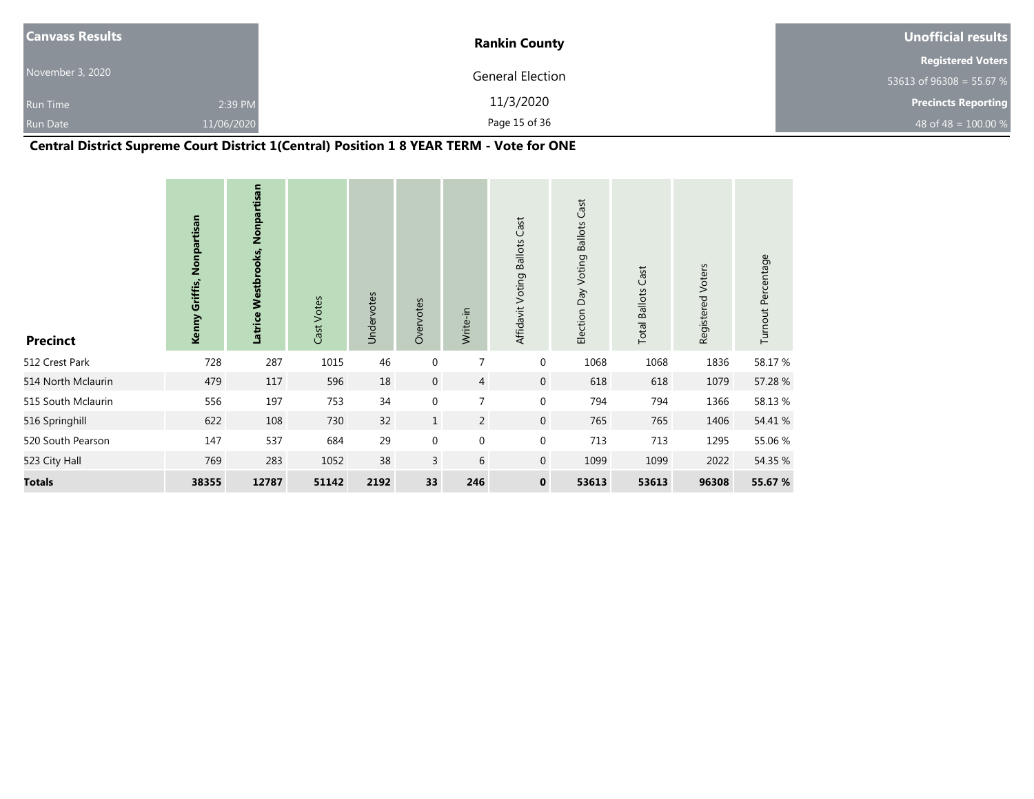**Canvass Results**

November 3, 2020

Run Time 2:39 PM

Run Date 11/06/2020

**Rankin County**

General Election

11/3/2020

**Unofficial results**

**Registered Voters**

53613 of 96308 = 55.67 %

**Precincts Reporting**

48 of 48 = 100.00 %

## Central District Supreme Court District 1(Central) Position 1 8 YEAR TERM - Vote for ONE

| Precinct | Kenny Griffis, Nonpartisan | Latrice Westbrooks, Nonpartisan | Cast Votes | Undervotes | Overvotes | Write-in | Affidavit Voting Ballots Cast | Election Day Voting Ballots Cast | Total Ballots Cast | Registered Voters | Turnout Percentage |
|---|---|---|---|---|---|---|---|---|---|---|---|
| 512 Crest Park | 728 | 287 | 1015 | 46 | 0 | 7 | 0 | 1068 | 1068 | 1836 | 58.17 % |
| 514 North Mclaurin | 479 | 117 | 596 | 18 | 0 | 4 | 0 | 618 | 618 | 1079 | 57.28 % |
| 515 South Mclaurin | 556 | 197 | 753 | 34 | 0 | 7 | 0 | 794 | 794 | 1366 | 58.13 % |
| 516 Springhill | 622 | 108 | 730 | 32 | 1 | 2 | 0 | 765 | 765 | 1406 | 54.41 % |
| 520 South Pearson | 147 | 537 | 684 | 29 | 0 | 0 | 0 | 713 | 713 | 1295 | 55.06 % |
| 523 City Hall | 769 | 283 | 1052 | 38 | 3 | 6 | 0 | 1099 | 1099 | 2022 | 54.35 % |
| **Totals** | **38355** | **12787** | **51142** | **2192** | **33** | **246** | **0** | **53613** | **53613** | **96308** | **55.67 %** |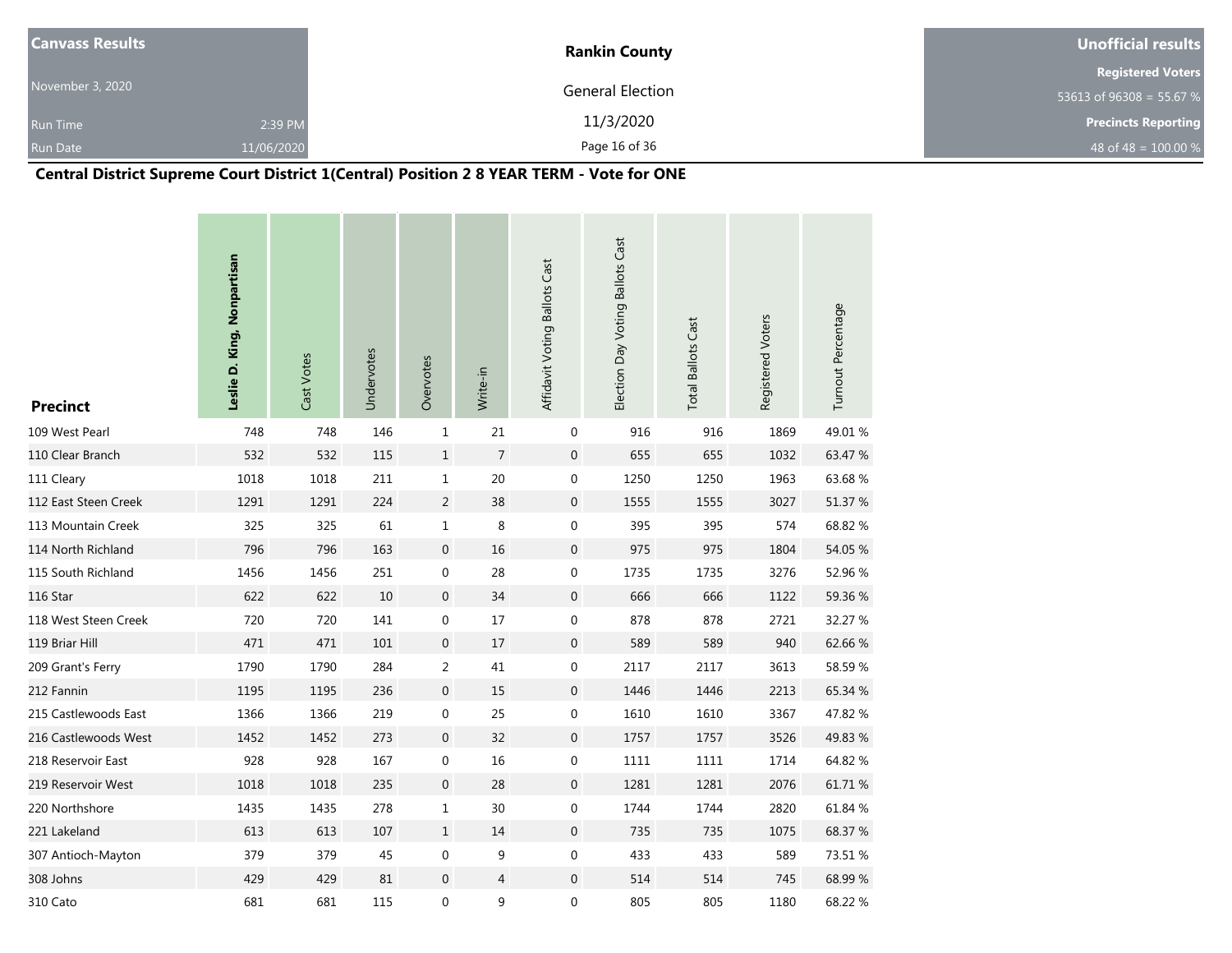| Canvass Results | | Rankin County | Unofficial results |
|---|---|---|---|
| November 3, 2020 | | General Election | Registered Voters |
| | | | 53613 of 96308 = 55.67 % |
| Run Time | 2:39 PM | 11/3/2020 | Precincts Reporting |
| Run Date | 11/06/2020 | | 48 of 48 = 100.00 % |

**Central District Supreme Court District 1(Central) Position 2 8 YEAR TERM - Vote for ONE**

| Precinct | Leslie D. King, Nonpartisan | Cast Votes | Undervotes | Overvotes | Write-in | Affidavit Voting Ballots Cast | Election Day Voting Ballots Cast | Total Ballots Cast | Registered Voters | Turnout Percentage |
|---|---|---|---|---|---|---|---|---|---|---|
| 109 West Pearl | 748 | 748 | 146 | 1 | 21 | 0 | 916 | 916 | 1869 | 49.01 % |
| 110 Clear Branch | 532 | 532 | 115 | 1 | 7 | 0 | 655 | 655 | 1032 | 63.47 % |
| 111 Cleary | 1018 | 1018 | 211 | 1 | 20 | 0 | 1250 | 1250 | 1963 | 63.68 % |
| 112 East Steen Creek | 1291 | 1291 | 224 | 2 | 38 | 0 | 1555 | 1555 | 3027 | 51.37 % |
| 113 Mountain Creek | 325 | 325 | 61 | 1 | 8 | 0 | 395 | 395 | 574 | 68.82 % |
| 114 North Richland | 796 | 796 | 163 | 0 | 16 | 0 | 975 | 975 | 1804 | 54.05 % |
| 115 South Richland | 1456 | 1456 | 251 | 0 | 28 | 0 | 1735 | 1735 | 3276 | 52.96 % |
| 116 Star | 622 | 622 | 10 | 0 | 34 | 0 | 666 | 666 | 1122 | 59.36 % |
| 118 West Steen Creek | 720 | 720 | 141 | 0 | 17 | 0 | 878 | 878 | 2721 | 32.27 % |
| 119 Briar Hill | 471 | 471 | 101 | 0 | 17 | 0 | 589 | 589 | 940 | 62.66 % |
| 209 Grant's Ferry | 1790 | 1790 | 284 | 2 | 41 | 0 | 2117 | 2117 | 3613 | 58.59 % |
| 212 Fannin | 1195 | 1195 | 236 | 0 | 15 | 0 | 1446 | 1446 | 2213 | 65.34 % |
| 215 Castlewoods East | 1366 | 1366 | 219 | 0 | 25 | 0 | 1610 | 1610 | 3367 | 47.82 % |
| 216 Castlewoods West | 1452 | 1452 | 273 | 0 | 32 | 0 | 1757 | 1757 | 3526 | 49.83 % |
| 218 Reservoir East | 928 | 928 | 167 | 0 | 16 | 0 | 1111 | 1111 | 1714 | 64.82 % |
| 219 Reservoir West | 1018 | 1018 | 235 | 0 | 28 | 0 | 1281 | 1281 | 2076 | 61.71 % |
| 220 Northshore | 1435 | 1435 | 278 | 1 | 30 | 0 | 1744 | 1744 | 2820 | 61.84 % |
| 221 Lakeland | 613 | 613 | 107 | 1 | 14 | 0 | 735 | 735 | 1075 | 68.37 % |
| 307 Antioch-Mayton | 379 | 379 | 45 | 0 | 9 | 0 | 433 | 433 | 589 | 73.51 % |
| 308 Johns | 429 | 429 | 81 | 0 | 4 | 0 | 514 | 514 | 745 | 68.99 % |
| 310 Cato | 681 | 681 | 115 | 0 | 9 | 0 | 805 | 805 | 1180 | 68.22 % |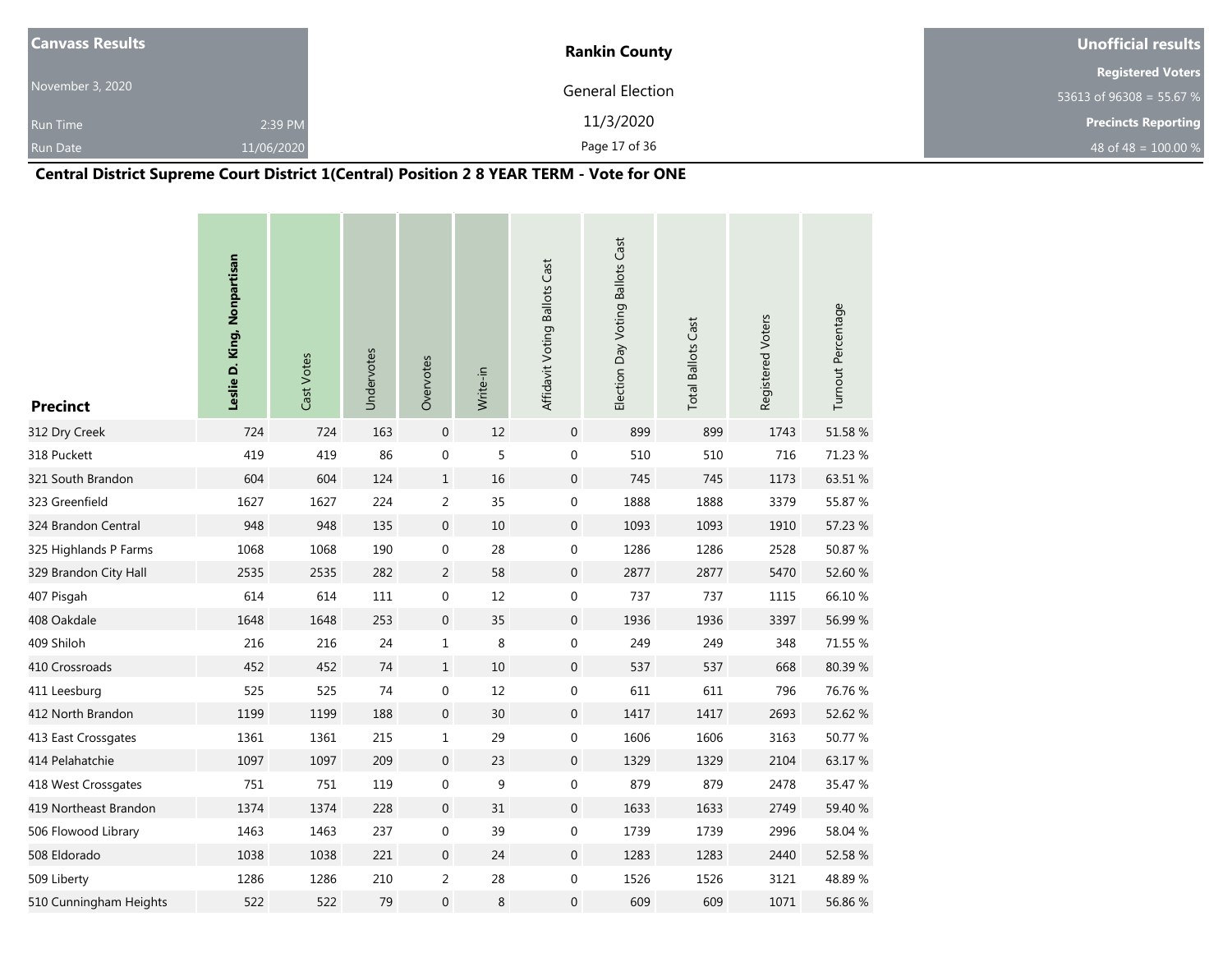| Canvass Results | | Rankin County | Unofficial results |
|---|---|---|---|
| November 3, 2020 | | General Election | Registered Voters |
| | | | 53613 of 96308 = 55.67 % |
| Run Time | 2:39 PM | 11/3/2020 | Precincts Reporting |
| Run Date | 11/06/2020 | | 48 of 48 = 100.00 % |

## Central District Supreme Court District 1(Central) Position 2 8 YEAR TERM - Vote for ONE

| Precinct | **Leslie D. King, Nonpartisan** | Cast Votes | Undervotes | Overvotes | Write-in | Affidavit Voting Ballots Cast | Election Day Voting Ballots Cast | Total Ballots Cast | Registered Voters | Turnout Percentage |
|---|---|---|---|---|---|---|---|---|---|---|
| 312 Dry Creek | 724 | 724 | 163 | 0 | 12 | 0 | 899 | 899 | 1743 | 51.58 % |
| 318 Puckett | 419 | 419 | 86 | 0 | 5 | 0 | 510 | 510 | 716 | 71.23 % |
| 321 South Brandon | 604 | 604 | 124 | 1 | 16 | 0 | 745 | 745 | 1173 | 63.51 % |
| 323 Greenfield | 1627 | 1627 | 224 | 2 | 35 | 0 | 1888 | 1888 | 3379 | 55.87 % |
| 324 Brandon Central | 948 | 948 | 135 | 0 | 10 | 0 | 1093 | 1093 | 1910 | 57.23 % |
| 325 Highlands P Farms | 1068 | 1068 | 190 | 0 | 28 | 0 | 1286 | 1286 | 2528 | 50.87 % |
| 329 Brandon City Hall | 2535 | 2535 | 282 | 2 | 58 | 0 | 2877 | 2877 | 5470 | 52.60 % |
| 407 Pisgah | 614 | 614 | 111 | 0 | 12 | 0 | 737 | 737 | 1115 | 66.10 % |
| 408 Oakdale | 1648 | 1648 | 253 | 0 | 35 | 0 | 1936 | 1936 | 3397 | 56.99 % |
| 409 Shiloh | 216 | 216 | 24 | 1 | 8 | 0 | 249 | 249 | 348 | 71.55 % |
| 410 Crossroads | 452 | 452 | 74 | 1 | 10 | 0 | 537 | 537 | 668 | 80.39 % |
| 411 Leesburg | 525 | 525 | 74 | 0 | 12 | 0 | 611 | 611 | 796 | 76.76 % |
| 412 North Brandon | 1199 | 1199 | 188 | 0 | 30 | 0 | 1417 | 1417 | 2693 | 52.62 % |
| 413 East Crossgates | 1361 | 1361 | 215 | 1 | 29 | 0 | 1606 | 1606 | 3163 | 50.77 % |
| 414 Pelahatchie | 1097 | 1097 | 209 | 0 | 23 | 0 | 1329 | 1329 | 2104 | 63.17 % |
| 418 West Crossgates | 751 | 751 | 119 | 0 | 9 | 0 | 879 | 879 | 2478 | 35.47 % |
| 419 Northeast Brandon | 1374 | 1374 | 228 | 0 | 31 | 0 | 1633 | 1633 | 2749 | 59.40 % |
| 506 Flowood Library | 1463 | 1463 | 237 | 0 | 39 | 0 | 1739 | 1739 | 2996 | 58.04 % |
| 508 Eldorado | 1038 | 1038 | 221 | 0 | 24 | 0 | 1283 | 1283 | 2440 | 52.58 % |
| 509 Liberty | 1286 | 1286 | 210 | 2 | 28 | 0 | 1526 | 1526 | 3121 | 48.89 % |
| 510 Cunningham Heights | 522 | 522 | 79 | 0 | 8 | 0 | 609 | 609 | 1071 | 56.86 % |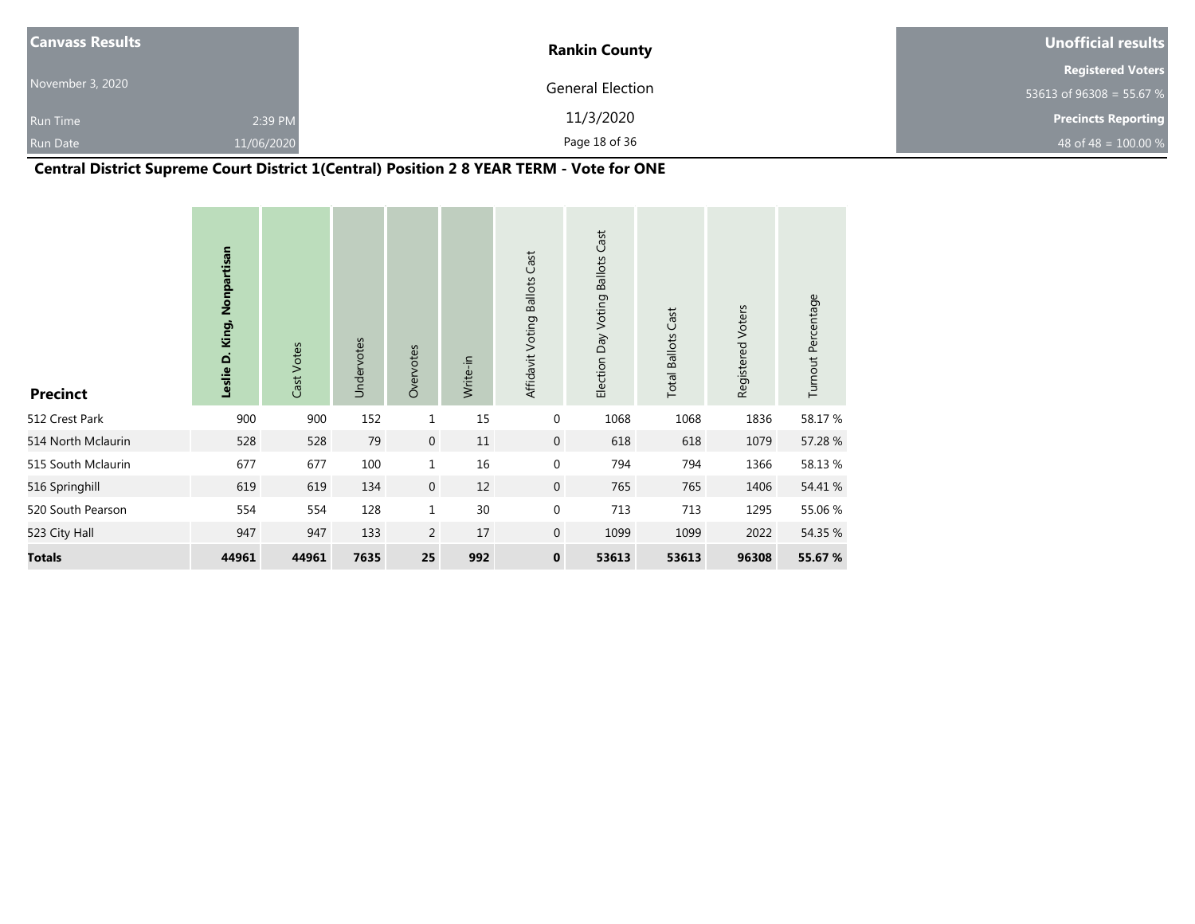| Canvass Results | | Rankin County | Unofficial results |
|---|---|---|---|
| November 3, 2020 | | General Election | Registered Voters |
| | | | 53613 of 96308 = 55.67 % |
| Run Time | 2:39 PM | 11/3/2020 | Precincts Reporting |
| Run Date | 11/06/2020 | | 48 of 48 = 100.00 % |

## Central District Supreme Court District 1(Central) Position 2 8 YEAR TERM - Vote for ONE

| Precinct | Leslie D. King, Nonpartisan | Cast Votes | Undervotes | Overvotes | Write-in | Affidavit Voting Ballots Cast | Election Day Voting Ballots Cast | Total Ballots Cast | Registered Voters | Turnout Percentage |
|---|---|---|---|---|---|---|---|---|---|---|
| 512 Crest Park | 900 | 900 | 152 | 1 | 15 | 0 | 1068 | 1068 | 1836 | 58.17 % |
| 514 North Mclaurin | 528 | 528 | 79 | 0 | 11 | 0 | 618 | 618 | 1079 | 57.28 % |
| 515 South Mclaurin | 677 | 677 | 100 | 1 | 16 | 0 | 794 | 794 | 1366 | 58.13 % |
| 516 Springhill | 619 | 619 | 134 | 0 | 12 | 0 | 765 | 765 | 1406 | 54.41 % |
| 520 South Pearson | 554 | 554 | 128 | 1 | 30 | 0 | 713 | 713 | 1295 | 55.06 % |
| 523 City Hall | 947 | 947 | 133 | 2 | 17 | 0 | 1099 | 1099 | 2022 | 54.35 % |
| **Totals** | **44961** | **44961** | **7635** | **25** | **992** | **0** | **53613** | **53613** | **96308** | **55.67 %** |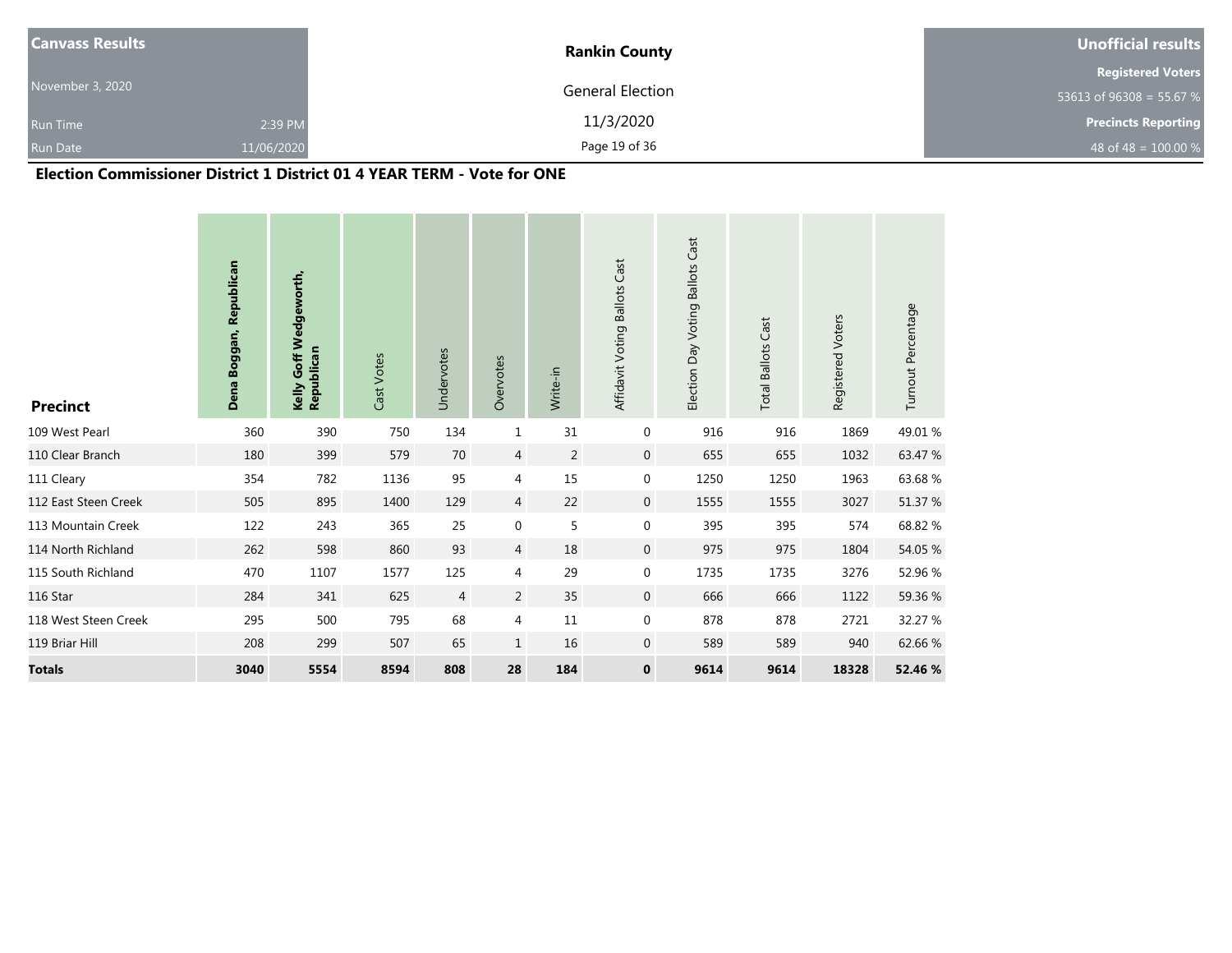| Canvass Results | | Rankin County | Unofficial results |
|---|---|---|---|
| November 3, 2020 | | General Election | Registered Voters |
| Run Time | 2:39 PM | 11/3/2020 | 53613 of 96308 = 55.67 % |
| Run Date | 11/06/2020 | | Precincts Reporting |
| | | | 48 of 48 = 100.00 % |

## Election Commissioner District 1 District 01 4 YEAR TERM - Vote for ONE

| Precinct | Dena Boggan, Republican | Kelly Goff Wedgeworth, Republican | Cast Votes | Undervotes | Overvotes | Write-in | Affidavit Voting Ballots Cast | Election Day Voting Ballots Cast | Total Ballots Cast | Registered Voters | Turnout Percentage |
|---|---|---|---|---|---|---|---|---|---|---|---|
| 109 West Pearl | 360 | 390 | 750 | 134 | 1 | 31 | 0 | 916 | 916 | 1869 | 49.01 % |
| 110 Clear Branch | 180 | 399 | 579 | 70 | 4 | 2 | 0 | 655 | 655 | 1032 | 63.47 % |
| 111 Cleary | 354 | 782 | 1136 | 95 | 4 | 15 | 0 | 1250 | 1250 | 1963 | 63.68 % |
| 112 East Steen Creek | 505 | 895 | 1400 | 129 | 4 | 22 | 0 | 1555 | 1555 | 3027 | 51.37 % |
| 113 Mountain Creek | 122 | 243 | 365 | 25 | 0 | 5 | 0 | 395 | 395 | 574 | 68.82 % |
| 114 North Richland | 262 | 598 | 860 | 93 | 4 | 18 | 0 | 975 | 975 | 1804 | 54.05 % |
| 115 South Richland | 470 | 1107 | 1577 | 125 | 4 | 29 | 0 | 1735 | 1735 | 3276 | 52.96 % |
| 116 Star | 284 | 341 | 625 | 4 | 2 | 35 | 0 | 666 | 666 | 1122 | 59.36 % |
| 118 West Steen Creek | 295 | 500 | 795 | 68 | 4 | 11 | 0 | 878 | 878 | 2721 | 32.27 % |
| 119 Briar Hill | 208 | 299 | 507 | 65 | 1 | 16 | 0 | 589 | 589 | 940 | 62.66 % |
| **Totals** | **3040** | **5554** | **8594** | **808** | **28** | **184** | **0** | **9614** | **9614** | **18328** | **52.46 %** |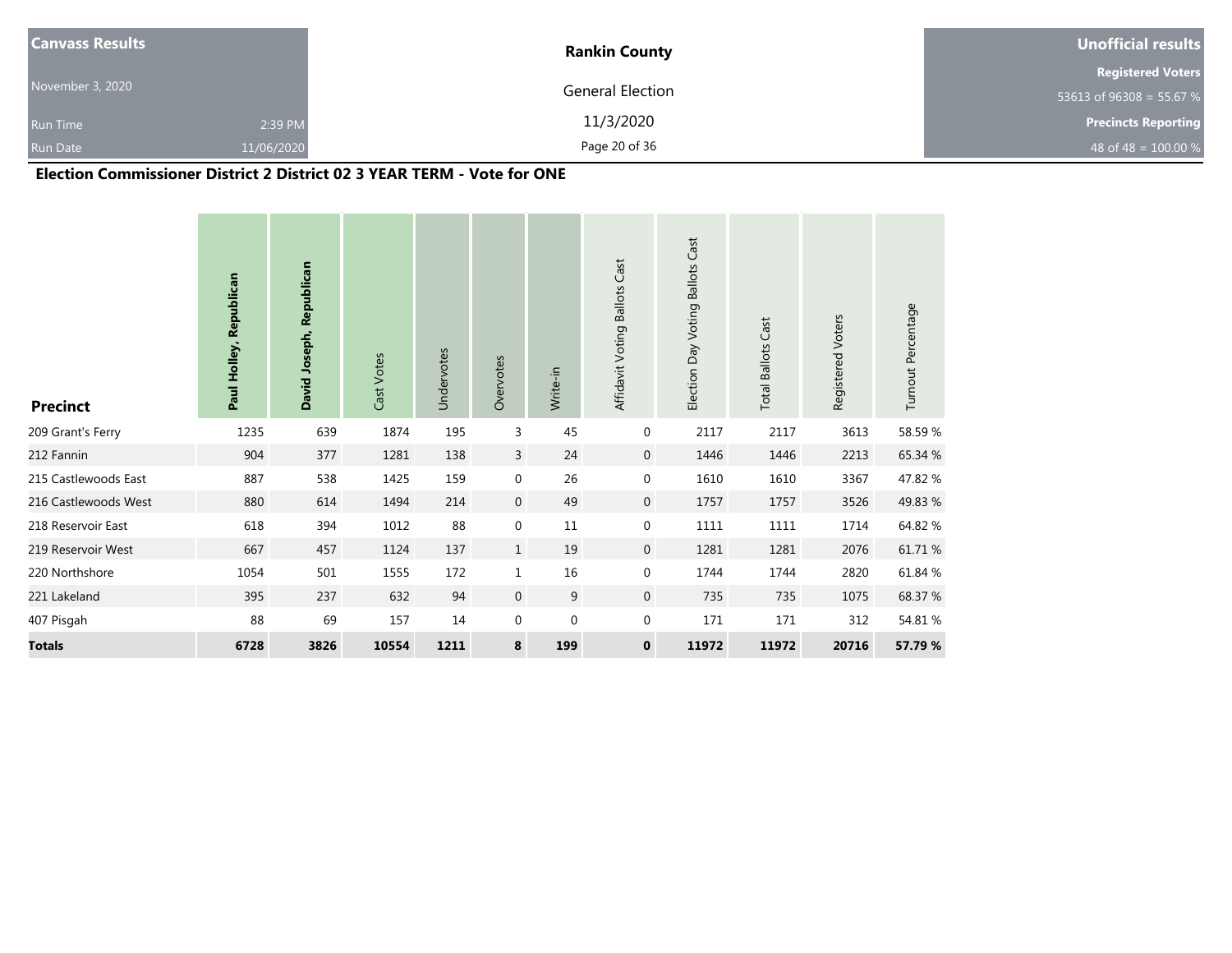**Canvass Results**

November 3, 2020

Run Time 2:39 PM

Run Date 11/06/2020

**Rankin County**

General Election

11/3/2020

**Unofficial results**

**Registered Voters**

53613 of 96308 = 55.67 %

**Precincts Reporting**

48 of 48 = 100.00 %

## Election Commissioner District 2 District 02 3 YEAR TERM - Vote for ONE

| Precinct | Paul Holley, Republican | David Joseph, Republican | Cast Votes | Undervotes | Overvotes | Write-in | Affidavit Voting Ballots Cast | Election Day Voting Ballots Cast | Total Ballots Cast | Registered Voters | Turnout Percentage |
|---|---|---|---|---|---|---|---|---|---|---|---|
| 209 Grant's Ferry | 1235 | 639 | 1874 | 195 | 3 | 45 | 0 | 2117 | 2117 | 3613 | 58.59 % |
| 212 Fannin | 904 | 377 | 1281 | 138 | 3 | 24 | 0 | 1446 | 1446 | 2213 | 65.34 % |
| 215 Castlewoods East | 887 | 538 | 1425 | 159 | 0 | 26 | 0 | 1610 | 1610 | 3367 | 47.82 % |
| 216 Castlewoods West | 880 | 614 | 1494 | 214 | 0 | 49 | 0 | 1757 | 1757 | 3526 | 49.83 % |
| 218 Reservoir East | 618 | 394 | 1012 | 88 | 0 | 11 | 0 | 1111 | 1111 | 1714 | 64.82 % |
| 219 Reservoir West | 667 | 457 | 1124 | 137 | 1 | 19 | 0 | 1281 | 1281 | 2076 | 61.71 % |
| 220 Northshore | 1054 | 501 | 1555 | 172 | 1 | 16 | 0 | 1744 | 1744 | 2820 | 61.84 % |
| 221 Lakeland | 395 | 237 | 632 | 94 | 0 | 9 | 0 | 735 | 735 | 1075 | 68.37 % |
| 407 Pisgah | 88 | 69 | 157 | 14 | 0 | 0 | 0 | 171 | 171 | 312 | 54.81 % |
| **Totals** | **6728** | **3826** | **10554** | **1211** | **8** | **199** | **0** | **11972** | **11972** | **20716** | **57.79 %** |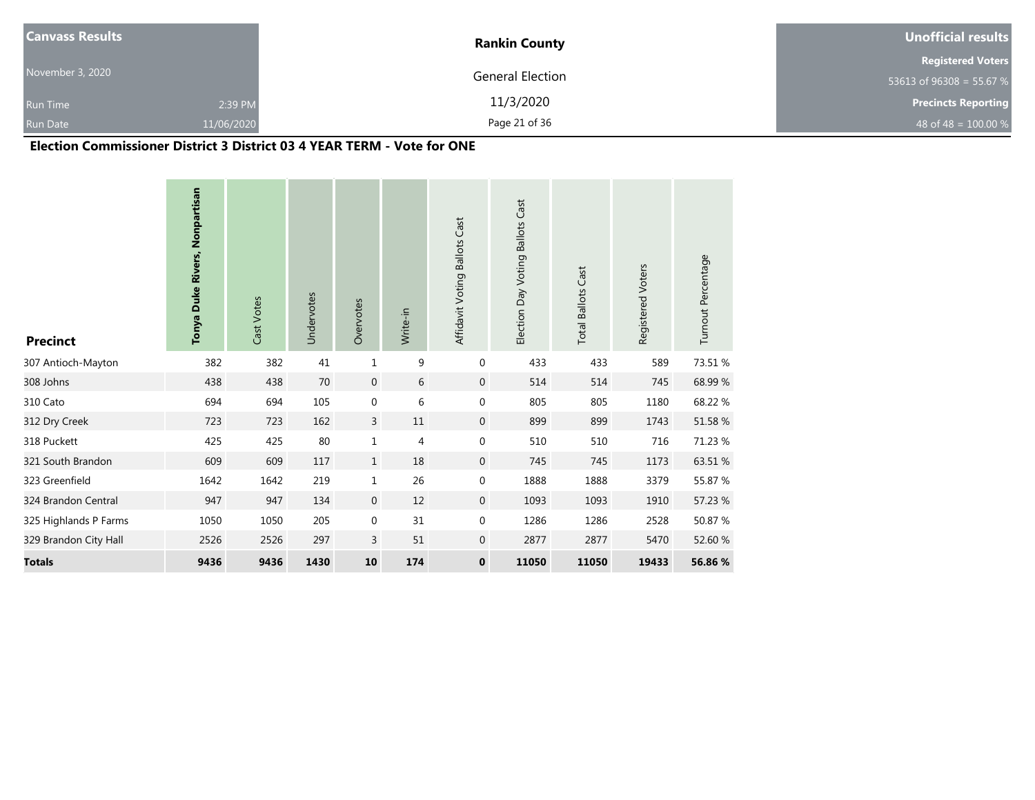**Canvass Results**

November 3, 2020

Run Time 2:39 PM

Run Date 11/06/2020

**Rankin County**

General Election

11/3/2020

**Unofficial results**

**Registered Voters**

53613 of 96308 = 55.67 %

**Precincts Reporting**

48 of 48 = 100.00 %

## Election Commissioner District 3 District 03 4 YEAR TERM - Vote for ONE

| Precinct | Tonya Duke Rivers, Nonpartisan | Cast Votes | Undervotes | Overvotes | Write-in | Affidavit Voting Ballots Cast | Election Day Voting Ballots Cast | Total Ballots Cast | Registered Voters | Turnout Percentage |
|---|---|---|---|---|---|---|---|---|---|---|
| 307 Antioch-Mayton | 382 | 382 | 41 | 1 | 9 | 0 | 433 | 433 | 589 | 73.51 % |
| 308 Johns | 438 | 438 | 70 | 0 | 6 | 0 | 514 | 514 | 745 | 68.99 % |
| 310 Cato | 694 | 694 | 105 | 0 | 6 | 0 | 805 | 805 | 1180 | 68.22 % |
| 312 Dry Creek | 723 | 723 | 162 | 3 | 11 | 0 | 899 | 899 | 1743 | 51.58 % |
| 318 Puckett | 425 | 425 | 80 | 1 | 4 | 0 | 510 | 510 | 716 | 71.23 % |
| 321 South Brandon | 609 | 609 | 117 | 1 | 18 | 0 | 745 | 745 | 1173 | 63.51 % |
| 323 Greenfield | 1642 | 1642 | 219 | 1 | 26 | 0 | 1888 | 1888 | 3379 | 55.87 % |
| 324 Brandon Central | 947 | 947 | 134 | 0 | 12 | 0 | 1093 | 1093 | 1910 | 57.23 % |
| 325 Highlands P Farms | 1050 | 1050 | 205 | 0 | 31 | 0 | 1286 | 1286 | 2528 | 50.87 % |
| 329 Brandon City Hall | 2526 | 2526 | 297 | 3 | 51 | 0 | 2877 | 2877 | 5470 | 52.60 % |
| **Totals** | **9436** | **9436** | **1430** | **10** | **174** | **0** | **11050** | **11050** | **19433** | **56.86 %** |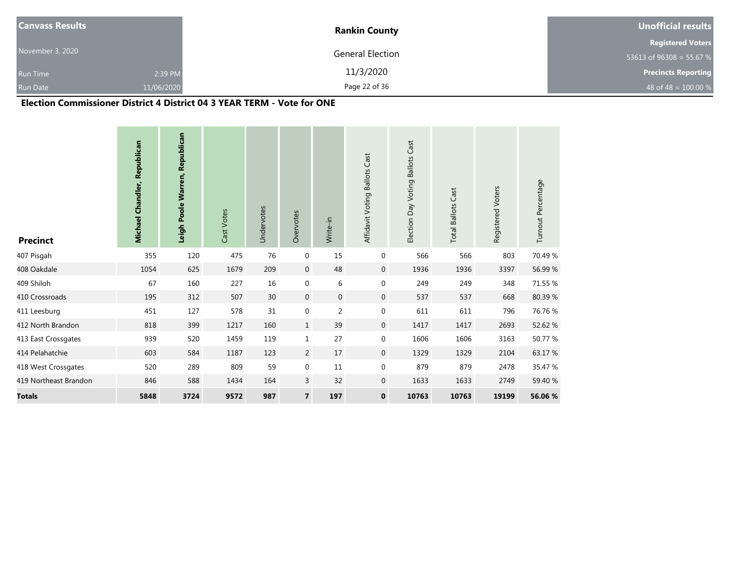| Canvass Results | Rankin County | Unofficial results |
|---|---|---|
| November 3, 2020 | General Election | Registered Voters |
| Run Time 2:39 PM | 11/3/2020 | 53613 of 96308 = 55.67 % |
| Run Date 11/06/2020 | | Precincts Reporting |
| | | 48 of 48 = 100.00 % |

## Election Commissioner District 4 District 04 3 YEAR TERM - Vote for ONE

| Precinct | Michael Chandler, Republican | Leigh Poole Warren, Republican | Cast Votes | Undervotes | Overvotes | Write-in | Affidavit Voting Ballots Cast | Election Day Voting Ballots Cast | Total Ballots Cast | Registered Voters | Turnout Percentage |
|---|---|---|---|---|---|---|---|---|---|---|---|
| 407 Pisgah | 355 | 120 | 475 | 76 | 0 | 15 | 0 | 566 | 566 | 803 | 70.49 % |
| 408 Oakdale | 1054 | 625 | 1679 | 209 | 0 | 48 | 0 | 1936 | 1936 | 3397 | 56.99 % |
| 409 Shiloh | 67 | 160 | 227 | 16 | 0 | 6 | 0 | 249 | 249 | 348 | 71.55 % |
| 410 Crossroads | 195 | 312 | 507 | 30 | 0 | 0 | 0 | 537 | 537 | 668 | 80.39 % |
| 411 Leesburg | 451 | 127 | 578 | 31 | 0 | 2 | 0 | 611 | 611 | 796 | 76.76 % |
| 412 North Brandon | 818 | 399 | 1217 | 160 | 1 | 39 | 0 | 1417 | 1417 | 2693 | 52.62 % |
| 413 East Crossgates | 939 | 520 | 1459 | 119 | 1 | 27 | 0 | 1606 | 1606 | 3163 | 50.77 % |
| 414 Pelahatchie | 603 | 584 | 1187 | 123 | 2 | 17 | 0 | 1329 | 1329 | 2104 | 63.17 % |
| 418 West Crossgates | 520 | 289 | 809 | 59 | 0 | 11 | 0 | 879 | 879 | 2478 | 35.47 % |
| 419 Northeast Brandon | 846 | 588 | 1434 | 164 | 3 | 32 | 0 | 1633 | 1633 | 2749 | 59.40 % |
| **Totals** | **5848** | **3724** | **9572** | **987** | **7** | **197** | **0** | **10763** | **10763** | **19199** | **56.06 %** |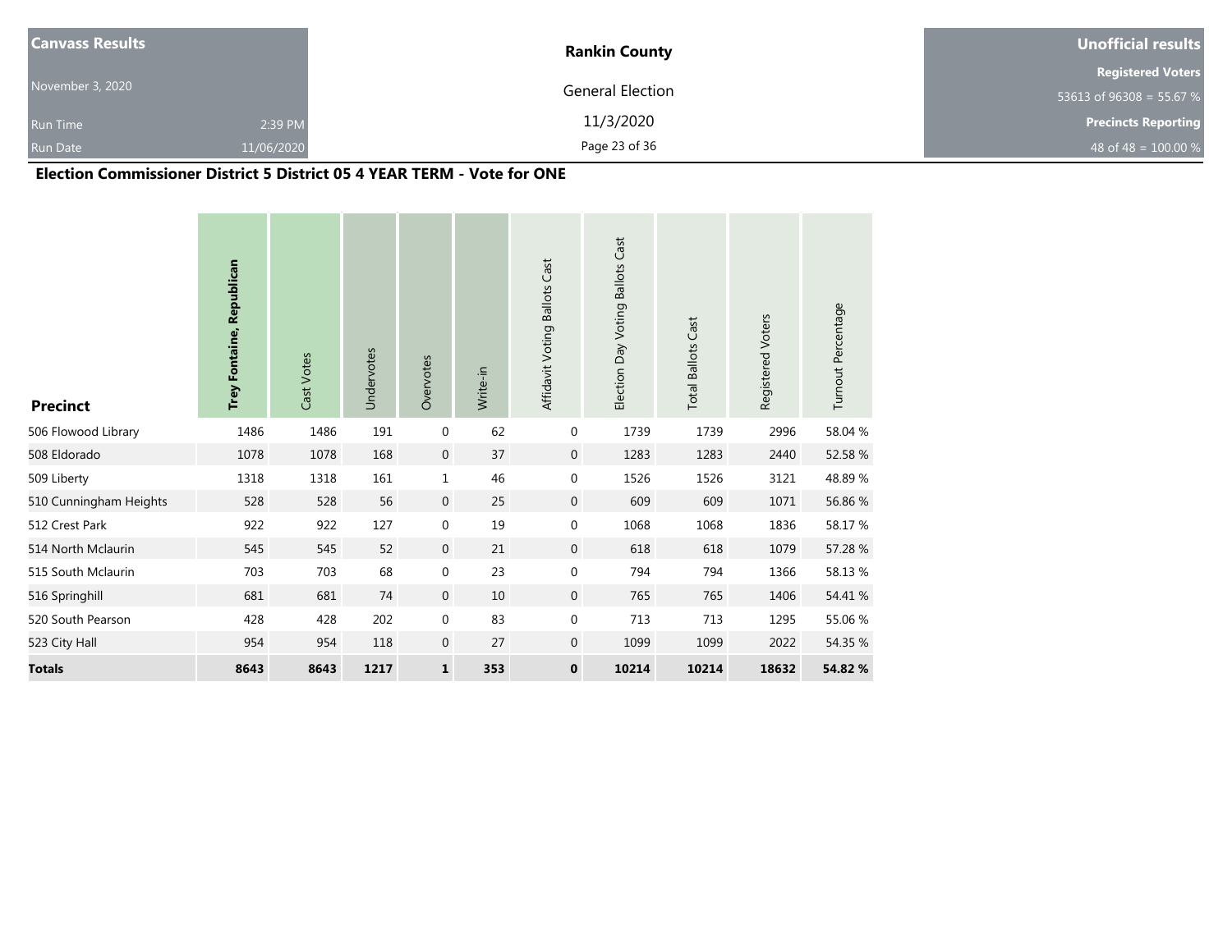**Canvass Results**

November 3, 2020

Run Time 2:39 PM

Run Date 11/06/2020

**Rankin County**

General Election

11/3/2020

**Unofficial results**

**Registered Voters**

53613 of 96308 = 55.67 %

**Precincts Reporting**

48 of 48 = 100.00 %

## Election Commissioner District 5 District 05 4 YEAR TERM - Vote for ONE

| Precinct | Trey Fontaine, Republican | Cast Votes | Undervotes | Overvotes | Write-in | Affidavit Voting Ballots Cast | Election Day Voting Ballots Cast | Total Ballots Cast | Registered Voters | Turnout Percentage |
|---|---|---|---|---|---|---|---|---|---|---|
| 506 Flowood Library | 1486 | 1486 | 191 | 0 | 62 | 0 | 1739 | 1739 | 2996 | 58.04 % |
| 508 Eldorado | 1078 | 1078 | 168 | 0 | 37 | 0 | 1283 | 1283 | 2440 | 52.58 % |
| 509 Liberty | 1318 | 1318 | 161 | 1 | 46 | 0 | 1526 | 1526 | 3121 | 48.89 % |
| 510 Cunningham Heights | 528 | 528 | 56 | 0 | 25 | 0 | 609 | 609 | 1071 | 56.86 % |
| 512 Crest Park | 922 | 922 | 127 | 0 | 19 | 0 | 1068 | 1068 | 1836 | 58.17 % |
| 514 North Mclaurin | 545 | 545 | 52 | 0 | 21 | 0 | 618 | 618 | 1079 | 57.28 % |
| 515 South Mclaurin | 703 | 703 | 68 | 0 | 23 | 0 | 794 | 794 | 1366 | 58.13 % |
| 516 Springhill | 681 | 681 | 74 | 0 | 10 | 0 | 765 | 765 | 1406 | 54.41 % |
| 520 South Pearson | 428 | 428 | 202 | 0 | 83 | 0 | 713 | 713 | 1295 | 55.06 % |
| 523 City Hall | 954 | 954 | 118 | 0 | 27 | 0 | 1099 | 1099 | 2022 | 54.35 % |
| **Totals** | **8643** | **8643** | **1217** | **1** | **353** | **0** | **10214** | **10214** | **18632** | **54.82 %** |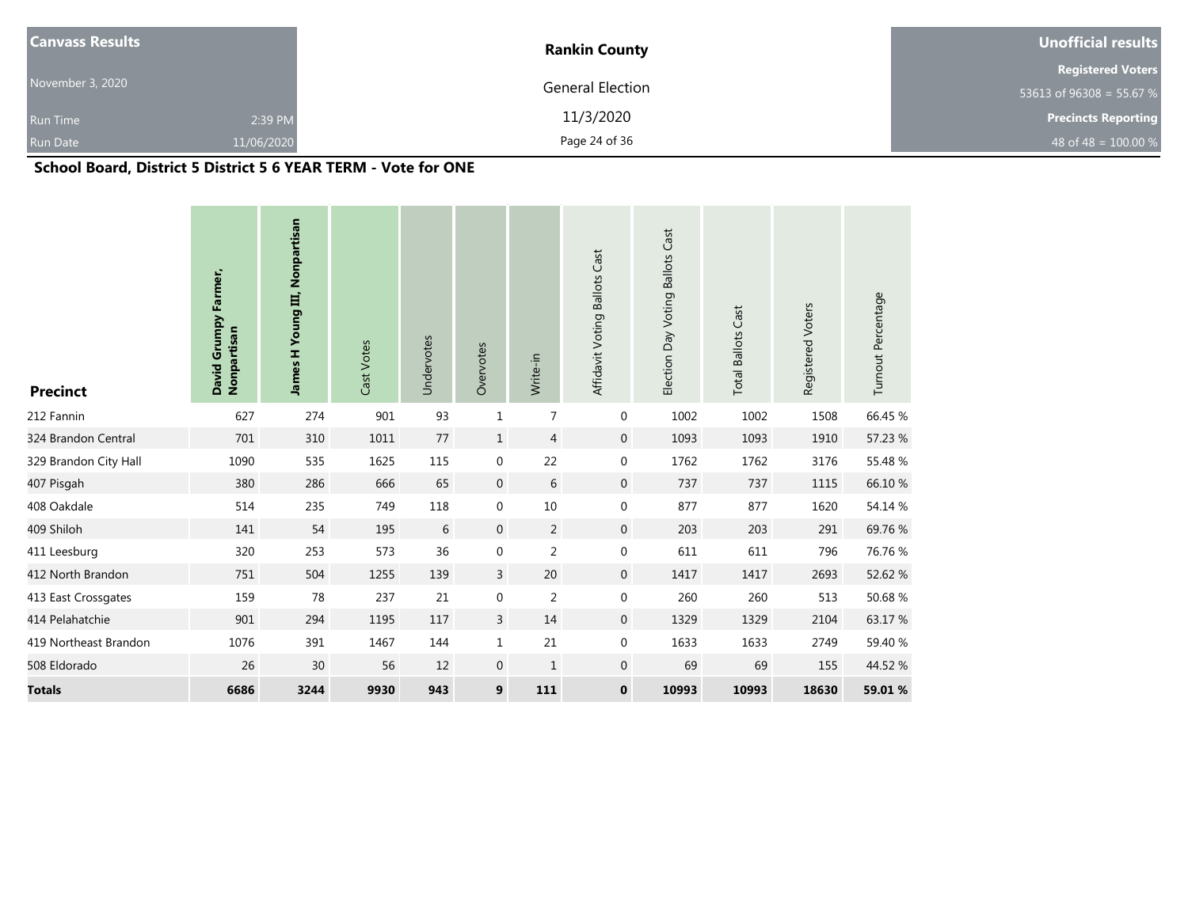| Canvass Results | Rankin County | Unofficial results |
|---|---|---|
| November 3, 2020 | General Election | Registered Voters 53613 of 96308 = 55.67 % |
| Run Time 2:39 PM | 11/3/2020 | Precincts Reporting |
| Run Date 11/06/2020 | | 48 of 48 = 100.00 % |

**School Board, District 5 District 5 6 YEAR TERM - Vote for ONE**

| Precinct | David Grumpy Farmer, Nonpartisan | James H Young III, Nonpartisan | Cast Votes | Undervotes | Overvotes | Write-in | Affidavit Voting Ballots Cast | Election Day Voting Ballots Cast | Total Ballots Cast | Registered Voters | Turnout Percentage |
|---|---|---|---|---|---|---|---|---|---|---|---|
| 212 Fannin | 627 | 274 | 901 | 93 | 1 | 7 | 0 | 1002 | 1002 | 1508 | 66.45 % |
| 324 Brandon Central | 701 | 310 | 1011 | 77 | 1 | 4 | 0 | 1093 | 1093 | 1910 | 57.23 % |
| 329 Brandon City Hall | 1090 | 535 | 1625 | 115 | 0 | 22 | 0 | 1762 | 1762 | 3176 | 55.48 % |
| 407 Pisgah | 380 | 286 | 666 | 65 | 0 | 6 | 0 | 737 | 737 | 1115 | 66.10 % |
| 408 Oakdale | 514 | 235 | 749 | 118 | 0 | 10 | 0 | 877 | 877 | 1620 | 54.14 % |
| 409 Shiloh | 141 | 54 | 195 | 6 | 0 | 2 | 0 | 203 | 203 | 291 | 69.76 % |
| 411 Leesburg | 320 | 253 | 573 | 36 | 0 | 2 | 0 | 611 | 611 | 796 | 76.76 % |
| 412 North Brandon | 751 | 504 | 1255 | 139 | 3 | 20 | 0 | 1417 | 1417 | 2693 | 52.62 % |
| 413 East Crossgates | 159 | 78 | 237 | 21 | 0 | 2 | 0 | 260 | 260 | 513 | 50.68 % |
| 414 Pelahatchie | 901 | 294 | 1195 | 117 | 3 | 14 | 0 | 1329 | 1329 | 2104 | 63.17 % |
| 419 Northeast Brandon | 1076 | 391 | 1467 | 144 | 1 | 21 | 0 | 1633 | 1633 | 2749 | 59.40 % |
| 508 Eldorado | 26 | 30 | 56 | 12 | 0 | 1 | 0 | 69 | 69 | 155 | 44.52 % |
| **Totals** | **6686** | **3244** | **9930** | **943** | **9** | **111** | **0** | **10993** | **10993** | **18630** | **59.01 %** |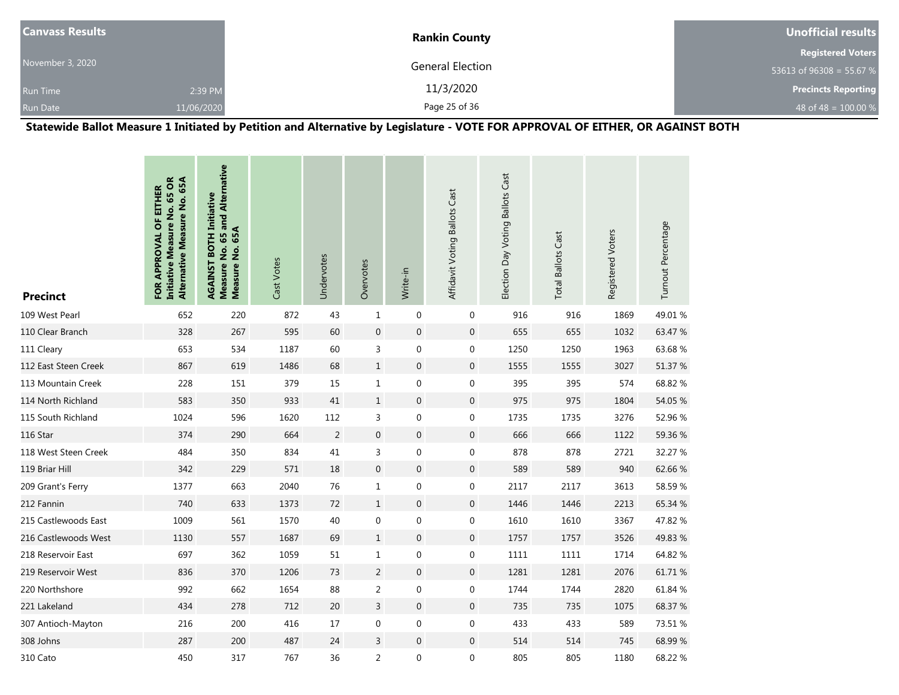| Canvass Results | Rankin County | Unofficial results |
|---|---|---|
| November 3, 2020 | General Election | Registered Voters 53613 of 96308 = 55.67 % |
| Run Time 2:39 PM | 11/3/2020 | Precincts Reporting |
| Run Date 11/06/2020 | | 48 of 48 = 100.00 % |

**Statewide Ballot Measure 1 Initiated by Petition and Alternative by Legislature - VOTE FOR APPROVAL OF EITHER, OR AGAINST BOTH**

| Precinct | FOR APPROVAL OF EITHER Initiative Measure No. 65 OR Alternative Measure No. 65A | AGAINST BOTH Initiative Measure No. 65 and Alternative Measure No. 65A | Cast Votes | Undervotes | Overvotes | Write-in | Affidavit Voting Ballots Cast | Election Day Voting Ballots Cast | Total Ballots Cast | Registered Voters | Turnout Percentage |
|---|---|---|---|---|---|---|---|---|---|---|---|
| 109 West Pearl | 652 | 220 | 872 | 43 | 1 | 0 | 0 | 916 | 916 | 1869 | 49.01 % |
| 110 Clear Branch | 328 | 267 | 595 | 60 | 0 | 0 | 0 | 655 | 655 | 1032 | 63.47 % |
| 111 Cleary | 653 | 534 | 1187 | 60 | 3 | 0 | 0 | 1250 | 1250 | 1963 | 63.68 % |
| 112 East Steen Creek | 867 | 619 | 1486 | 68 | 1 | 0 | 0 | 1555 | 1555 | 3027 | 51.37 % |
| 113 Mountain Creek | 228 | 151 | 379 | 15 | 1 | 0 | 0 | 395 | 395 | 574 | 68.82 % |
| 114 North Richland | 583 | 350 | 933 | 41 | 1 | 0 | 0 | 975 | 975 | 1804 | 54.05 % |
| 115 South Richland | 1024 | 596 | 1620 | 112 | 3 | 0 | 0 | 1735 | 1735 | 3276 | 52.96 % |
| 116 Star | 374 | 290 | 664 | 2 | 0 | 0 | 0 | 666 | 666 | 1122 | 59.36 % |
| 118 West Steen Creek | 484 | 350 | 834 | 41 | 3 | 0 | 0 | 878 | 878 | 2721 | 32.27 % |
| 119 Briar Hill | 342 | 229 | 571 | 18 | 0 | 0 | 0 | 589 | 589 | 940 | 62.66 % |
| 209 Grant's Ferry | 1377 | 663 | 2040 | 76 | 1 | 0 | 0 | 2117 | 2117 | 3613 | 58.59 % |
| 212 Fannin | 740 | 633 | 1373 | 72 | 1 | 0 | 0 | 1446 | 1446 | 2213 | 65.34 % |
| 215 Castlewoods East | 1009 | 561 | 1570 | 40 | 0 | 0 | 0 | 1610 | 1610 | 3367 | 47.82 % |
| 216 Castlewoods West | 1130 | 557 | 1687 | 69 | 1 | 0 | 0 | 1757 | 1757 | 3526 | 49.83 % |
| 218 Reservoir East | 697 | 362 | 1059 | 51 | 1 | 0 | 0 | 1111 | 1111 | 1714 | 64.82 % |
| 219 Reservoir West | 836 | 370 | 1206 | 73 | 2 | 0 | 0 | 1281 | 1281 | 2076 | 61.71 % |
| 220 Northshore | 992 | 662 | 1654 | 88 | 2 | 0 | 0 | 1744 | 1744 | 2820 | 61.84 % |
| 221 Lakeland | 434 | 278 | 712 | 20 | 3 | 0 | 0 | 735 | 735 | 1075 | 68.37 % |
| 307 Antioch-Mayton | 216 | 200 | 416 | 17 | 0 | 0 | 0 | 433 | 433 | 589 | 73.51 % |
| 308 Johns | 287 | 200 | 487 | 24 | 3 | 0 | 0 | 514 | 514 | 745 | 68.99 % |
| 310 Cato | 450 | 317 | 767 | 36 | 2 | 0 | 0 | 805 | 805 | 1180 | 68.22 % |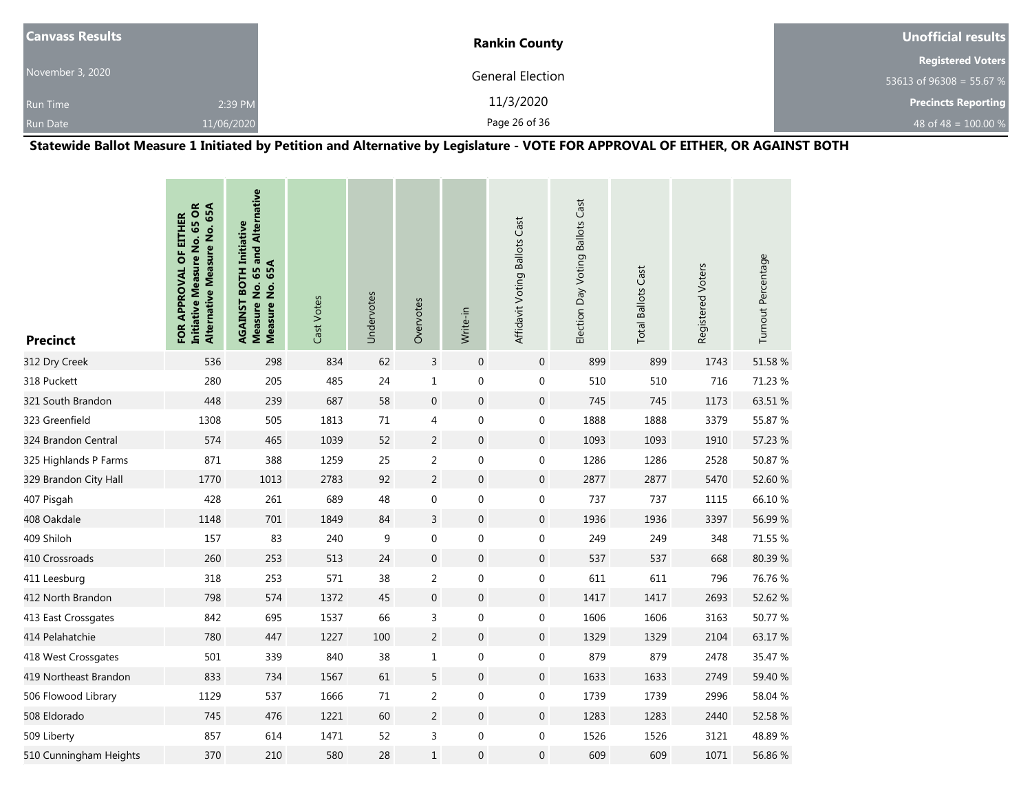| Canvass Results | Rankin County | Unofficial results |
|---|---|---|
| November 3, 2020 | General Election | Registered Voters 53613 of 96308 = 55.67 % |
| Run Time 2:39 PM | 11/3/2020 | Precincts Reporting |
| Run Date 11/06/2020 | | 48 of 48 = 100.00 % |

**Statewide Ballot Measure 1 Initiated by Petition and Alternative by Legislature - VOTE FOR APPROVAL OF EITHER, OR AGAINST BOTH**

| Precinct | FOR APPROVAL OF EITHER Initiative Measure No. 65 OR Alternative Measure No. 65A | AGAINST BOTH Initiative Measure No. 65 and Alternative Measure No. 65A | Cast Votes | Undervotes | Overvotes | Write-in | Affidavit Voting Ballots Cast | Election Day Voting Ballots Cast | Total Ballots Cast | Registered Voters | Turnout Percentage |
|---|---|---|---|---|---|---|---|---|---|---|---|
| 312 Dry Creek | 536 | 298 | 834 | 62 | 3 | 0 | 0 | 899 | 899 | 1743 | 51.58 % |
| 318 Puckett | 280 | 205 | 485 | 24 | 1 | 0 | 0 | 510 | 510 | 716 | 71.23 % |
| 321 South Brandon | 448 | 239 | 687 | 58 | 0 | 0 | 0 | 745 | 745 | 1173 | 63.51 % |
| 323 Greenfield | 1308 | 505 | 1813 | 71 | 4 | 0 | 0 | 1888 | 1888 | 3379 | 55.87 % |
| 324 Brandon Central | 574 | 465 | 1039 | 52 | 2 | 0 | 0 | 1093 | 1093 | 1910 | 57.23 % |
| 325 Highlands P Farms | 871 | 388 | 1259 | 25 | 2 | 0 | 0 | 1286 | 1286 | 2528 | 50.87 % |
| 329 Brandon City Hall | 1770 | 1013 | 2783 | 92 | 2 | 0 | 0 | 2877 | 2877 | 5470 | 52.60 % |
| 407 Pisgah | 428 | 261 | 689 | 48 | 0 | 0 | 0 | 737 | 737 | 1115 | 66.10 % |
| 408 Oakdale | 1148 | 701 | 1849 | 84 | 3 | 0 | 0 | 1936 | 1936 | 3397 | 56.99 % |
| 409 Shiloh | 157 | 83 | 240 | 9 | 0 | 0 | 0 | 249 | 249 | 348 | 71.55 % |
| 410 Crossroads | 260 | 253 | 513 | 24 | 0 | 0 | 0 | 537 | 537 | 668 | 80.39 % |
| 411 Leesburg | 318 | 253 | 571 | 38 | 2 | 0 | 0 | 611 | 611 | 796 | 76.76 % |
| 412 North Brandon | 798 | 574 | 1372 | 45 | 0 | 0 | 0 | 1417 | 1417 | 2693 | 52.62 % |
| 413 East Crossgates | 842 | 695 | 1537 | 66 | 3 | 0 | 0 | 1606 | 1606 | 3163 | 50.77 % |
| 414 Pelahatchie | 780 | 447 | 1227 | 100 | 2 | 0 | 0 | 1329 | 1329 | 2104 | 63.17 % |
| 418 West Crossgates | 501 | 339 | 840 | 38 | 1 | 0 | 0 | 879 | 879 | 2478 | 35.47 % |
| 419 Northeast Brandon | 833 | 734 | 1567 | 61 | 5 | 0 | 0 | 1633 | 1633 | 2749 | 59.40 % |
| 506 Flowood Library | 1129 | 537 | 1666 | 71 | 2 | 0 | 0 | 1739 | 1739 | 2996 | 58.04 % |
| 508 Eldorado | 745 | 476 | 1221 | 60 | 2 | 0 | 0 | 1283 | 1283 | 2440 | 52.58 % |
| 509 Liberty | 857 | 614 | 1471 | 52 | 3 | 0 | 0 | 1526 | 1526 | 3121 | 48.89 % |
| 510 Cunningham Heights | 370 | 210 | 580 | 28 | 1 | 0 | 0 | 609 | 609 | 1071 | 56.86 % |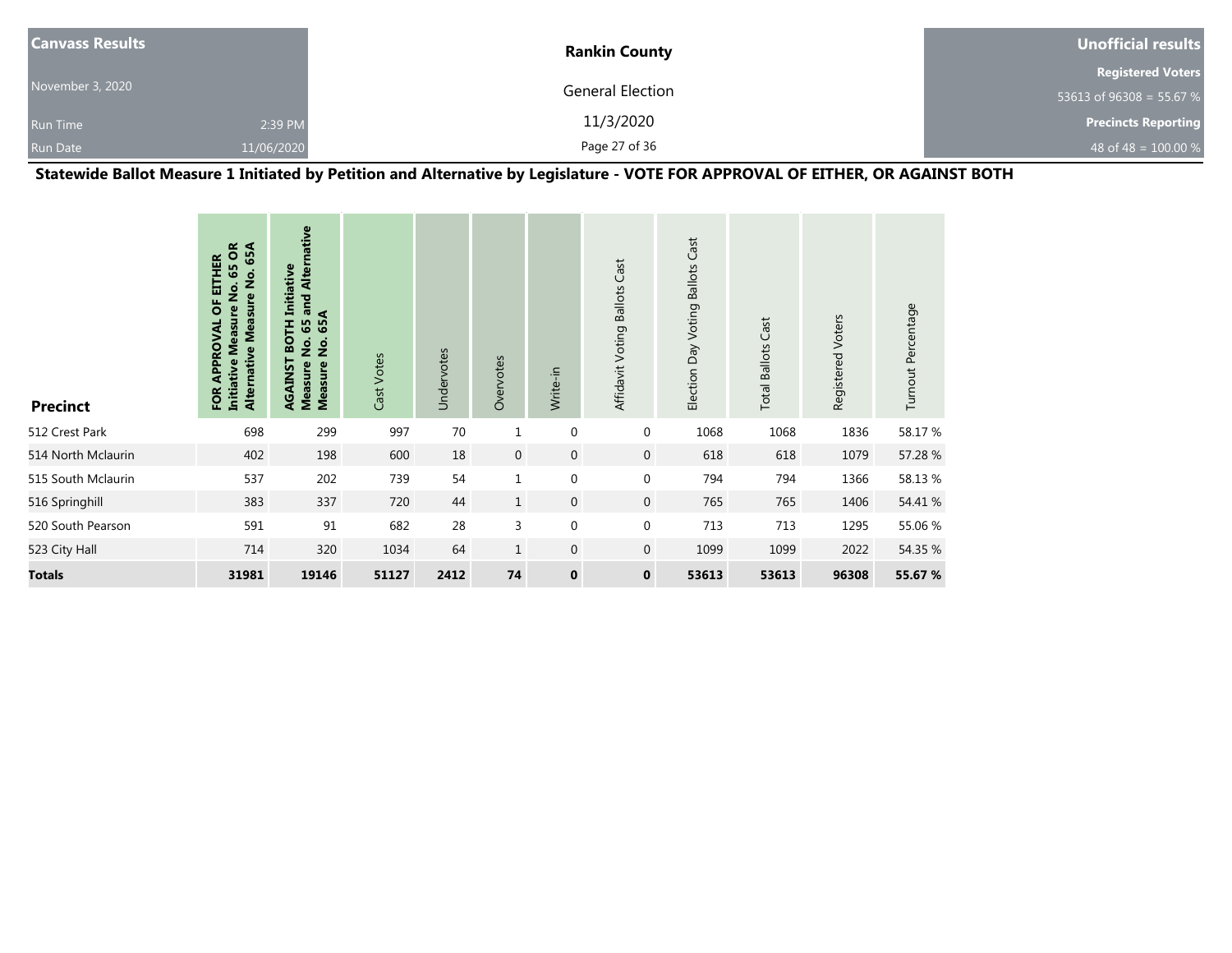| Canvass Results | | Rankin County | Unofficial results |
|---|---|---|---|
| November 3, 2020 | | General Election | Registered Voters |
| | | | 53613 of 96308 = 55.67 % |
| Run Time | 2:39 PM | 11/3/2020 | Precincts Reporting |
| Run Date | 11/06/2020 | | 48 of 48 = 100.00 % |

## Statewide Ballot Measure 1 Initiated by Petition and Alternative by Legislature - VOTE FOR APPROVAL OF EITHER, OR AGAINST BOTH

| Precinct | FOR APPROVAL OF EITHER Initiative Measure No. 65 OR Alternative Measure No. 65A | AGAINST BOTH Initiative Measure No. 65 and Alternative Measure No. 65A | Cast Votes | Undervotes | Overvotes | Write-in | Affidavit Voting Ballots Cast | Election Day Voting Ballots Cast | Total Ballots Cast | Registered Voters | Turnout Percentage |
|---|---|---|---|---|---|---|---|---|---|---|---|
| 512 Crest Park | 698 | 299 | 997 | 70 | 1 | 0 | 0 | 1068 | 1068 | 1836 | 58.17 % |
| 514 North Mclaurin | 402 | 198 | 600 | 18 | 0 | 0 | 0 | 618 | 618 | 1079 | 57.28 % |
| 515 South Mclaurin | 537 | 202 | 739 | 54 | 1 | 0 | 0 | 794 | 794 | 1366 | 58.13 % |
| 516 Springhill | 383 | 337 | 720 | 44 | 1 | 0 | 0 | 765 | 765 | 1406 | 54.41 % |
| 520 South Pearson | 591 | 91 | 682 | 28 | 3 | 0 | 0 | 713 | 713 | 1295 | 55.06 % |
| 523 City Hall | 714 | 320 | 1034 | 64 | 1 | 0 | 0 | 1099 | 1099 | 2022 | 54.35 % |
| **Totals** | **31981** | **19146** | **51127** | **2412** | **74** | **0** | **0** | **53613** | **53613** | **96308** | **55.67 %** |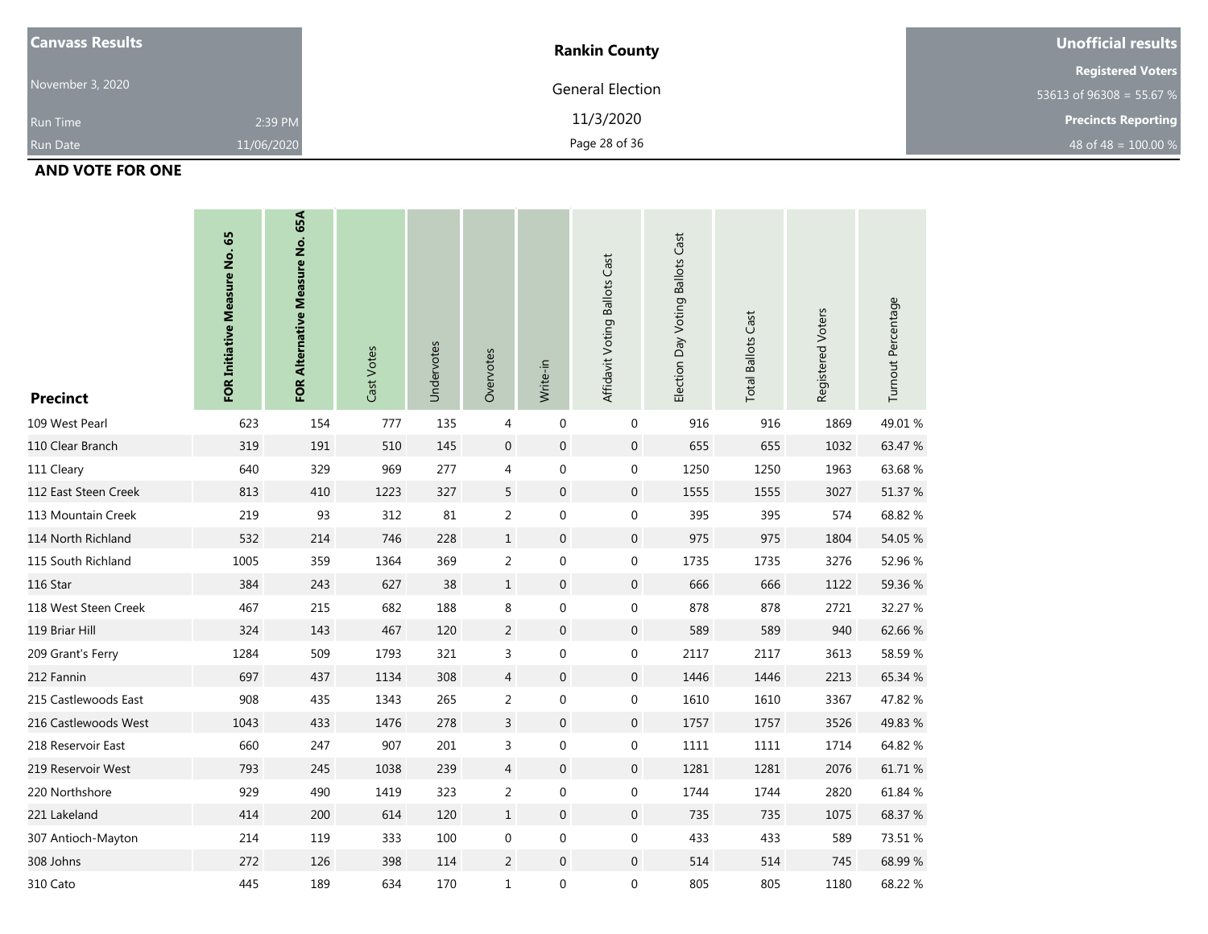**Canvass Results**

November 3, 2020

Run Time 2:39 PM

Run Date 11/06/2020

**Rankin County**

General Election

11/3/2020

**Unofficial results**

**Registered Voters**

53613 of 96308 = 55.67 %

**Precincts Reporting**

48 of 48 = 100.00 %

**AND VOTE FOR ONE**

| Precinct | FOR Initiative Measure No. 65 | FOR Alternative Measure No. 65A | Cast Votes | Undervotes | Overvotes | Write-in | Affidavit Voting Ballots Cast | Election Day Voting Ballots Cast | Total Ballots Cast | Registered Voters | Turnout Percentage |
|---|---|---|---|---|---|---|---|---|---|---|---|
| 109 West Pearl | 623 | 154 | 777 | 135 | 4 | 0 | 0 | 916 | 916 | 1869 | 49.01 % |
| 110 Clear Branch | 319 | 191 | 510 | 145 | 0 | 0 | 0 | 655 | 655 | 1032 | 63.47 % |
| 111 Cleary | 640 | 329 | 969 | 277 | 4 | 0 | 0 | 1250 | 1250 | 1963 | 63.68 % |
| 112 East Steen Creek | 813 | 410 | 1223 | 327 | 5 | 0 | 0 | 1555 | 1555 | 3027 | 51.37 % |
| 113 Mountain Creek | 219 | 93 | 312 | 81 | 2 | 0 | 0 | 395 | 395 | 574 | 68.82 % |
| 114 North Richland | 532 | 214 | 746 | 228 | 1 | 0 | 0 | 975 | 975 | 1804 | 54.05 % |
| 115 South Richland | 1005 | 359 | 1364 | 369 | 2 | 0 | 0 | 1735 | 1735 | 3276 | 52.96 % |
| 116 Star | 384 | 243 | 627 | 38 | 1 | 0 | 0 | 666 | 666 | 1122 | 59.36 % |
| 118 West Steen Creek | 467 | 215 | 682 | 188 | 8 | 0 | 0 | 878 | 878 | 2721 | 32.27 % |
| 119 Briar Hill | 324 | 143 | 467 | 120 | 2 | 0 | 0 | 589 | 589 | 940 | 62.66 % |
| 209 Grant's Ferry | 1284 | 509 | 1793 | 321 | 3 | 0 | 0 | 2117 | 2117 | 3613 | 58.59 % |
| 212 Fannin | 697 | 437 | 1134 | 308 | 4 | 0 | 0 | 1446 | 1446 | 2213 | 65.34 % |
| 215 Castlewoods East | 908 | 435 | 1343 | 265 | 2 | 0 | 0 | 1610 | 1610 | 3367 | 47.82 % |
| 216 Castlewoods West | 1043 | 433 | 1476 | 278 | 3 | 0 | 0 | 1757 | 1757 | 3526 | 49.83 % |
| 218 Reservoir East | 660 | 247 | 907 | 201 | 3 | 0 | 0 | 1111 | 1111 | 1714 | 64.82 % |
| 219 Reservoir West | 793 | 245 | 1038 | 239 | 4 | 0 | 0 | 1281 | 1281 | 2076 | 61.71 % |
| 220 Northshore | 929 | 490 | 1419 | 323 | 2 | 0 | 0 | 1744 | 1744 | 2820 | 61.84 % |
| 221 Lakeland | 414 | 200 | 614 | 120 | 1 | 0 | 0 | 735 | 735 | 1075 | 68.37 % |
| 307 Antioch-Mayton | 214 | 119 | 333 | 100 | 0 | 0 | 0 | 433 | 433 | 589 | 73.51 % |
| 308 Johns | 272 | 126 | 398 | 114 | 2 | 0 | 0 | 514 | 514 | 745 | 68.99 % |
| 310 Cato | 445 | 189 | 634 | 170 | 1 | 0 | 0 | 805 | 805 | 1180 | 68.22 % |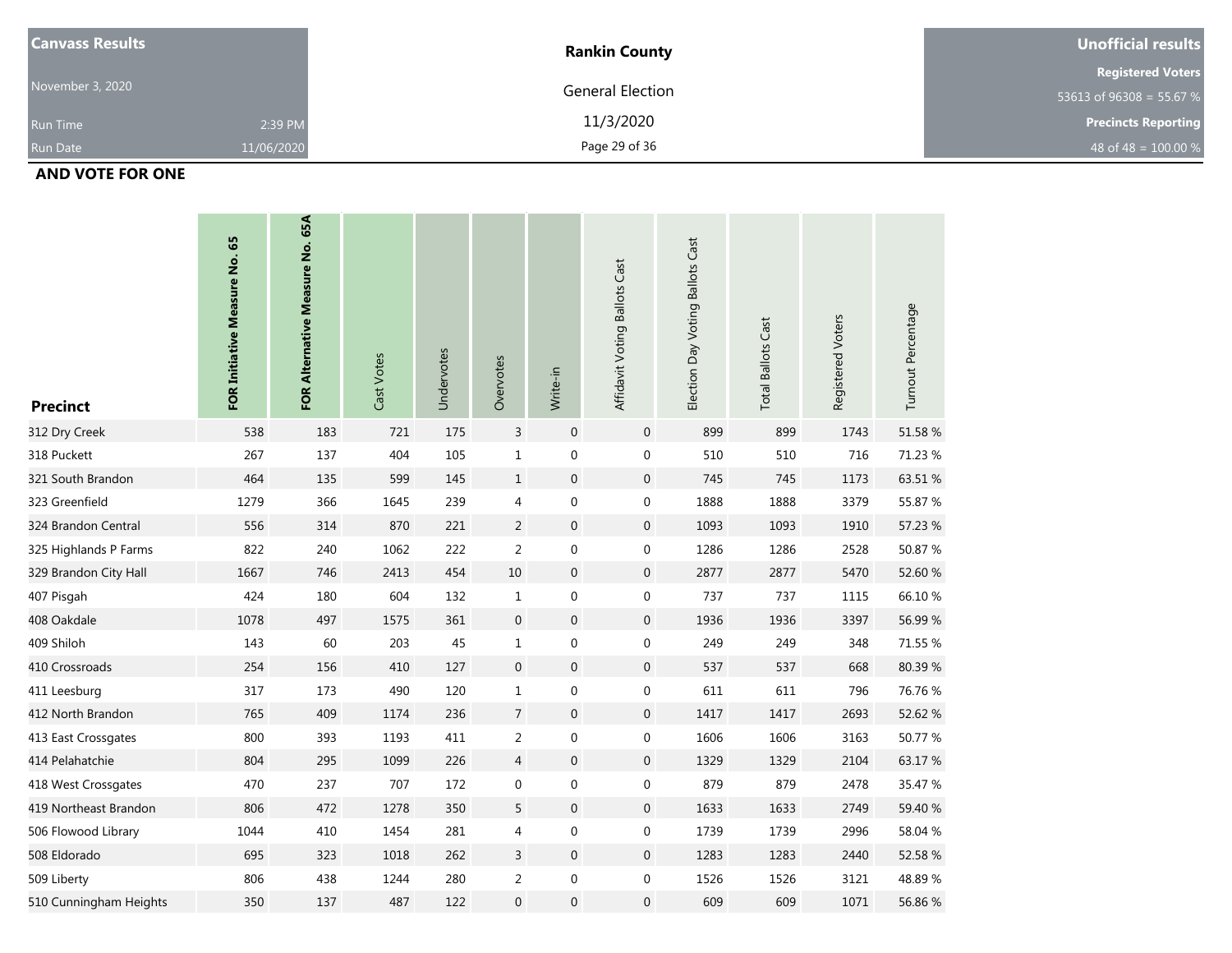| Canvass Results | | Rankin County | Unofficial results |
|---|---|---|---|
| November 3, 2020 | | General Election | Registered Voters |
| Run Time | 2:39 PM | 11/3/2020 | 53613 of 96308 = 55.67 % |
| Run Date | 11/06/2020 | | Precincts Reporting |
| | | | 48 of 48 = 100.00 % |

**AND VOTE FOR ONE**

| Precinct | FOR Initiative Measure No. 65 | FOR Alternative Measure No. 65A | Cast Votes | Undervotes | Overvotes | Write-in | Affidavit Voting Ballots Cast | Election Day Voting Ballots Cast | Total Ballots Cast | Registered Voters | Turnout Percentage |
|---|---|---|---|---|---|---|---|---|---|---|---|
| 312 Dry Creek | 538 | 183 | 721 | 175 | 3 | 0 | 0 | 899 | 899 | 1743 | 51.58 % |
| 318 Puckett | 267 | 137 | 404 | 105 | 1 | 0 | 0 | 510 | 510 | 716 | 71.23 % |
| 321 South Brandon | 464 | 135 | 599 | 145 | 1 | 0 | 0 | 745 | 745 | 1173 | 63.51 % |
| 323 Greenfield | 1279 | 366 | 1645 | 239 | 4 | 0 | 0 | 1888 | 1888 | 3379 | 55.87 % |
| 324 Brandon Central | 556 | 314 | 870 | 221 | 2 | 0 | 0 | 1093 | 1093 | 1910 | 57.23 % |
| 325 Highlands P Farms | 822 | 240 | 1062 | 222 | 2 | 0 | 0 | 1286 | 1286 | 2528 | 50.87 % |
| 329 Brandon City Hall | 1667 | 746 | 2413 | 454 | 10 | 0 | 0 | 2877 | 2877 | 5470 | 52.60 % |
| 407 Pisgah | 424 | 180 | 604 | 132 | 1 | 0 | 0 | 737 | 737 | 1115 | 66.10 % |
| 408 Oakdale | 1078 | 497 | 1575 | 361 | 0 | 0 | 0 | 1936 | 1936 | 3397 | 56.99 % |
| 409 Shiloh | 143 | 60 | 203 | 45 | 1 | 0 | 0 | 249 | 249 | 348 | 71.55 % |
| 410 Crossroads | 254 | 156 | 410 | 127 | 0 | 0 | 0 | 537 | 537 | 668 | 80.39 % |
| 411 Leesburg | 317 | 173 | 490 | 120 | 1 | 0 | 0 | 611 | 611 | 796 | 76.76 % |
| 412 North Brandon | 765 | 409 | 1174 | 236 | 7 | 0 | 0 | 1417 | 1417 | 2693 | 52.62 % |
| 413 East Crossgates | 800 | 393 | 1193 | 411 | 2 | 0 | 0 | 1606 | 1606 | 3163 | 50.77 % |
| 414 Pelahatchie | 804 | 295 | 1099 | 226 | 4 | 0 | 0 | 1329 | 1329 | 2104 | 63.17 % |
| 418 West Crossgates | 470 | 237 | 707 | 172 | 0 | 0 | 0 | 879 | 879 | 2478 | 35.47 % |
| 419 Northeast Brandon | 806 | 472 | 1278 | 350 | 5 | 0 | 0 | 1633 | 1633 | 2749 | 59.40 % |
| 506 Flowood Library | 1044 | 410 | 1454 | 281 | 4 | 0 | 0 | 1739 | 1739 | 2996 | 58.04 % |
| 508 Eldorado | 695 | 323 | 1018 | 262 | 3 | 0 | 0 | 1283 | 1283 | 2440 | 52.58 % |
| 509 Liberty | 806 | 438 | 1244 | 280 | 2 | 0 | 0 | 1526 | 1526 | 3121 | 48.89 % |
| 510 Cunningham Heights | 350 | 137 | 487 | 122 | 0 | 0 | 0 | 609 | 609 | 1071 | 56.86 % |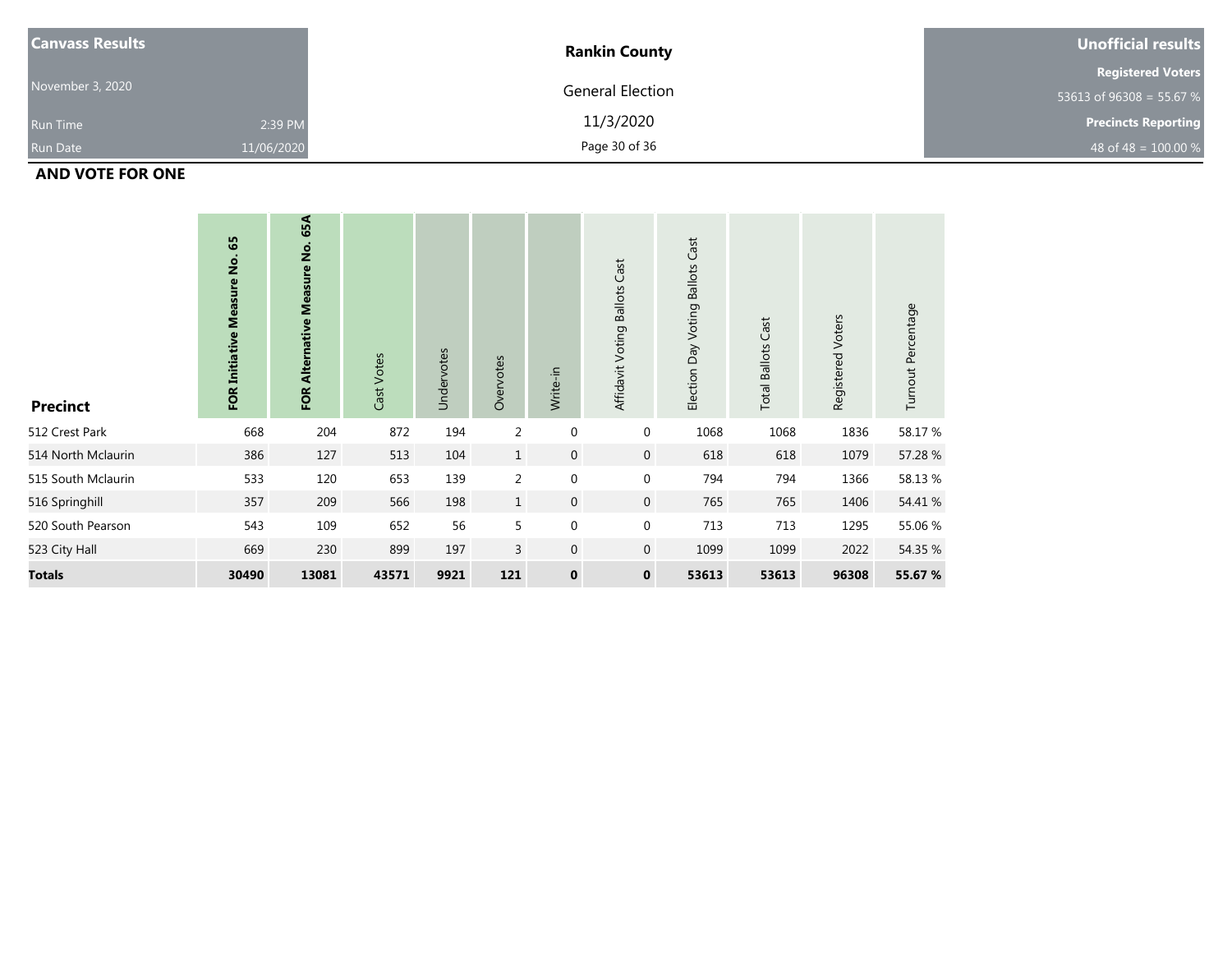| Canvass Results | | Rankin County | Unofficial results |
|---|---|---|---|
| November 3, 2020 | | General Election | Registered Voters |
| | | 11/3/2020 | 53613 of 96308 = 55.67 % |
| Run Time | 2:39 PM | | Precincts Reporting |
| Run Date | 11/06/2020 | | 48 of 48 = 100.00 % |

**AND VOTE FOR ONE**

| Precinct | FOR Initiative Measure No. 65 | FOR Alternative Measure No. 65A | Cast Votes | Undervotes | Overvotes | Write-in | Affidavit Voting Ballots Cast | Election Day Voting Ballots Cast | Total Ballots Cast | Registered Voters | Turnout Percentage |
|---|---|---|---|---|---|---|---|---|---|---|---|
| 512 Crest Park | 668 | 204 | 872 | 194 | 2 | 0 | 0 | 1068 | 1068 | 1836 | 58.17 % |
| 514 North Mclaurin | 386 | 127 | 513 | 104 | 1 | 0 | 0 | 618 | 618 | 1079 | 57.28 % |
| 515 South Mclaurin | 533 | 120 | 653 | 139 | 2 | 0 | 0 | 794 | 794 | 1366 | 58.13 % |
| 516 Springhill | 357 | 209 | 566 | 198 | 1 | 0 | 0 | 765 | 765 | 1406 | 54.41 % |
| 520 South Pearson | 543 | 109 | 652 | 56 | 5 | 0 | 0 | 713 | 713 | 1295 | 55.06 % |
| 523 City Hall | 669 | 230 | 899 | 197 | 3 | 0 | 0 | 1099 | 1099 | 2022 | 54.35 % |
| **Totals** | **30490** | **13081** | **43571** | **9921** | **121** | **0** | **0** | **53613** | **53613** | **96308** | **55.67 %** |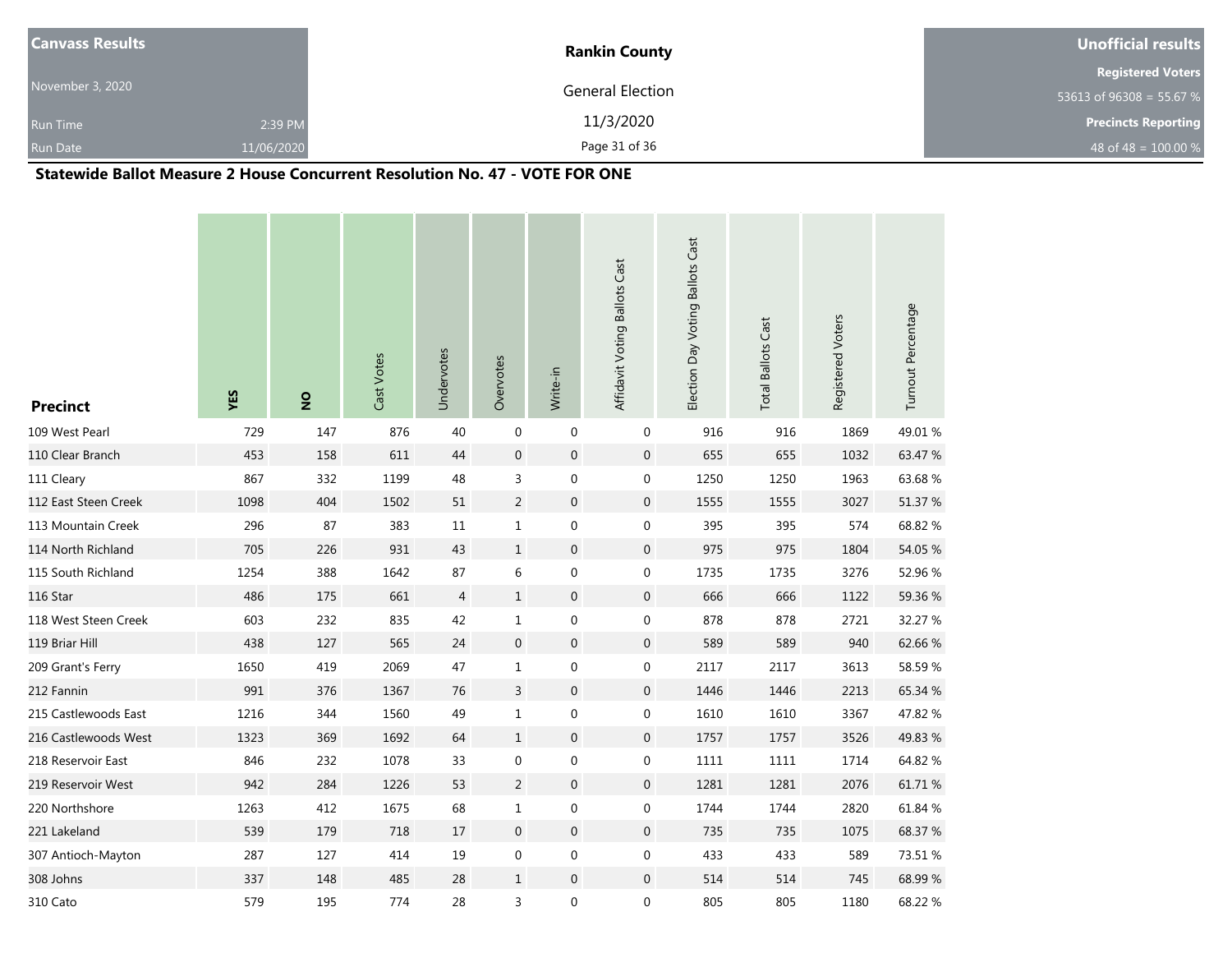| Canvass Results | Rankin County | Unofficial results |
|---|---|---|
| November 3, 2020 | General Election | Registered Voters |
| | 11/3/2020 | 53613 of 96308 = 55.67 % |
| Run Time 2:39 PM | | Precincts Reporting |
| Run Date 11/06/2020 | | 48 of 48 = 100.00 % |

**Statewide Ballot Measure 2 House Concurrent Resolution No. 47 - VOTE FOR ONE**

| Precinct | YES | NO | Cast Votes | Undervotes | Overvotes | Write-in | Affidavit Voting Ballots Cast | Election Day Voting Ballots Cast | Total Ballots Cast | Registered Voters | Turnout Percentage |
|---|---|---|---|---|---|---|---|---|---|---|---|
| 109 West Pearl | 729 | 147 | 876 | 40 | 0 | 0 | 0 | 916 | 916 | 1869 | 49.01 % |
| 110 Clear Branch | 453 | 158 | 611 | 44 | 0 | 0 | 0 | 655 | 655 | 1032 | 63.47 % |
| 111 Cleary | 867 | 332 | 1199 | 48 | 3 | 0 | 0 | 1250 | 1250 | 1963 | 63.68 % |
| 112 East Steen Creek | 1098 | 404 | 1502 | 51 | 2 | 0 | 0 | 1555 | 1555 | 3027 | 51.37 % |
| 113 Mountain Creek | 296 | 87 | 383 | 11 | 1 | 0 | 0 | 395 | 395 | 574 | 68.82 % |
| 114 North Richland | 705 | 226 | 931 | 43 | 1 | 0 | 0 | 975 | 975 | 1804 | 54.05 % |
| 115 South Richland | 1254 | 388 | 1642 | 87 | 6 | 0 | 0 | 1735 | 1735 | 3276 | 52.96 % |
| 116 Star | 486 | 175 | 661 | 4 | 1 | 0 | 0 | 666 | 666 | 1122 | 59.36 % |
| 118 West Steen Creek | 603 | 232 | 835 | 42 | 1 | 0 | 0 | 878 | 878 | 2721 | 32.27 % |
| 119 Briar Hill | 438 | 127 | 565 | 24 | 0 | 0 | 0 | 589 | 589 | 940 | 62.66 % |
| 209 Grant's Ferry | 1650 | 419 | 2069 | 47 | 1 | 0 | 0 | 2117 | 2117 | 3613 | 58.59 % |
| 212 Fannin | 991 | 376 | 1367 | 76 | 3 | 0 | 0 | 1446 | 1446 | 2213 | 65.34 % |
| 215 Castlewoods East | 1216 | 344 | 1560 | 49 | 1 | 0 | 0 | 1610 | 1610 | 3367 | 47.82 % |
| 216 Castlewoods West | 1323 | 369 | 1692 | 64 | 1 | 0 | 0 | 1757 | 1757 | 3526 | 49.83 % |
| 218 Reservoir East | 846 | 232 | 1078 | 33 | 0 | 0 | 0 | 1111 | 1111 | 1714 | 64.82 % |
| 219 Reservoir West | 942 | 284 | 1226 | 53 | 2 | 0 | 0 | 1281 | 1281 | 2076 | 61.71 % |
| 220 Northshore | 1263 | 412 | 1675 | 68 | 1 | 0 | 0 | 1744 | 1744 | 2820 | 61.84 % |
| 221 Lakeland | 539 | 179 | 718 | 17 | 0 | 0 | 0 | 735 | 735 | 1075 | 68.37 % |
| 307 Antioch-Mayton | 287 | 127 | 414 | 19 | 0 | 0 | 0 | 433 | 433 | 589 | 73.51 % |
| 308 Johns | 337 | 148 | 485 | 28 | 1 | 0 | 0 | 514 | 514 | 745 | 68.99 % |
| 310 Cato | 579 | 195 | 774 | 28 | 3 | 0 | 0 | 805 | 805 | 1180 | 68.22 % |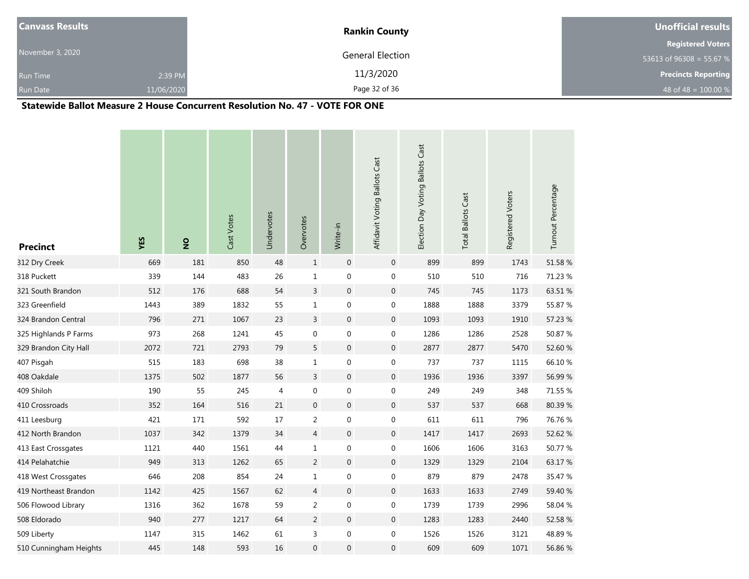| Canvass Results | Rankin County | Unofficial results |
| --- | --- | --- |
| November 3, 2020 | General Election | Registered Voters 53613 of 96308 = 55.67 % |
| Run Time 2:39 PM | 11/3/2020 | Precincts Reporting |
| Run Date 11/06/2020 | | 48 of 48 = 100.00 % |

## Statewide Ballot Measure 2 House Concurrent Resolution No. 47 - VOTE FOR ONE

| Precinct | YES | NO | Cast Votes | Undervotes | Overvotes | Write-in | Affidavit Voting Ballots Cast | Election Day Voting Ballots Cast | Total Ballots Cast | Registered Voters | Turnout Percentage |
| --- | --- | --- | --- | --- | --- | --- | --- | --- | --- | --- | --- |
| 312 Dry Creek | 669 | 181 | 850 | 48 | 1 | 0 | 0 | 899 | 899 | 1743 | 51.58 % |
| 318 Puckett | 339 | 144 | 483 | 26 | 1 | 0 | 0 | 510 | 510 | 716 | 71.23 % |
| 321 South Brandon | 512 | 176 | 688 | 54 | 3 | 0 | 0 | 745 | 745 | 1173 | 63.51 % |
| 323 Greenfield | 1443 | 389 | 1832 | 55 | 1 | 0 | 0 | 1888 | 1888 | 3379 | 55.87 % |
| 324 Brandon Central | 796 | 271 | 1067 | 23 | 3 | 0 | 0 | 1093 | 1093 | 1910 | 57.23 % |
| 325 Highlands P Farms | 973 | 268 | 1241 | 45 | 0 | 0 | 0 | 1286 | 1286 | 2528 | 50.87 % |
| 329 Brandon City Hall | 2072 | 721 | 2793 | 79 | 5 | 0 | 0 | 2877 | 2877 | 5470 | 52.60 % |
| 407 Pisgah | 515 | 183 | 698 | 38 | 1 | 0 | 0 | 737 | 737 | 1115 | 66.10 % |
| 408 Oakdale | 1375 | 502 | 1877 | 56 | 3 | 0 | 0 | 1936 | 1936 | 3397 | 56.99 % |
| 409 Shiloh | 190 | 55 | 245 | 4 | 0 | 0 | 0 | 249 | 249 | 348 | 71.55 % |
| 410 Crossroads | 352 | 164 | 516 | 21 | 0 | 0 | 0 | 537 | 537 | 668 | 80.39 % |
| 411 Leesburg | 421 | 171 | 592 | 17 | 2 | 0 | 0 | 611 | 611 | 796 | 76.76 % |
| 412 North Brandon | 1037 | 342 | 1379 | 34 | 4 | 0 | 0 | 1417 | 1417 | 2693 | 52.62 % |
| 413 East Crossgates | 1121 | 440 | 1561 | 44 | 1 | 0 | 0 | 1606 | 1606 | 3163 | 50.77 % |
| 414 Pelahatchie | 949 | 313 | 1262 | 65 | 2 | 0 | 0 | 1329 | 1329 | 2104 | 63.17 % |
| 418 West Crossgates | 646 | 208 | 854 | 24 | 1 | 0 | 0 | 879 | 879 | 2478 | 35.47 % |
| 419 Northeast Brandon | 1142 | 425 | 1567 | 62 | 4 | 0 | 0 | 1633 | 1633 | 2749 | 59.40 % |
| 506 Flowood Library | 1316 | 362 | 1678 | 59 | 2 | 0 | 0 | 1739 | 1739 | 2996 | 58.04 % |
| 508 Eldorado | 940 | 277 | 1217 | 64 | 2 | 0 | 0 | 1283 | 1283 | 2440 | 52.58 % |
| 509 Liberty | 1147 | 315 | 1462 | 61 | 3 | 0 | 0 | 1526 | 1526 | 3121 | 48.89 % |
| 510 Cunningham Heights | 445 | 148 | 593 | 16 | 0 | 0 | 0 | 609 | 609 | 1071 | 56.86 % |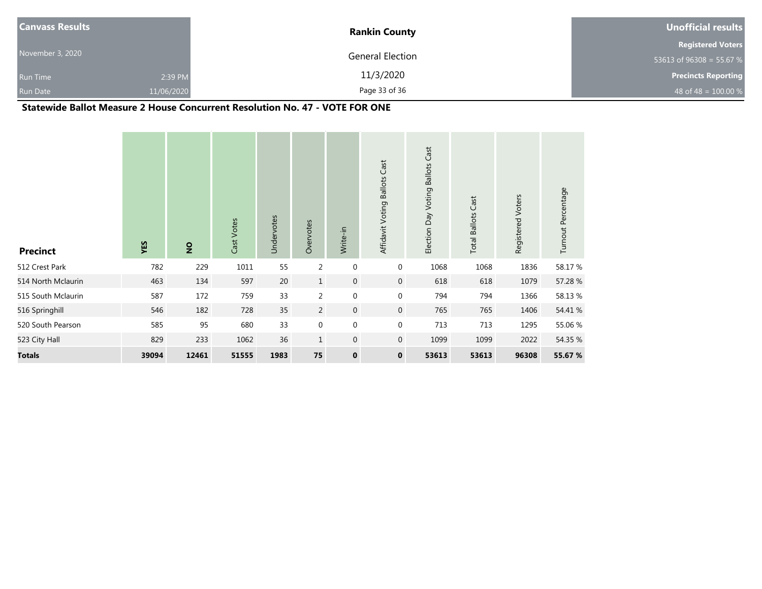| Canvass Results | | Rankin County | Unofficial results |
|---|---|---|---|
| November 3, 2020 | | General Election | Registered Voters |
| | | | 53613 of 96308 = 55.67 % |
| Run Time | 2:39 PM | 11/3/2020 | Precincts Reporting |
| Run Date | 11/06/2020 | | 48 of 48 = 100.00 % |

## Statewide Ballot Measure 2 House Concurrent Resolution No. 47 - VOTE FOR ONE

| Precinct | YES | NO | Cast Votes | Undervotes | Overvotes | Write-in | Affidavit Voting Ballots Cast | Election Day Voting Ballots Cast | Total Ballots Cast | Registered Voters | Turnout Percentage |
|---|---|---|---|---|---|---|---|---|---|---|---|
| 512 Crest Park | 782 | 229 | 1011 | 55 | 2 | 0 | 0 | 1068 | 1068 | 1836 | 58.17 % |
| 514 North Mclaurin | 463 | 134 | 597 | 20 | 1 | 0 | 0 | 618 | 618 | 1079 | 57.28 % |
| 515 South Mclaurin | 587 | 172 | 759 | 33 | 2 | 0 | 0 | 794 | 794 | 1366 | 58.13 % |
| 516 Springhill | 546 | 182 | 728 | 35 | 2 | 0 | 0 | 765 | 765 | 1406 | 54.41 % |
| 520 South Pearson | 585 | 95 | 680 | 33 | 0 | 0 | 0 | 713 | 713 | 1295 | 55.06 % |
| 523 City Hall | 829 | 233 | 1062 | 36 | 1 | 0 | 0 | 1099 | 1099 | 2022 | 54.35 % |
| **Totals** | **39094** | **12461** | **51555** | **1983** | **75** | **0** | **0** | **53613** | **53613** | **96308** | **55.67 %** |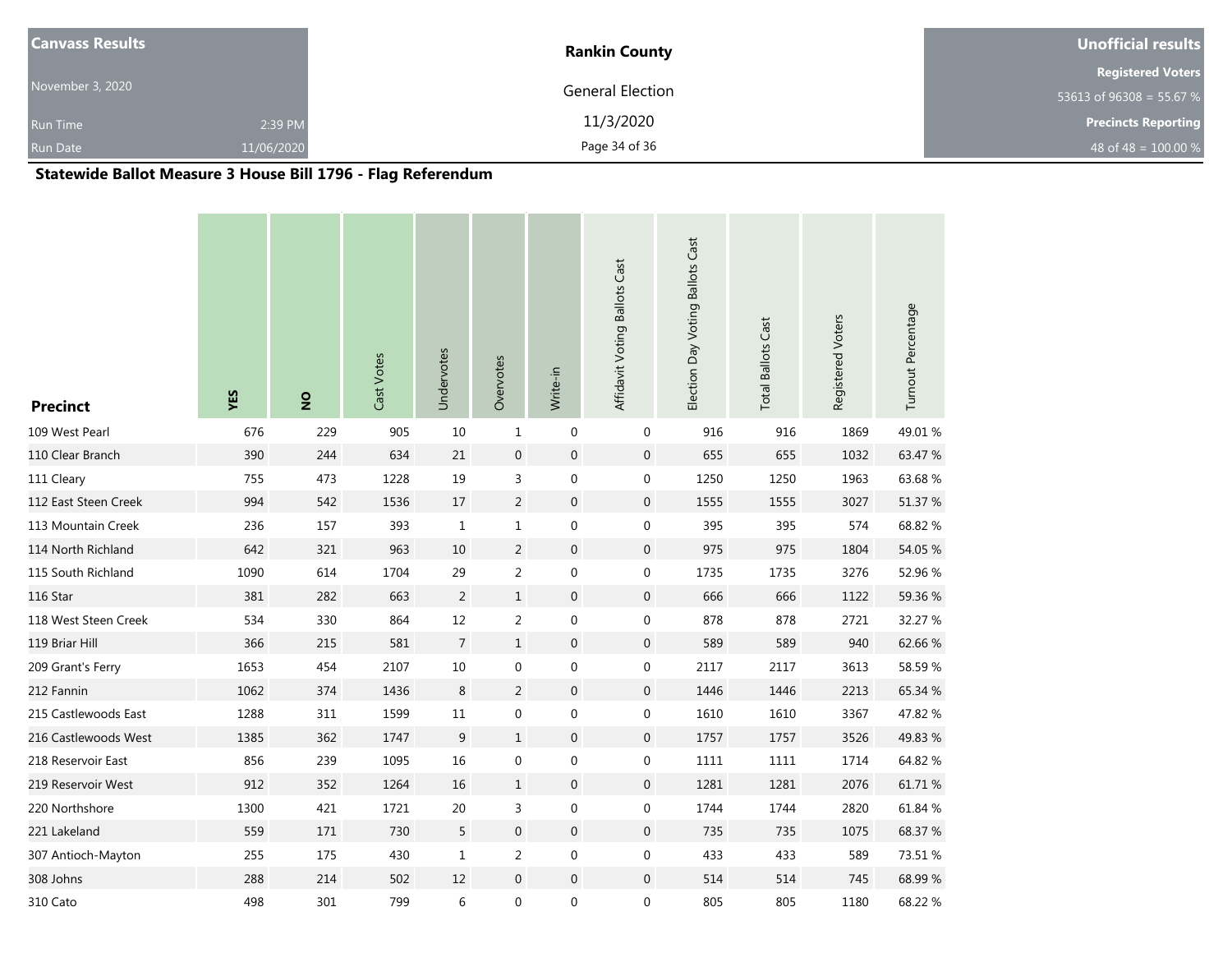| Canvass Results | Rankin County | Unofficial results |
|---|---|---|
| November 3, 2020 | General Election | Registered Voters |
| | | 53613 of 96308 = 55.67 % |
| Run Time 2:39 PM | 11/3/2020 | Precincts Reporting |
| Run Date 11/06/2020 | | 48 of 48 = 100.00 % |

## Statewide Ballot Measure 3 House Bill 1796 - Flag Referendum

| Precinct | YES | NO | Cast Votes | Undervotes | Overvotes | Write-in | Affidavit Voting Ballots Cast | Election Day Voting Ballots Cast | Total Ballots Cast | Registered Voters | Turnout Percentage |
|---|---|---|---|---|---|---|---|---|---|---|---|
| 109 West Pearl | 676 | 229 | 905 | 10 | 1 | 0 | 0 | 916 | 916 | 1869 | 49.01 % |
| 110 Clear Branch | 390 | 244 | 634 | 21 | 0 | 0 | 0 | 655 | 655 | 1032 | 63.47 % |
| 111 Cleary | 755 | 473 | 1228 | 19 | 3 | 0 | 0 | 1250 | 1250 | 1963 | 63.68 % |
| 112 East Steen Creek | 994 | 542 | 1536 | 17 | 2 | 0 | 0 | 1555 | 1555 | 3027 | 51.37 % |
| 113 Mountain Creek | 236 | 157 | 393 | 1 | 1 | 0 | 0 | 395 | 395 | 574 | 68.82 % |
| 114 North Richland | 642 | 321 | 963 | 10 | 2 | 0 | 0 | 975 | 975 | 1804 | 54.05 % |
| 115 South Richland | 1090 | 614 | 1704 | 29 | 2 | 0 | 0 | 1735 | 1735 | 3276 | 52.96 % |
| 116 Star | 381 | 282 | 663 | 2 | 1 | 0 | 0 | 666 | 666 | 1122 | 59.36 % |
| 118 West Steen Creek | 534 | 330 | 864 | 12 | 2 | 0 | 0 | 878 | 878 | 2721 | 32.27 % |
| 119 Briar Hill | 366 | 215 | 581 | 7 | 1 | 0 | 0 | 589 | 589 | 940 | 62.66 % |
| 209 Grant's Ferry | 1653 | 454 | 2107 | 10 | 0 | 0 | 0 | 2117 | 2117 | 3613 | 58.59 % |
| 212 Fannin | 1062 | 374 | 1436 | 8 | 2 | 0 | 0 | 1446 | 1446 | 2213 | 65.34 % |
| 215 Castlewoods East | 1288 | 311 | 1599 | 11 | 0 | 0 | 0 | 1610 | 1610 | 3367 | 47.82 % |
| 216 Castlewoods West | 1385 | 362 | 1747 | 9 | 1 | 0 | 0 | 1757 | 1757 | 3526 | 49.83 % |
| 218 Reservoir East | 856 | 239 | 1095 | 16 | 0 | 0 | 0 | 1111 | 1111 | 1714 | 64.82 % |
| 219 Reservoir West | 912 | 352 | 1264 | 16 | 1 | 0 | 0 | 1281 | 1281 | 2076 | 61.71 % |
| 220 Northshore | 1300 | 421 | 1721 | 20 | 3 | 0 | 0 | 1744 | 1744 | 2820 | 61.84 % |
| 221 Lakeland | 559 | 171 | 730 | 5 | 0 | 0 | 0 | 735 | 735 | 1075 | 68.37 % |
| 307 Antioch-Mayton | 255 | 175 | 430 | 1 | 2 | 0 | 0 | 433 | 433 | 589 | 73.51 % |
| 308 Johns | 288 | 214 | 502 | 12 | 0 | 0 | 0 | 514 | 514 | 745 | 68.99 % |
| 310 Cato | 498 | 301 | 799 | 6 | 0 | 0 | 0 | 805 | 805 | 1180 | 68.22 % |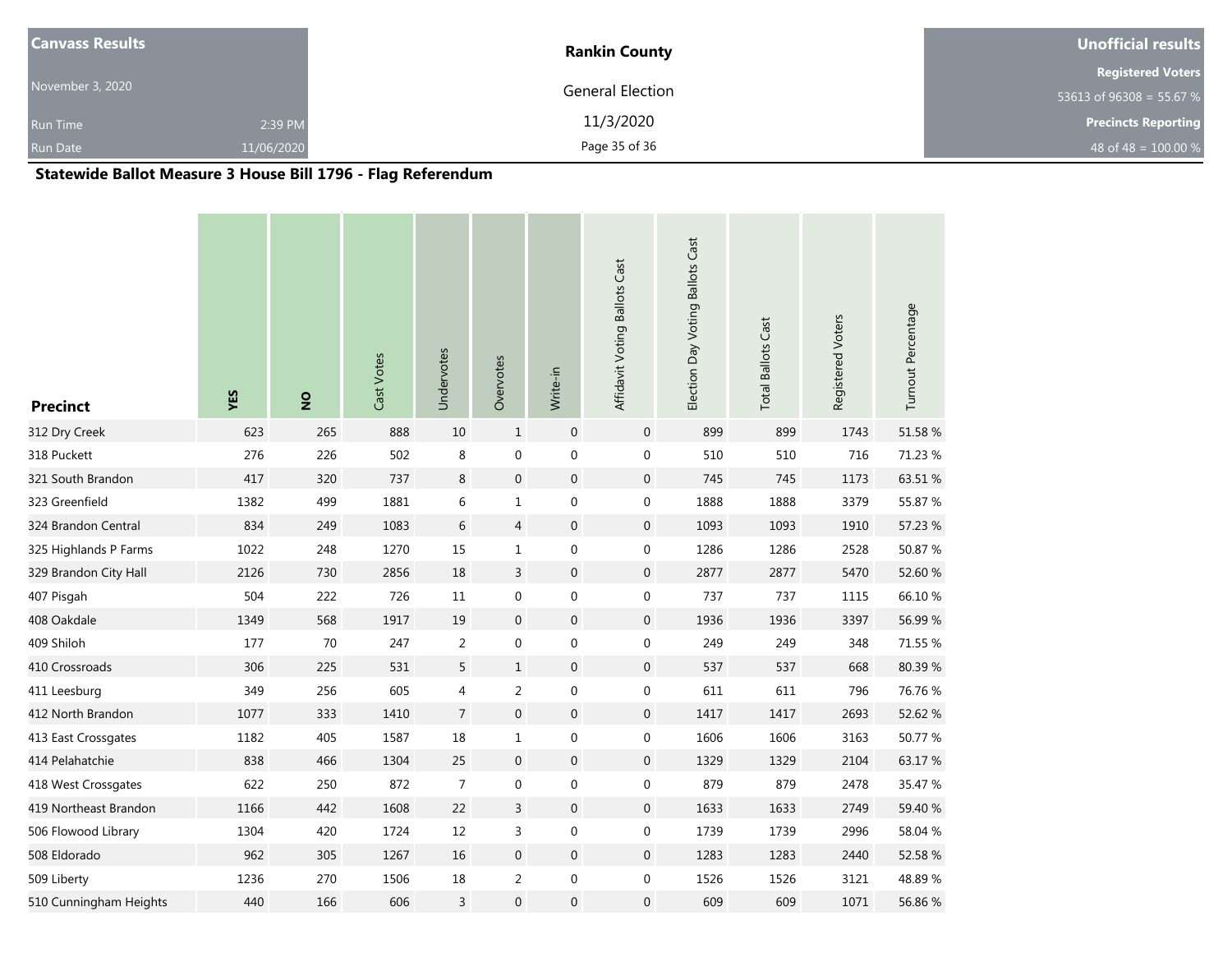| Canvass Results | | Rankin County | Unofficial results |
|---|---|---|---|
| November 3, 2020 | | General Election | Registered Voters |
| | | | 53613 of 96308 = 55.67 % |
| Run Time | 2:39 PM | 11/3/2020 | Precincts Reporting |
| Run Date | 11/06/2020 | | 48 of 48 = 100.00 % |

## Statewide Ballot Measure 3 House Bill 1796 - Flag Referendum

| Precinct | YES | NO | Cast Votes | Undervotes | Overvotes | Write-in | Affidavit Voting Ballots Cast | Election Day Voting Ballots Cast | Total Ballots Cast | Registered Voters | Turnout Percentage |
|---|---|---|---|---|---|---|---|---|---|---|---|
| 312 Dry Creek | 623 | 265 | 888 | 10 | 1 | 0 | 0 | 899 | 899 | 1743 | 51.58 % |
| 318 Puckett | 276 | 226 | 502 | 8 | 0 | 0 | 0 | 510 | 510 | 716 | 71.23 % |
| 321 South Brandon | 417 | 320 | 737 | 8 | 0 | 0 | 0 | 745 | 745 | 1173 | 63.51 % |
| 323 Greenfield | 1382 | 499 | 1881 | 6 | 1 | 0 | 0 | 1888 | 1888 | 3379 | 55.87 % |
| 324 Brandon Central | 834 | 249 | 1083 | 6 | 4 | 0 | 0 | 1093 | 1093 | 1910 | 57.23 % |
| 325 Highlands P Farms | 1022 | 248 | 1270 | 15 | 1 | 0 | 0 | 1286 | 1286 | 2528 | 50.87 % |
| 329 Brandon City Hall | 2126 | 730 | 2856 | 18 | 3 | 0 | 0 | 2877 | 2877 | 5470 | 52.60 % |
| 407 Pisgah | 504 | 222 | 726 | 11 | 0 | 0 | 0 | 737 | 737 | 1115 | 66.10 % |
| 408 Oakdale | 1349 | 568 | 1917 | 19 | 0 | 0 | 0 | 1936 | 1936 | 3397 | 56.99 % |
| 409 Shiloh | 177 | 70 | 247 | 2 | 0 | 0 | 0 | 249 | 249 | 348 | 71.55 % |
| 410 Crossroads | 306 | 225 | 531 | 5 | 1 | 0 | 0 | 537 | 537 | 668 | 80.39 % |
| 411 Leesburg | 349 | 256 | 605 | 4 | 2 | 0 | 0 | 611 | 611 | 796 | 76.76 % |
| 412 North Brandon | 1077 | 333 | 1410 | 7 | 0 | 0 | 0 | 1417 | 1417 | 2693 | 52.62 % |
| 413 East Crossgates | 1182 | 405 | 1587 | 18 | 1 | 0 | 0 | 1606 | 1606 | 3163 | 50.77 % |
| 414 Pelahatchie | 838 | 466 | 1304 | 25 | 0 | 0 | 0 | 1329 | 1329 | 2104 | 63.17 % |
| 418 West Crossgates | 622 | 250 | 872 | 7 | 0 | 0 | 0 | 879 | 879 | 2478 | 35.47 % |
| 419 Northeast Brandon | 1166 | 442 | 1608 | 22 | 3 | 0 | 0 | 1633 | 1633 | 2749 | 59.40 % |
| 506 Flowood Library | 1304 | 420 | 1724 | 12 | 3 | 0 | 0 | 1739 | 1739 | 2996 | 58.04 % |
| 508 Eldorado | 962 | 305 | 1267 | 16 | 0 | 0 | 0 | 1283 | 1283 | 2440 | 52.58 % |
| 509 Liberty | 1236 | 270 | 1506 | 18 | 2 | 0 | 0 | 1526 | 1526 | 3121 | 48.89 % |
| 510 Cunningham Heights | 440 | 166 | 606 | 3 | 0 | 0 | 0 | 609 | 609 | 1071 | 56.86 % |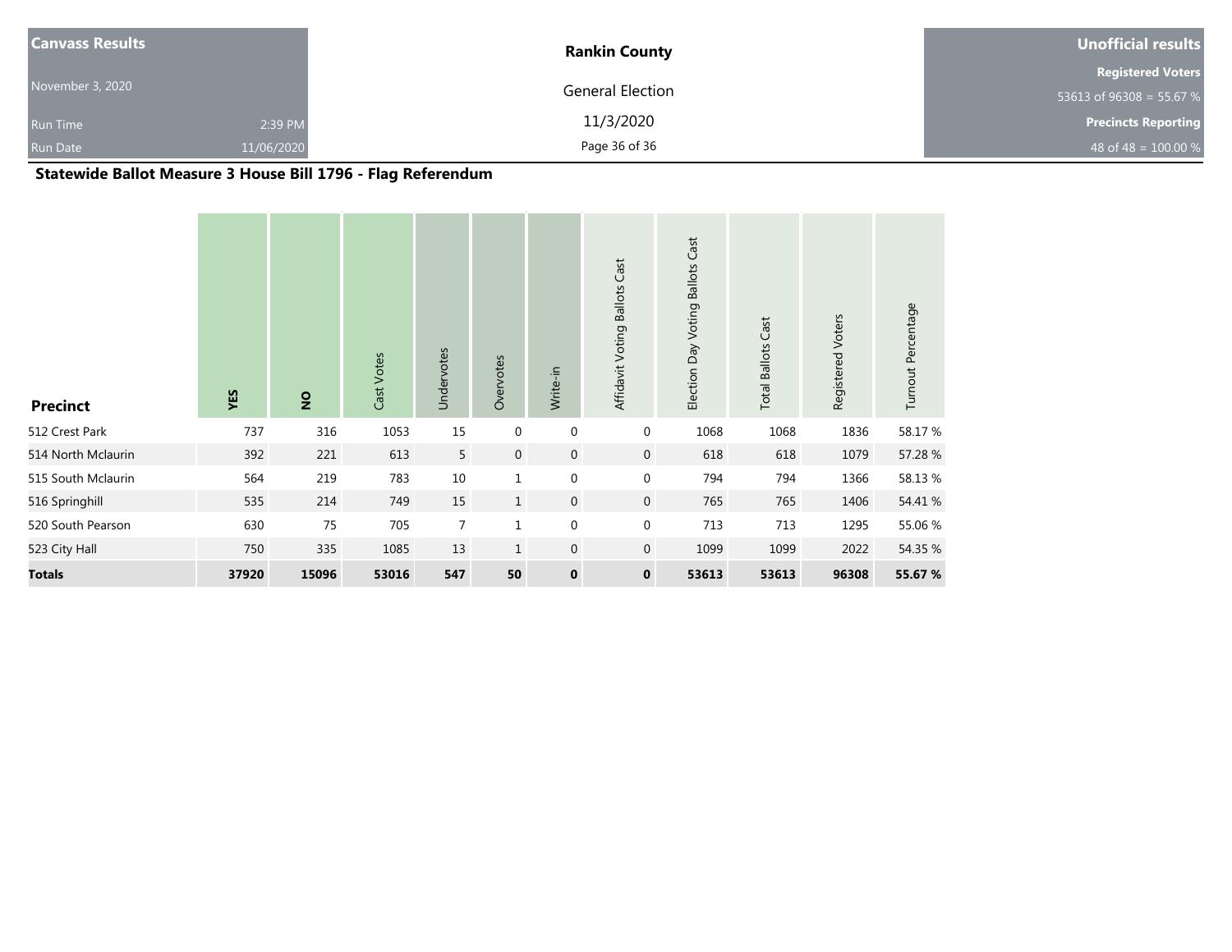| Canvass Results | Rankin County | Unofficial results |
| --- | --- | --- |
| November 3, 2020 | General Election | Registered Voters |
| | | 53613 of 96308 = 55.67 % |
| Run Time 2:39 PM | 11/3/2020 | Precincts Reporting |
| Run Date 11/06/2020 | | 48 of 48 = 100.00 % |

## Statewide Ballot Measure 3 House Bill 1796 - Flag Referendum

| Precinct | YES | NO | Cast Votes | Undervotes | Overvotes | Write-in | Affidavit Voting Ballots Cast | Election Day Voting Ballots Cast | Total Ballots Cast | Registered Voters | Turnout Percentage |
| --- | --- | --- | --- | --- | --- | --- | --- | --- | --- | --- | --- |
| 512 Crest Park | 737 | 316 | 1053 | 15 | 0 | 0 | 0 | 1068 | 1068 | 1836 | 58.17 % |
| 514 North Mclaurin | 392 | 221 | 613 | 5 | 0 | 0 | 0 | 618 | 618 | 1079 | 57.28 % |
| 515 South Mclaurin | 564 | 219 | 783 | 10 | 1 | 0 | 0 | 794 | 794 | 1366 | 58.13 % |
| 516 Springhill | 535 | 214 | 749 | 15 | 1 | 0 | 0 | 765 | 765 | 1406 | 54.41 % |
| 520 South Pearson | 630 | 75 | 705 | 7 | 1 | 0 | 0 | 713 | 713 | 1295 | 55.06 % |
| 523 City Hall | 750 | 335 | 1085 | 13 | 1 | 0 | 0 | 1099 | 1099 | 2022 | 54.35 % |
| **Totals** | **37920** | **15096** | **53016** | **547** | **50** | **0** | **0** | **53613** | **53613** | **96308** | **55.67 %** |